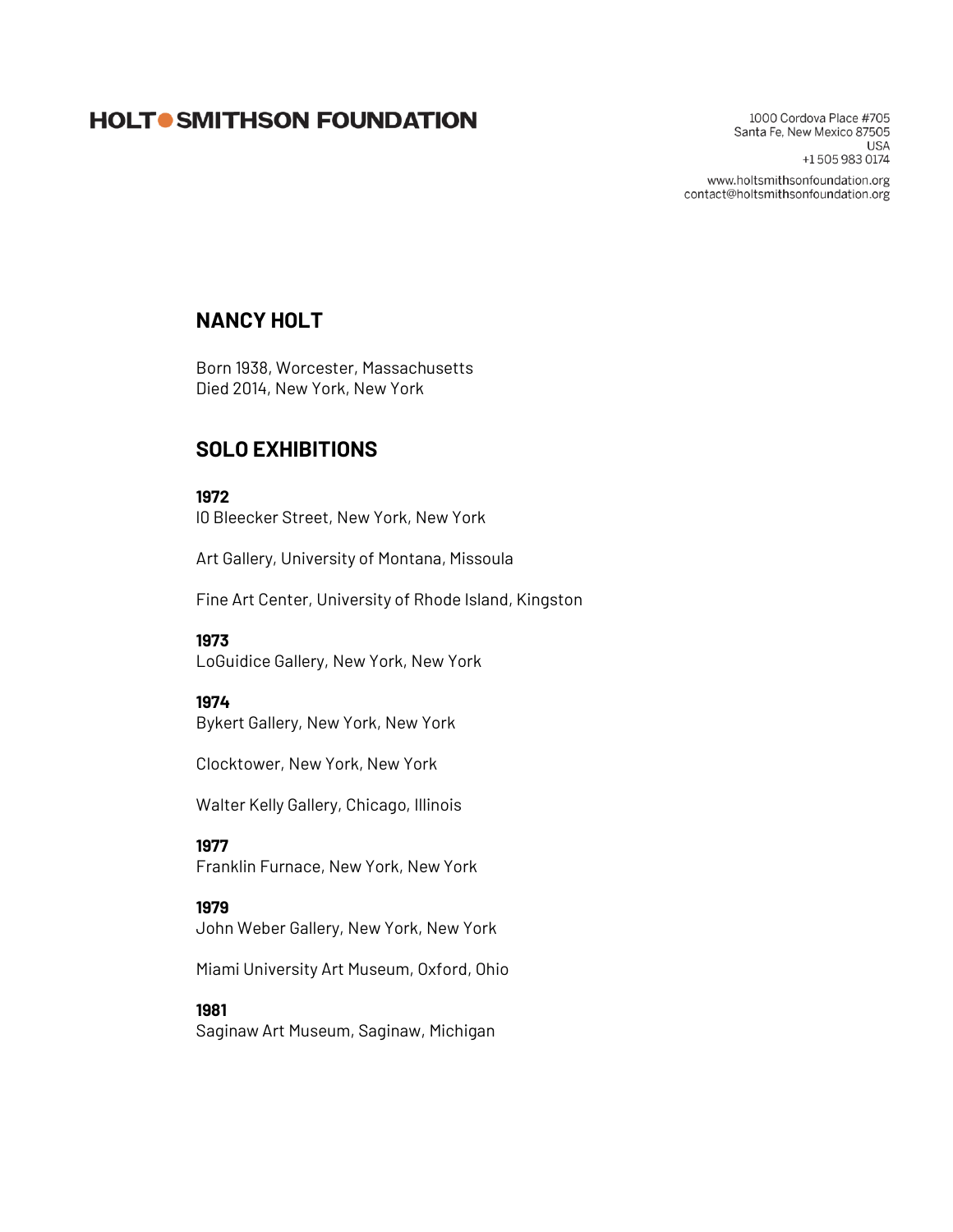HOLT SMITHSON FOUNDATION

1000 Cordova Place #705
Santa Fe, New Mexico 87505
USA
+1 505 983 0174

www.holtsmithsonfoundation.org
contact@holtsmithsonfoundation.org

# NANCY HOLT

Born 1938, Worcester, Massachusetts
Died 2014, New York, New York

## SOLO EXHIBITIONS

**1972**
10 Bleecker Street, New York, New York

Art Gallery, University of Montana, Missoula

Fine Art Center, University of Rhode Island, Kingston

**1973**
LoGuidice Gallery, New York, New York

**1974**
Bykert Gallery, New York, New York

Clocktower, New York, New York

Walter Kelly Gallery, Chicago, Illinois

**1977**
Franklin Furnace, New York, New York

**1979**
John Weber Gallery, New York, New York

Miami University Art Museum, Oxford, Ohio

**1981**
Saginaw Art Museum, Saginaw, Michigan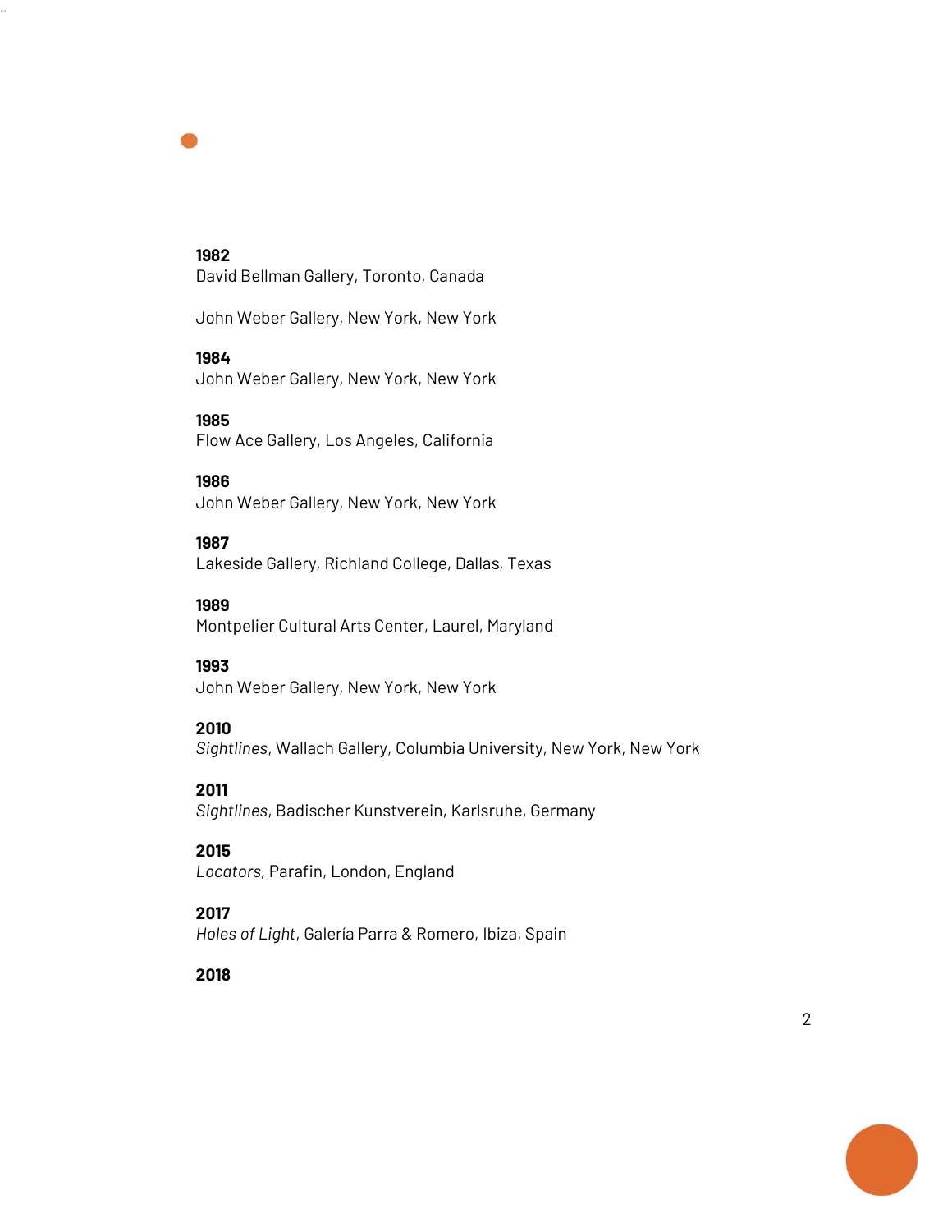**1982**
David Bellman Gallery, Toronto, Canada

John Weber Gallery, New York, New York

**1984**
John Weber Gallery, New York, New York

**1985**
Flow Ace Gallery, Los Angeles, California

**1986**
John Weber Gallery, New York, New York

**1987**
Lakeside Gallery, Richland College, Dallas, Texas

**1989**
Montpelier Cultural Arts Center, Laurel, Maryland

**1993**
John Weber Gallery, New York, New York

**2010**
*Sightlines*, Wallach Gallery, Columbia University, New York, New York

**2011**
*Sightlines*, Badischer Kunstverein, Karlsruhe, Germany

**2015**
*Locators*, Parafin, London, England

**2017**
*Holes of Light*, Galería Parra & Romero, Ibiza, Spain

**2018**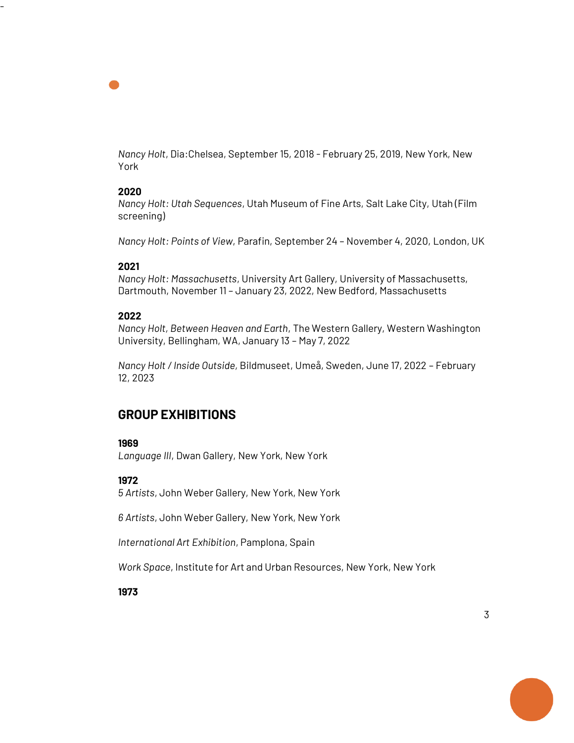*Nancy Holt*, Dia:Chelsea, September 15, 2018 - February 25, 2019, New York, New York

**2020**

*Nancy Holt: Utah Sequences*, Utah Museum of Fine Arts, Salt Lake City, Utah (Film screening)

*Nancy Holt: Points of View*, Parafin, September 24 – November 4, 2020, London, UK

**2021**

*Nancy Holt: Massachusetts*, University Art Gallery, University of Massachusetts, Dartmouth, November 11 – January 23, 2022, New Bedford, Massachusetts

**2022**

*Nancy Holt, Between Heaven and Earth*, The Western Gallery, Western Washington University, Bellingham, WA, January 13 – May 7, 2022

*Nancy Holt / Inside Outside*, Bildmuseet, Umeå, Sweden, June 17, 2022 – February 12, 2023

## GROUP EXHIBITIONS

**1969**

*Language III*, Dwan Gallery, New York, New York

**1972**

*5 Artists*, John Weber Gallery, New York, New York

*6 Artists*, John Weber Gallery, New York, New York

*International Art Exhibition*, Pamplona, Spain

*Work Space*, Institute for Art and Urban Resources, New York, New York

**1973**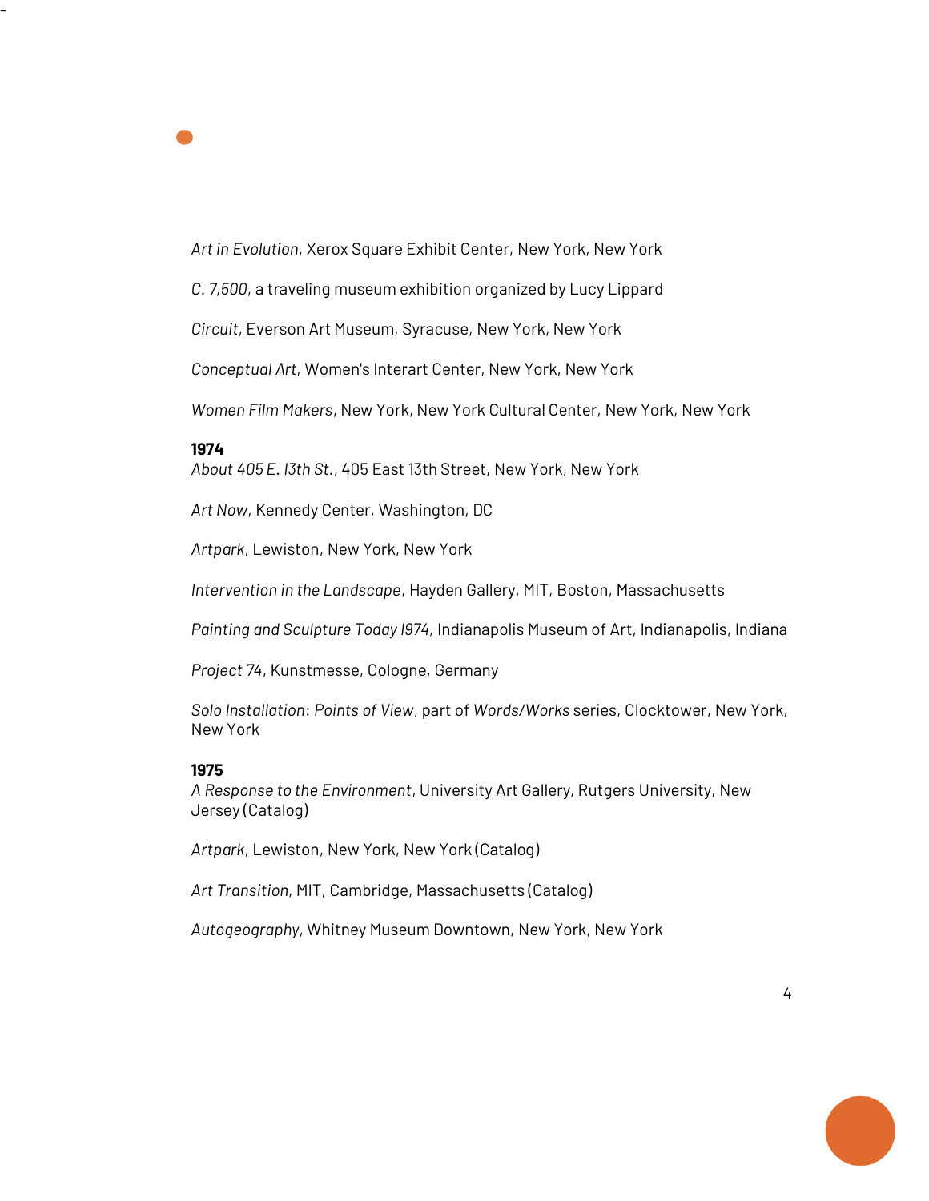*Art in Evolution*, Xerox Square Exhibit Center, New York, New York

*C. 7,500*, a traveling museum exhibition organized by Lucy Lippard

*Circuit*, Everson Art Museum, Syracuse, New York, New York

*Conceptual Art*, Women's Interart Center, New York, New York

*Women Film Makers*, New York, New York Cultural Center, New York, New York

**1974**

*About 405 E. l3th St.*, 405 East 13th Street, New York, New York

*Art Now*, Kennedy Center, Washington, DC

*Artpark*, Lewiston, New York, New York

*Intervention in the Landscape*, Hayden Gallery, MIT, Boston, Massachusetts

*Painting and Sculpture Today l974*, Indianapolis Museum of Art, Indianapolis, Indiana

*Project 74*, Kunstmesse, Cologne, Germany

*Solo Installation*: *Points of View*, part of *Words/Works* series, Clocktower, New York, New York

**1975**

*A Response to the Environment*, University Art Gallery, Rutgers University, New Jersey (Catalog)

*Artpark*, Lewiston, New York, New York (Catalog)

*Art Transition*, MIT, Cambridge, Massachusetts (Catalog)

*Autogeography*, Whitney Museum Downtown, New York, New York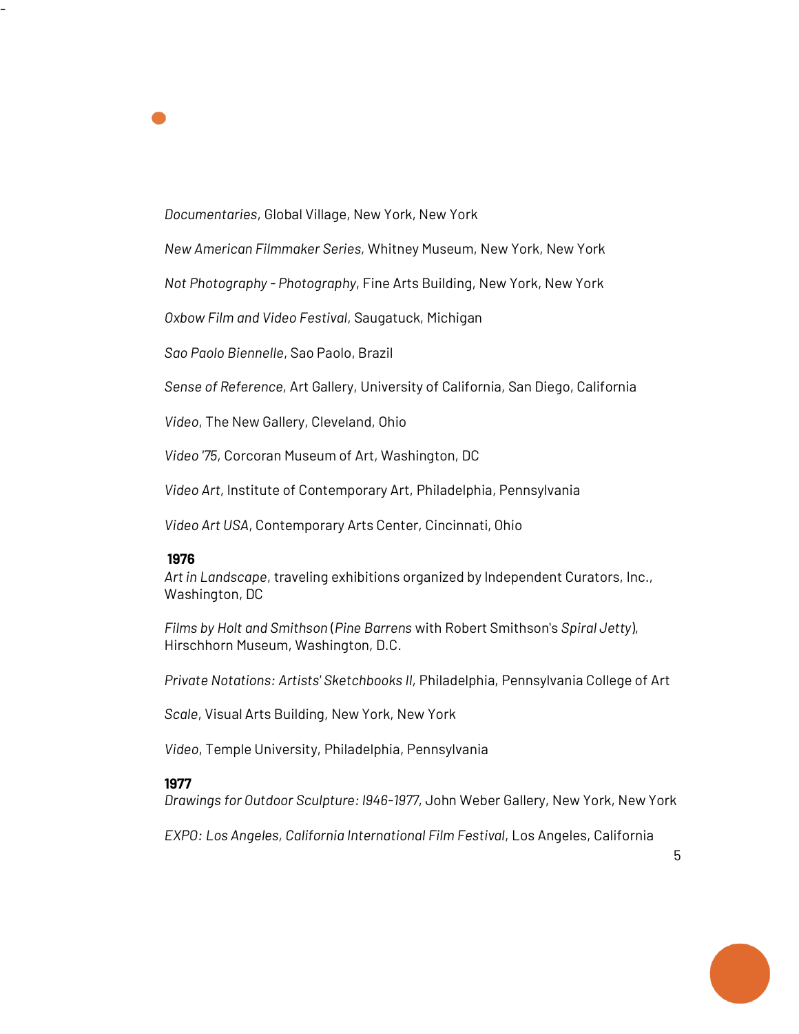*Documentaries*, Global Village, New York, New York

*New American Filmmaker Series,* Whitney Museum, New York, New York

*Not Photography - Photography*, Fine Arts Building, New York, New York

*Oxbow Film and Video Festival*, Saugatuck, Michigan

*Sao Paolo Biennelle*, Sao Paolo, Brazil

*Sense of Reference*, Art Gallery, University of California, San Diego, California

*Video*, The New Gallery, Cleveland, Ohio

*Video '75*, Corcoran Museum of Art, Washington, DC

*Video Art*, Institute of Contemporary Art, Philadelphia, Pennsylvania

*Video Art USA*, Contemporary Arts Center, Cincinnati, Ohio

**1976**
*Art in Landscape*, traveling exhibitions organized by Independent Curators, Inc., Washington, DC

*Films by Holt and Smithson* (*Pine Barrens* with Robert Smithson's *Spiral Jetty*), Hirschhorn Museum, Washington, D.C.

*Private Notations: Artists' Sketchbooks II,* Philadelphia, Pennsylvania College of Art

*Scale*, Visual Arts Building, New York, New York

*Video*, Temple University, Philadelphia, Pennsylvania

**1977**
*Drawings for Outdoor Sculpture: 1946-1977*, John Weber Gallery, New York, New York

*EXPO: Los Angeles, California International Film Festival*, Los Angeles, California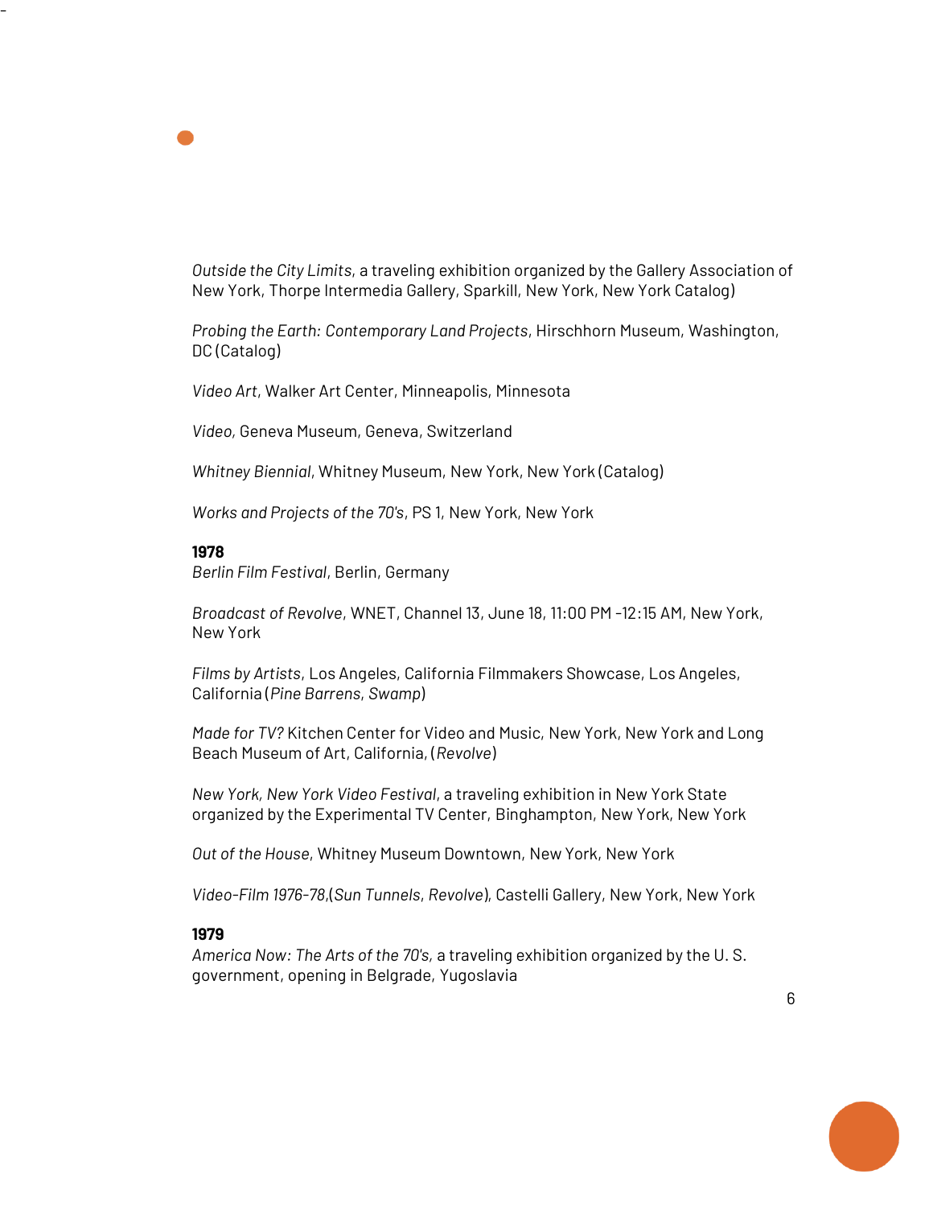*Outside the City Limits*, a traveling exhibition organized by the Gallery Association of New York, Thorpe Intermedia Gallery, Sparkill, New York, New York Catalog)

*Probing the Earth: Contemporary Land Projects*, Hirschhorn Museum, Washington, DC (Catalog)

*Video Art*, Walker Art Center, Minneapolis, Minnesota

*Video*, Geneva Museum, Geneva, Switzerland

*Whitney Biennial*, Whitney Museum, New York, New York (Catalog)

*Works and Projects of the 70's*, PS 1, New York, New York

**1978**
*Berlin Film Festival*, Berlin, Germany

*Broadcast of Revolve*, WNET, Channel 13, June 18, 11:00 PM -12:15 AM, New York, New York

*Films by Artists*, Los Angeles, California Filmmakers Showcase, Los Angeles, California (*Pine Barrens*, *Swamp*)

*Made for TV?* Kitchen Center for Video and Music, New York, New York and Long Beach Museum of Art, California, (*Revolve*)

*New York, New York Video Festival*, a traveling exhibition in New York State organized by the Experimental TV Center, Binghampton, New York, New York

*Out of the House*, Whitney Museum Downtown, New York, New York

*Video-Film 1976-78*,(*Sun Tunnels*, *Revolve*), Castelli Gallery, New York, New York

**1979**
*America Now: The Arts of the 70's,* a traveling exhibition organized by the U. S. government, opening in Belgrade, Yugoslavia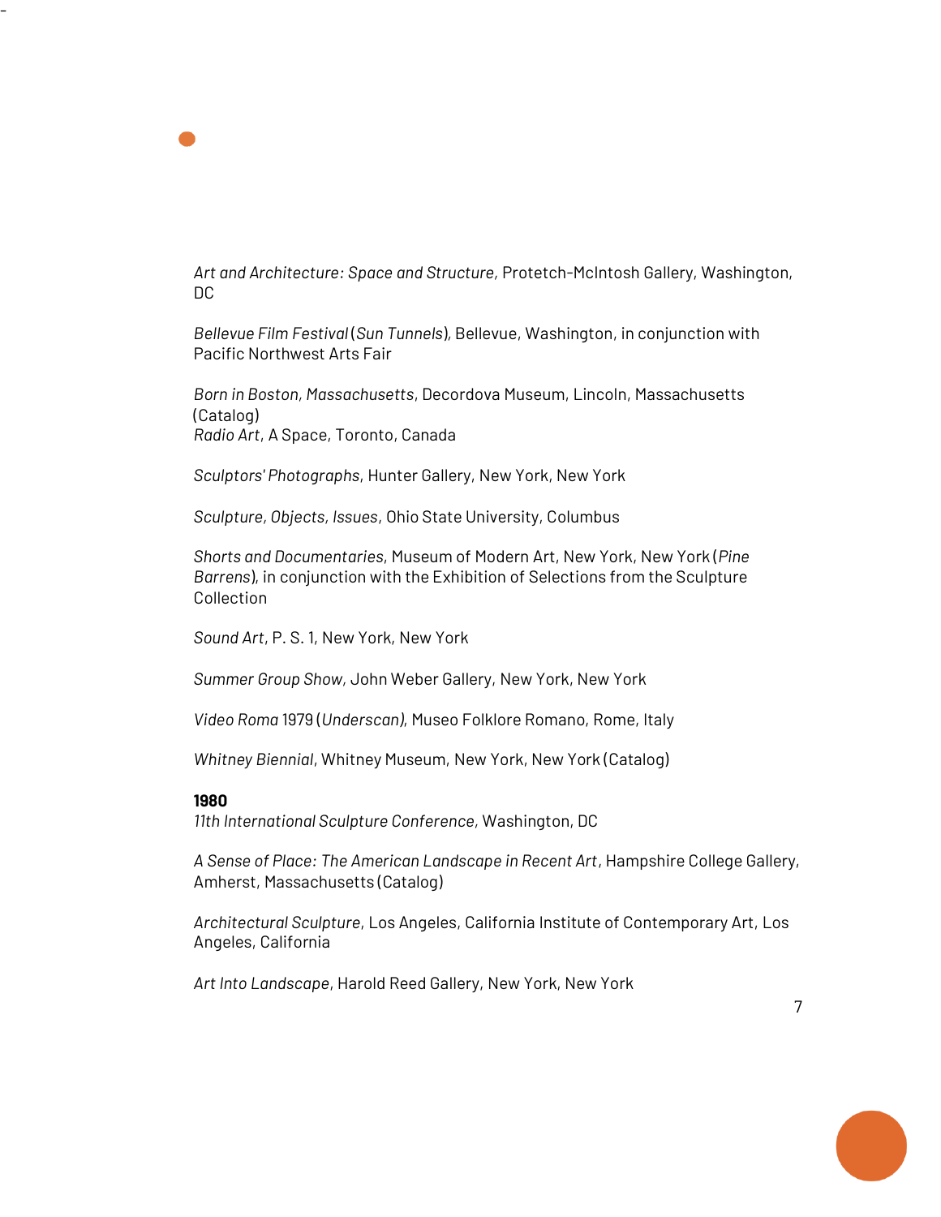*Art and Architecture: Space and Structure*, Protetch-McIntosh Gallery, Washington, DC

*Bellevue Film Festival* (*Sun Tunnels*), Bellevue, Washington, in conjunction with Pacific Northwest Arts Fair

*Born in Boston, Massachusetts*, Decordova Museum, Lincoln, Massachusetts (Catalog)
*Radio Art*, A Space, Toronto, Canada

*Sculptors' Photographs*, Hunter Gallery, New York, New York

*Sculpture, Objects, Issues*, Ohio State University, Columbus

*Shorts and Documentaries*, Museum of Modern Art, New York, New York (*Pine Barrens*), in conjunction with the Exhibition of Selections from the Sculpture Collection

*Sound Art*, P. S. 1, New York, New York

*Summer Group Show*, John Weber Gallery, New York, New York

*Video Roma* 1979 (*Underscan*), Museo Folklore Romano, Rome, Italy

*Whitney Biennial*, Whitney Museum, New York, New York (Catalog)

**1980**
*11th International Sculpture Conference*, Washington, DC

*A Sense of Place: The American Landscape in Recent Art*, Hampshire College Gallery, Amherst, Massachusetts (Catalog)

*Architectural Sculpture*, Los Angeles, California Institute of Contemporary Art, Los Angeles, California

*Art Into Landscape*, Harold Reed Gallery, New York, New York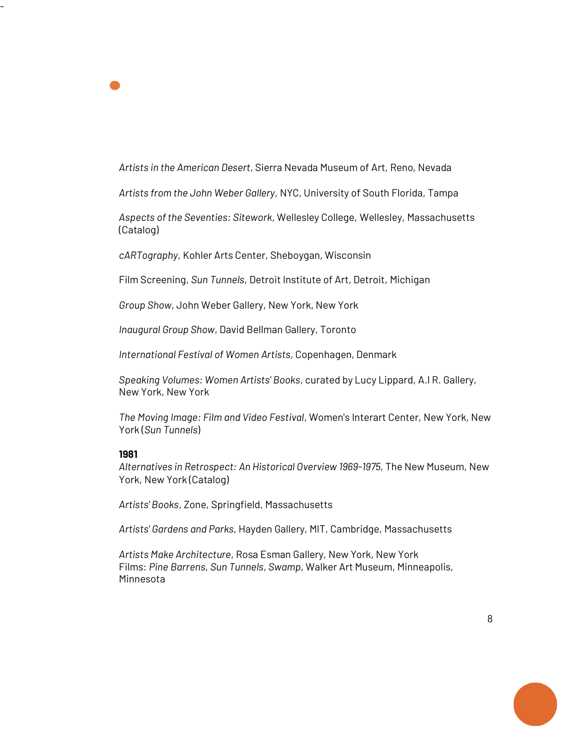*Artists in the American Desert*, Sierra Nevada Museum of Art, Reno, Nevada

*Artists from the John Weber Gallery*, NYC, University of South Florida, Tampa

*Aspects of the Seventies: Sitework*, Wellesley College, Wellesley, Massachusetts (Catalog)

*cARTography*, Kohler Arts Center, Sheboygan, Wisconsin

Film Screening, *Sun Tunnels*, Detroit Institute of Art, Detroit, Michigan

*Group Show*, John Weber Gallery, New York, New York

*Inaugural Group Show*, David Bellman Gallery, Toronto

*International Festival of Women Artists*, Copenhagen, Denmark

*Speaking Volumes: Women Artists' Books*, curated by Lucy Lippard, A.I R. Gallery, New York, New York

*The Moving Image: Film and Video Festival*, Women's Interart Center, New York, New York (*Sun Tunnels*)

**1981**

*Alternatives in Retrospect: An Historical Overview 1969-1975*, The New Museum, New York, New York (Catalog)

*Artists' Books*, Zone, Springfield, Massachusetts

*Artists' Gardens and Parks*, Hayden Gallery, MIT, Cambridge, Massachusetts

*Artists Make Architecture*, Rosa Esman Gallery, New York, New York
Films: *Pine Barrens*, *Sun Tunnels*, *Swamp*, Walker Art Museum, Minneapolis, Minnesota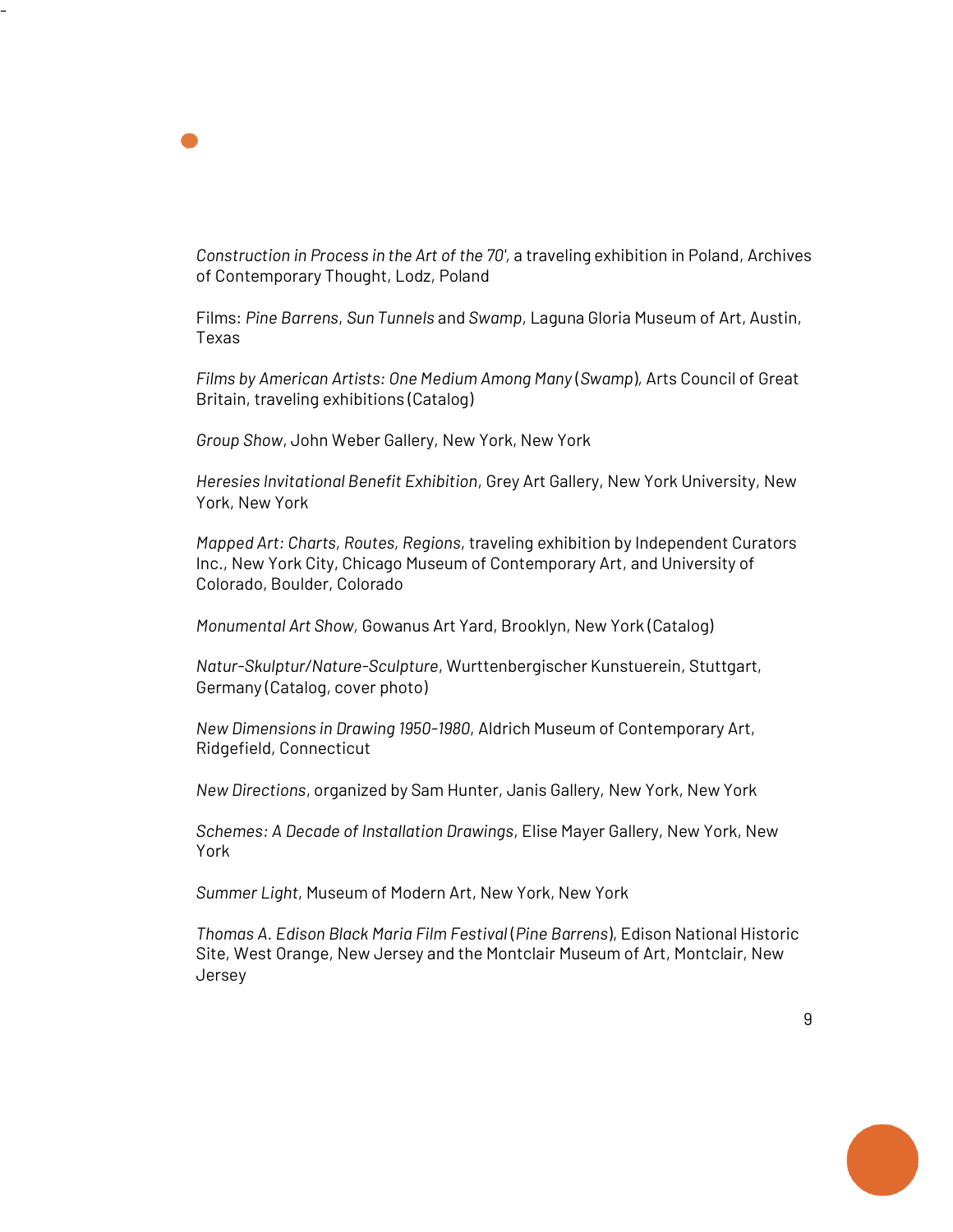*Construction in Process in the Art of the 70',* a traveling exhibition in Poland, Archives of Contemporary Thought, Lodz, Poland

Films: *Pine Barrens*, *Sun Tunnels* and *Swamp*, Laguna Gloria Museum of Art, Austin, Texas

*Films by American Artists: One Medium Among Many* (*Swamp*), Arts Council of Great Britain, traveling exhibitions (Catalog)

*Group Show*, John Weber Gallery, New York, New York

*Heresies Invitational Benefit Exhibition*, Grey Art Gallery, New York University, New York, New York

*Mapped Art: Charts, Routes, Regions*, traveling exhibition by Independent Curators Inc., New York City, Chicago Museum of Contemporary Art, and University of Colorado, Boulder, Colorado

*Monumental Art Show*, Gowanus Art Yard, Brooklyn, New York (Catalog)

*Natur-Skulptur/Nature-Sculpture*, Wurttenbergischer Kunstuerein, Stuttgart, Germany (Catalog, cover photo)

*New Dimensions in Drawing 1950-1980*, Aldrich Museum of Contemporary Art, Ridgefield, Connecticut

*New Directions*, organized by Sam Hunter, Janis Gallery, New York, New York

*Schemes: A Decade of Installation Drawings*, Elise Mayer Gallery, New York, New York

*Summer Light*, Museum of Modern Art, New York, New York

*Thomas A. Edison Black Maria Film Festival* (*Pine Barrens*), Edison National Historic Site, West Orange, New Jersey and the Montclair Museum of Art, Montclair, New Jersey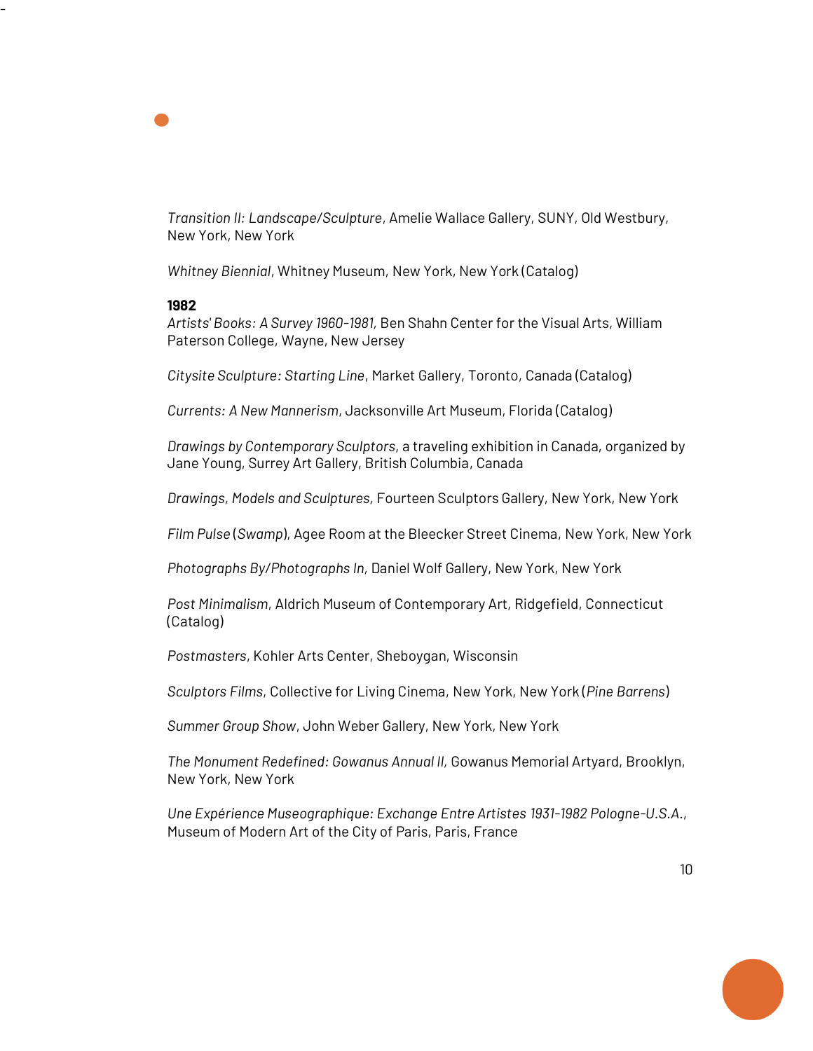*Transition II: Landscape/Sculpture*, Amelie Wallace Gallery, SUNY, Old Westbury, New York, New York

*Whitney Biennial*, Whitney Museum, New York, New York (Catalog)

**1982**

*Artists' Books: A Survey 1960-1981,* Ben Shahn Center for the Visual Arts, William Paterson College, Wayne, New Jersey

*Citysite Sculpture: Starting Line*, Market Gallery, Toronto, Canada (Catalog)

*Currents: A New Mannerism*, Jacksonville Art Museum, Florida (Catalog)

*Drawings by Contemporary Sculptors*, a traveling exhibition in Canada, organized by Jane Young, Surrey Art Gallery, British Columbia, Canada

*Drawings, Models and Sculptures,* Fourteen Sculptors Gallery, New York, New York

*Film Pulse* (*Swamp*), Agee Room at the Bleecker Street Cinema, New York, New York

*Photographs By/Photographs In,* Daniel Wolf Gallery, New York, New York

*Post Minimalism*, Aldrich Museum of Contemporary Art, Ridgefield, Connecticut (Catalog)

*Postmasters*, Kohler Arts Center, Sheboygan, Wisconsin

*Sculptors Films*, Collective for Living Cinema, New York, New York (*Pine Barrens*)

*Summer Group Show*, John Weber Gallery, New York, New York

*The Monument Redefined: Gowanus Annual II,* Gowanus Memorial Artyard, Brooklyn, New York, New York

*Une Expérience Museographique: Exchange Entre Artistes 1931-1982 Pologne-U.S.A.*, Museum of Modern Art of the City of Paris, Paris, France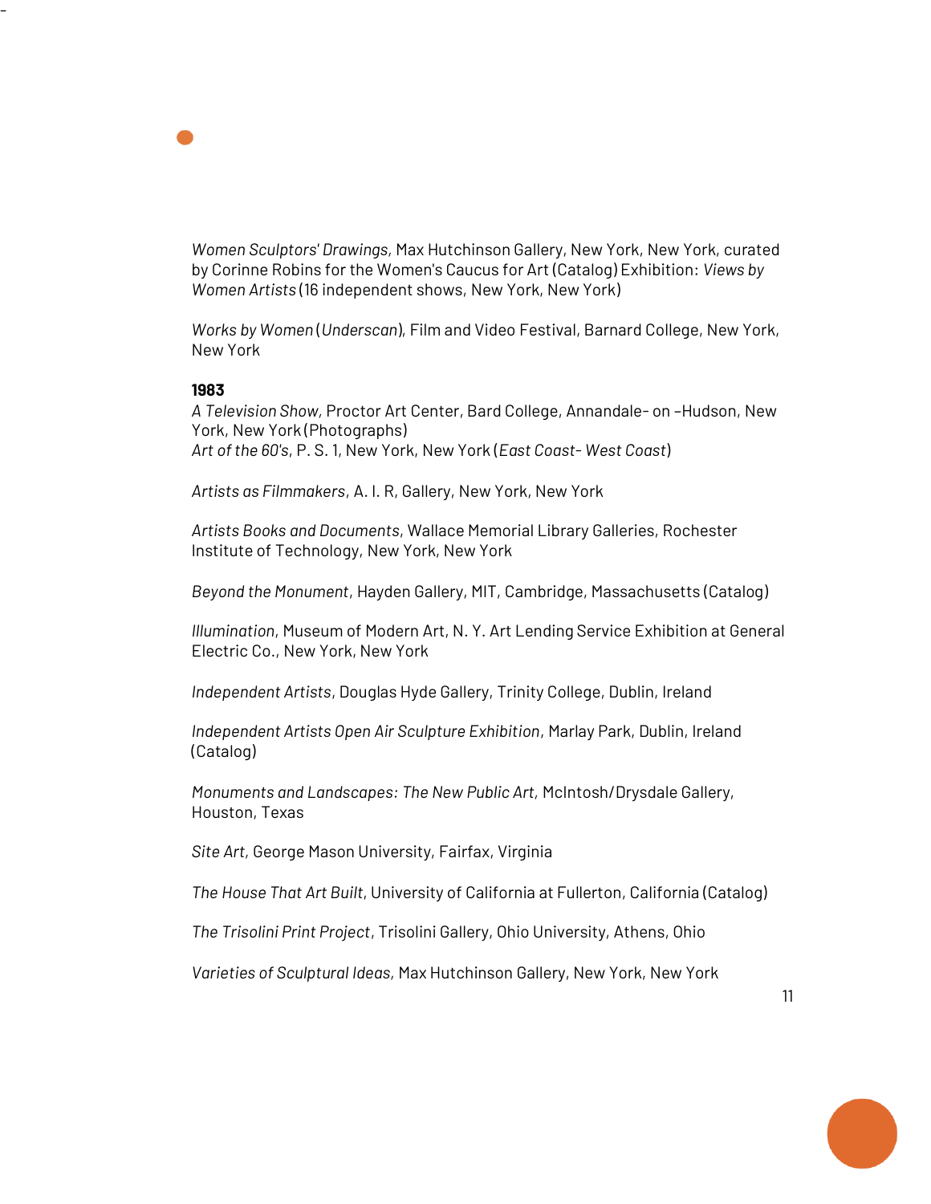*Women Sculptors' Drawings*, Max Hutchinson Gallery, New York, New York, curated by Corinne Robins for the Women's Caucus for Art (Catalog) Exhibition: *Views by Women Artists* (16 independent shows, New York, New York)

*Works by Women* (*Underscan*), Film and Video Festival, Barnard College, New York, New York

**1983**

*A Television Show*, Proctor Art Center, Bard College, Annandale- on –Hudson, New York, New York (Photographs)
*Art of the 60's*, P. S. 1, New York, New York (*East Coast- West Coast*)

*Artists as Filmmakers*, A. I. R, Gallery, New York, New York

*Artists Books and Documents*, Wallace Memorial Library Galleries, Rochester Institute of Technology, New York, New York

*Beyond the Monument*, Hayden Gallery, MIT, Cambridge, Massachusetts (Catalog)

*Illumination*, Museum of Modern Art, N. Y. Art Lending Service Exhibition at General Electric Co., New York, New York

*Independent Artists*, Douglas Hyde Gallery, Trinity College, Dublin, Ireland

*Independent Artists Open Air Sculpture Exhibition*, Marlay Park, Dublin, Ireland (Catalog)

*Monuments and Landscapes: The New Public Art*, McIntosh/Drysdale Gallery, Houston, Texas

*Site Art*, George Mason University, Fairfax, Virginia

*The House That Art Built*, University of California at Fullerton, California (Catalog)

*The Trisolini Print Project*, Trisolini Gallery, Ohio University, Athens, Ohio

*Varieties of Sculptural Ideas*, Max Hutchinson Gallery, New York, New York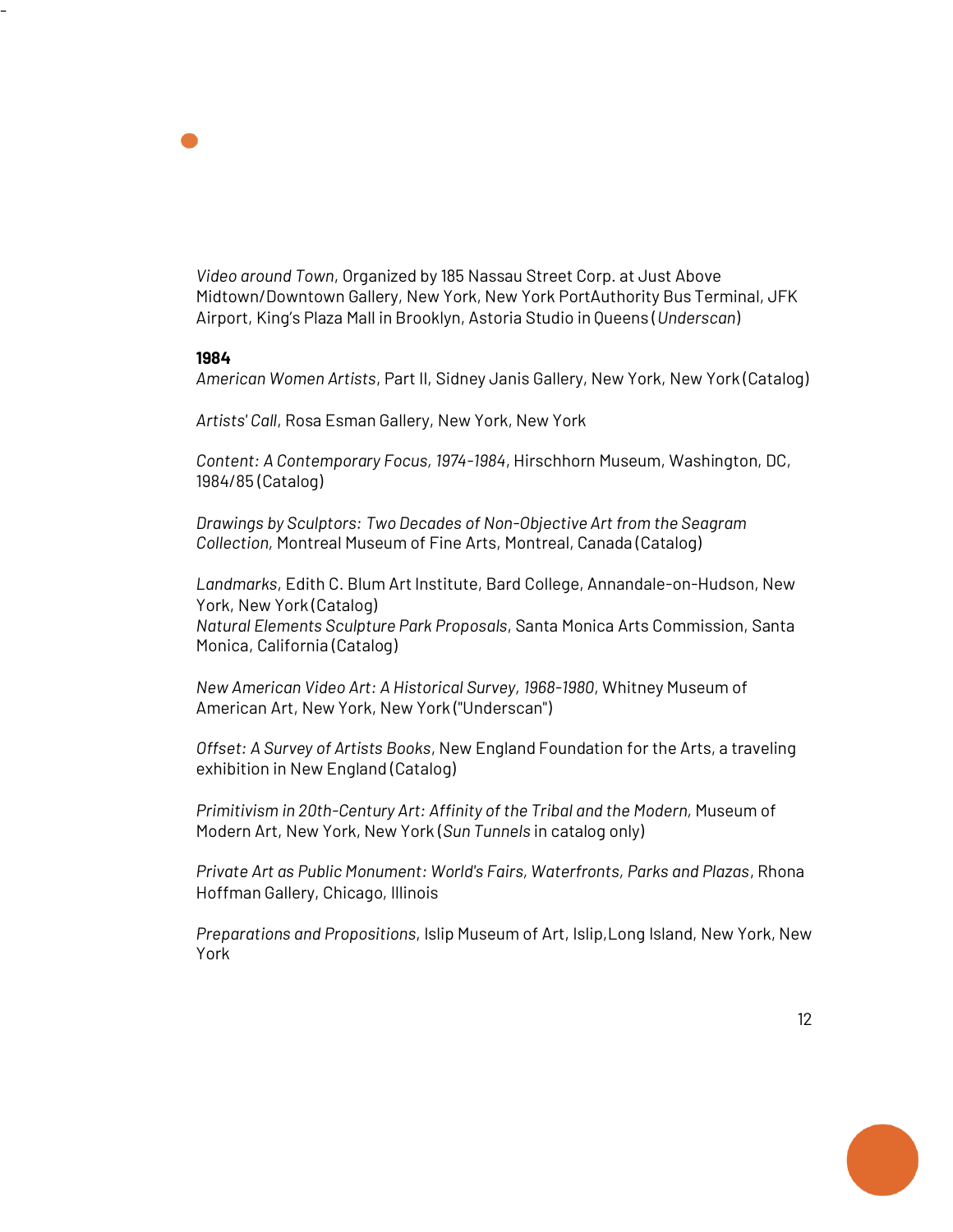*Video around Town*, Organized by 185 Nassau Street Corp. at Just Above Midtown/Downtown Gallery, New York, New York PortAuthority Bus Terminal, JFK Airport, King's Plaza Mall in Brooklyn, Astoria Studio in Queens (*Underscan*)

**1984**

*American Women Artists*, Part II, Sidney Janis Gallery, New York, New York (Catalog)

*Artists' Call*, Rosa Esman Gallery, New York, New York

*Content: A Contemporary Focus, 1974-1984*, Hirschhorn Museum, Washington, DC, 1984/85 (Catalog)

*Drawings by Sculptors: Two Decades of Non-Objective Art from the Seagram Collection,* Montreal Museum of Fine Arts, Montreal, Canada (Catalog)

*Landmarks*, Edith C. Blum Art Institute, Bard College, Annandale-on-Hudson, New York, New York (Catalog)
*Natural Elements Sculpture Park Proposals*, Santa Monica Arts Commission, Santa Monica, California (Catalog)

*New American Video Art: A Historical Survey, 1968-1980*, Whitney Museum of American Art, New York, New York ("Underscan")

*Offset: A Survey of Artists Books*, New England Foundation for the Arts, a traveling exhibition in New England (Catalog)

*Primitivism in 20th-Century Art: Affinity of the Tribal and the Modern,* Museum of Modern Art, New York, New York (*Sun Tunnels* in catalog only)

*Private Art as Public Monument: World's Fairs, Waterfronts, Parks and Plazas*, Rhona Hoffman Gallery, Chicago, Illinois

*Preparations and Propositions*, Islip Museum of Art, Islip,Long Island, New York, New York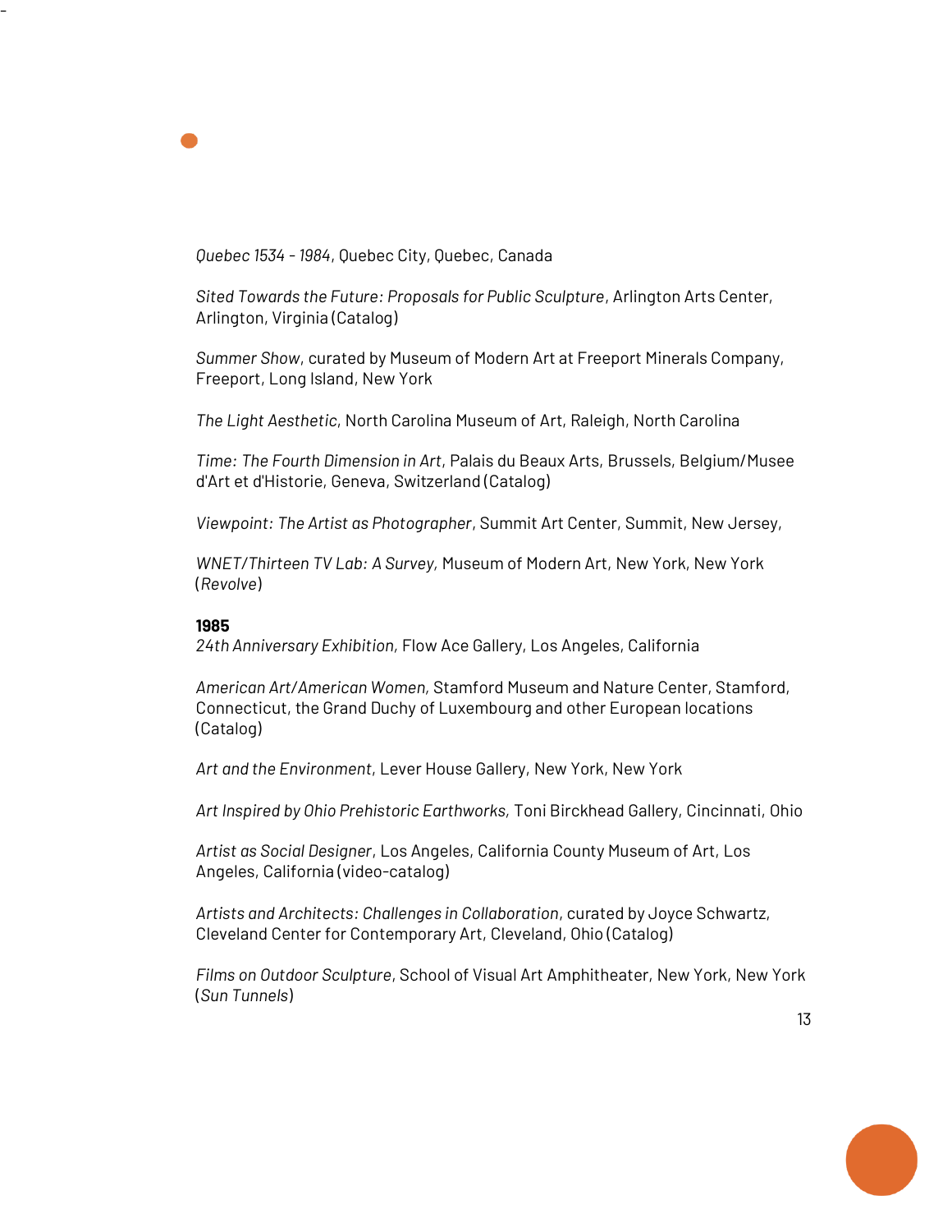*Quebec 1534 - 1984*, Quebec City, Quebec, Canada

*Sited Towards the Future: Proposals for Public Sculpture*, Arlington Arts Center, Arlington, Virginia (Catalog)

*Summer Show*, curated by Museum of Modern Art at Freeport Minerals Company, Freeport, Long Island, New York

*The Light Aesthetic*, North Carolina Museum of Art, Raleigh, North Carolina

*Time: The Fourth Dimension in Art*, Palais du Beaux Arts, Brussels, Belgium/Musee d'Art et d'Historie, Geneva, Switzerland (Catalog)

*Viewpoint: The Artist as Photographer*, Summit Art Center, Summit, New Jersey,

*WNET/Thirteen TV Lab: A Survey,* Museum of Modern Art, New York, New York (*Revolve*)

**1985**

*24th Anniversary Exhibition*, Flow Ace Gallery, Los Angeles, California

*American Art/American Women,* Stamford Museum and Nature Center, Stamford, Connecticut, the Grand Duchy of Luxembourg and other European locations (Catalog)

*Art and the Environment*, Lever House Gallery, New York, New York

*Art Inspired by Ohio Prehistoric Earthworks,* Toni Birckhead Gallery, Cincinnati, Ohio

*Artist as Social Designer*, Los Angeles, California County Museum of Art, Los Angeles, California (video-catalog)

*Artists and Architects: Challenges in Collaboration*, curated by Joyce Schwartz, Cleveland Center for Contemporary Art, Cleveland, Ohio (Catalog)

*Films on Outdoor Sculpture*, School of Visual Art Amphitheater, New York, New York (*Sun Tunnels*)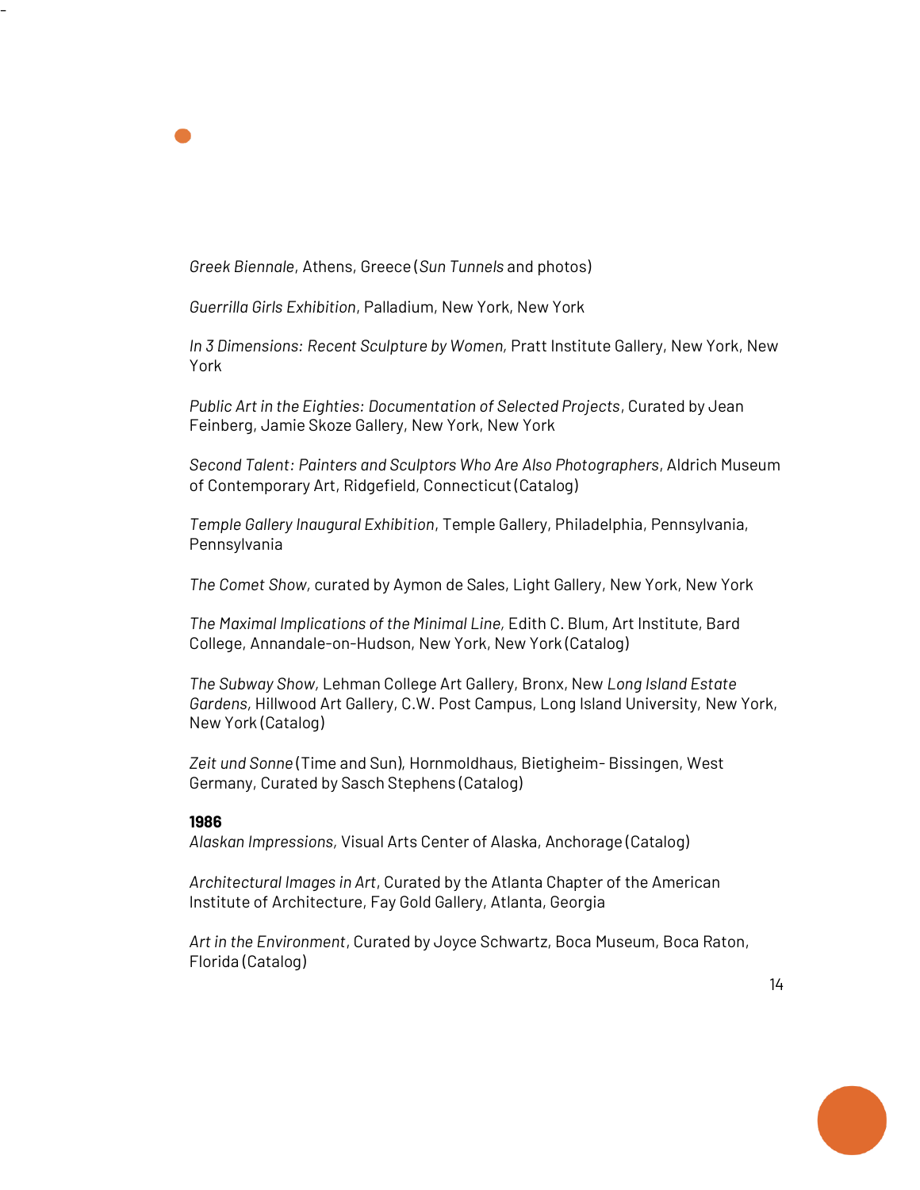*Greek Biennale*, Athens, Greece (*Sun Tunnels* and photos)

*Guerrilla Girls Exhibition*, Palladium, New York, New York

*In 3 Dimensions: Recent Sculpture by Women,* Pratt Institute Gallery, New York, New York

*Public Art in the Eighties: Documentation of Selected Projects*, Curated by Jean Feinberg, Jamie Skoze Gallery, New York, New York

*Second Talent: Painters and Sculptors Who Are Also Photographers*, Aldrich Museum of Contemporary Art, Ridgefield, Connecticut (Catalog)

*Temple Gallery Inaugural Exhibition*, Temple Gallery, Philadelphia, Pennsylvania, Pennsylvania

*The Comet Show*, curated by Aymon de Sales, Light Gallery, New York, New York

*The Maximal Implications of the Minimal Line,* Edith C. Blum, Art Institute, Bard College, Annandale-on-Hudson, New York, New York (Catalog)

*The Subway Show,* Lehman College Art Gallery, Bronx, New *Long Island Estate Gardens,* Hillwood Art Gallery, C.W. Post Campus, Long Island University, New York, New York (Catalog)

*Zeit und Sonne* (Time and Sun), Hornmoldhaus, Bietigheim- Bissingen, West Germany, Curated by Sasch Stephens (Catalog)

**1986**
*Alaskan Impressions,* Visual Arts Center of Alaska, Anchorage (Catalog)

*Architectural Images in Art*, Curated by the Atlanta Chapter of the American Institute of Architecture, Fay Gold Gallery, Atlanta, Georgia

*Art in the Environment*, Curated by Joyce Schwartz, Boca Museum, Boca Raton, Florida (Catalog)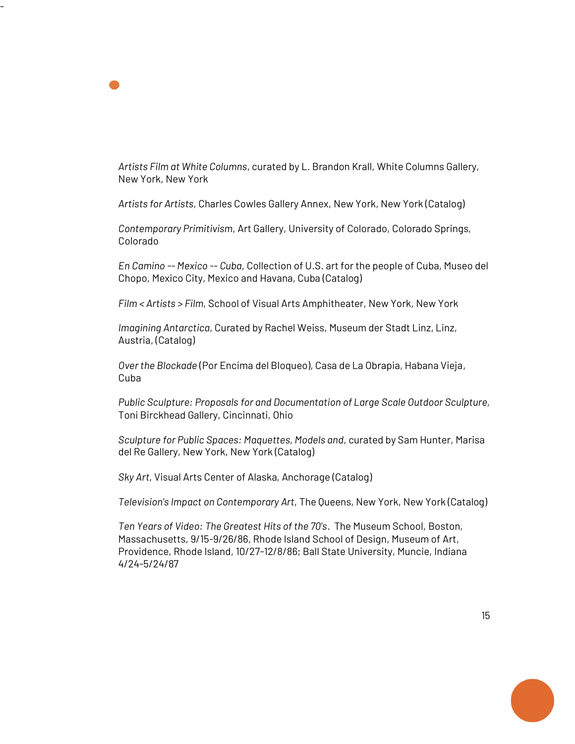*Artists Film at White Columns*, curated by L. Brandon Krall, White Columns Gallery, New York, New York

*Artists for Artists,* Charles Cowles Gallery Annex, New York, New York (Catalog)

*Contemporary Primitivism*, Art Gallery, University of Colorado, Colorado Springs, Colorado

*En Camino -- Mexico -- Cuba*, Collection of U.S. art for the people of Cuba, Museo del Chopo, Mexico City, Mexico and Havana, Cuba (Catalog)

*Film < Artists > Film*, School of Visual Arts Amphitheater, New York, New York

*Imagining Antarctica*, Curated by Rachel Weiss, Museum der Stadt Linz, Linz, Austria, (Catalog)

*Over the Blockade* (Por Encima del Bloqueo), Casa de La Obrapia, Habana Vieja, Cuba

*Public Sculpture: Proposals for and Documentation of Large Scale Outdoor Sculpture*, Toni Birckhead Gallery, Cincinnati, Ohio

*Sculpture for Public Spaces: Maquettes, Models and*, curated by Sam Hunter, Marisa del Re Gallery, New York, New York (Catalog)

*Sky Art*, Visual Arts Center of Alaska, Anchorage (Catalog)

*Television's Impact on Contemporary Art*, The Queens, New York, New York (Catalog)

*Ten Years of Video: The Greatest Hits of the 70's*. The Museum School, Boston, Massachusetts, 9/15-9/26/86, Rhode Island School of Design, Museum of Art, Providence, Rhode Island, 10/27-12/8/86; Ball State University, Muncie, Indiana 4/24-5/24/87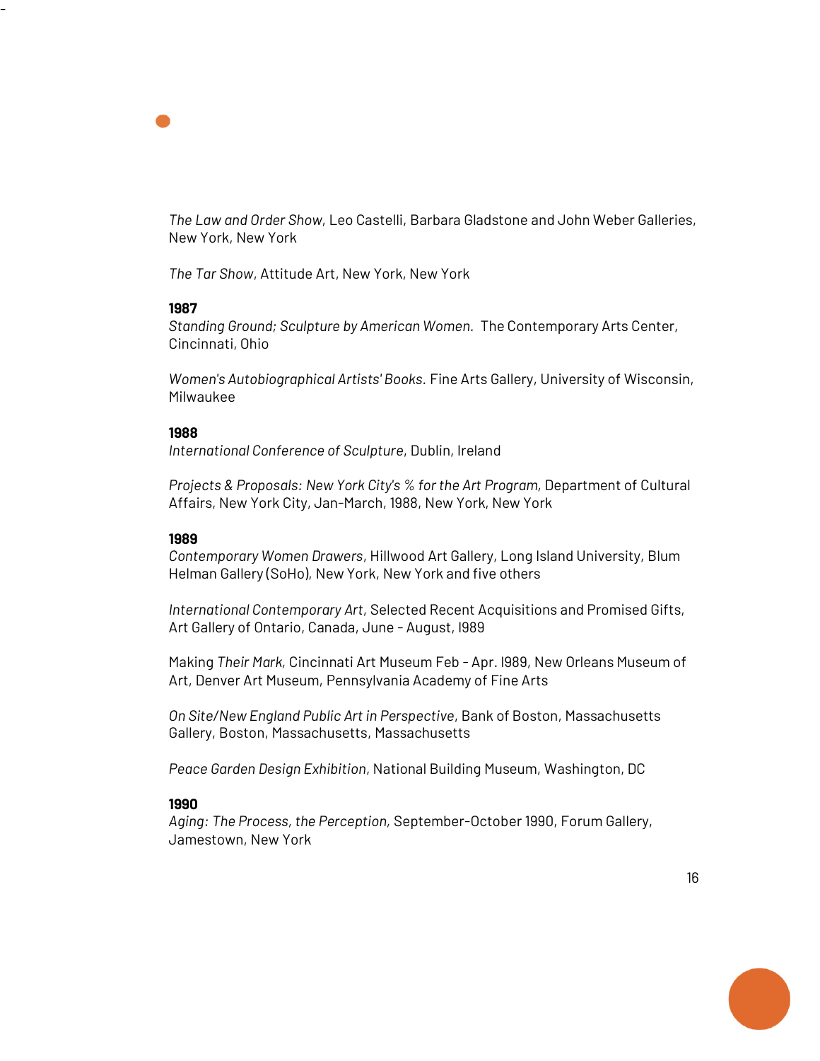*The Law and Order Show*, Leo Castelli, Barbara Gladstone and John Weber Galleries, New York, New York

*The Tar Show*, Attitude Art, New York, New York

**1987**

*Standing Ground; Sculpture by American Women.* The Contemporary Arts Center, Cincinnati, Ohio

*Women's Autobiographical Artists' Books.* Fine Arts Gallery, University of Wisconsin, Milwaukee

**1988**

*International Conference of Sculpture*, Dublin, Ireland

*Projects & Proposals: New York City's % for the Art Program*, Department of Cultural Affairs, New York City, Jan-March, 1988, New York, New York

**1989**

*Contemporary Women Drawers*, Hillwood Art Gallery, Long Island University, Blum Helman Gallery (SoHo), New York, New York and five others

*International Contemporary Art*, Selected Recent Acquisitions and Promised Gifts, Art Gallery of Ontario, Canada, June - August, l989

Making *Their Mark*, Cincinnati Art Museum Feb - Apr. l989, New Orleans Museum of Art, Denver Art Museum, Pennsylvania Academy of Fine Arts

*On Site/New England Public Art in Perspective*, Bank of Boston, Massachusetts Gallery, Boston, Massachusetts, Massachusetts

*Peace Garden Design Exhibition*, National Building Museum, Washington, DC

**1990**

*Aging: The Process, the Perception*, September-October 1990, Forum Gallery, Jamestown, New York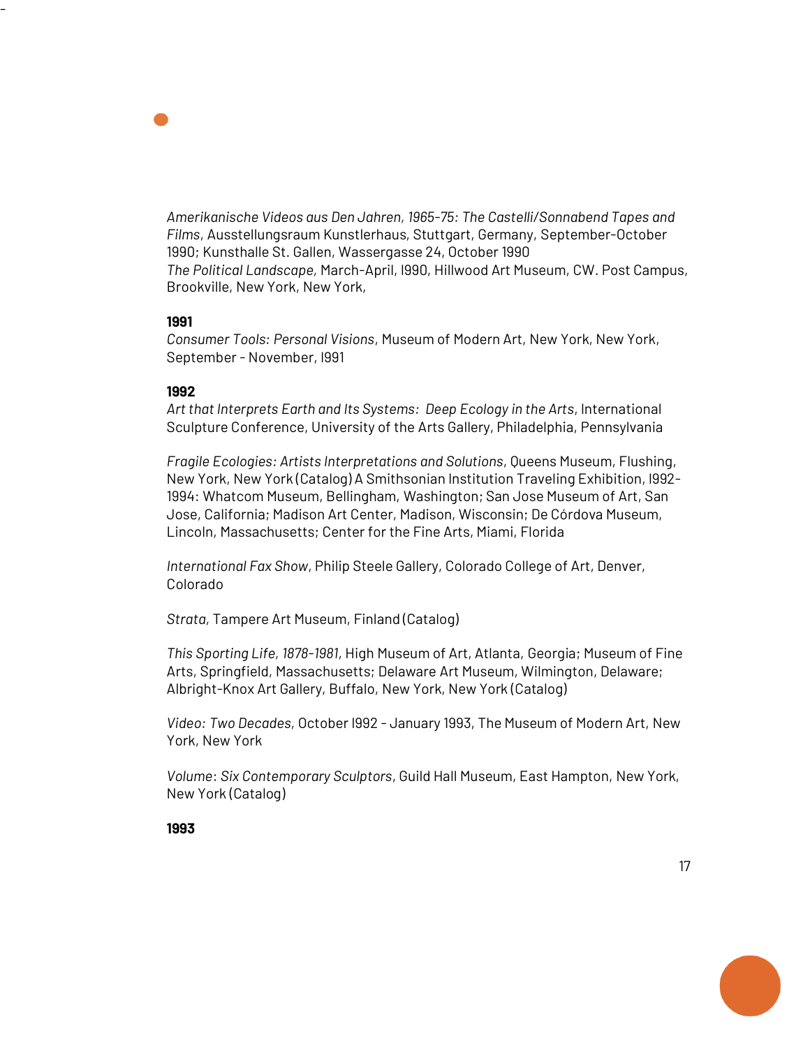*Amerikanische Videos aus Den Jahren, 1965-75: The Castelli/Sonnabend Tapes and Films*, Ausstellungsraum Kunstlerhaus, Stuttgart, Germany, September-October 1990; Kunsthalle St. Gallen, Wassergasse 24, October 1990
*The Political Landscape*, March-April, l990, Hillwood Art Museum, CW. Post Campus, Brookville, New York, New York,

**1991**
*Consumer Tools: Personal Visions*, Museum of Modern Art, New York, New York, September - November, l991

**1992**
*Art that Interprets Earth and Its Systems: Deep Ecology in the Arts*, International Sculpture Conference, University of the Arts Gallery, Philadelphia, Pennsylvania

*Fragile Ecologies: Artists Interpretations and Solutions*, Queens Museum, Flushing, New York, New York (Catalog) A Smithsonian Institution Traveling Exhibition, l992-1994: Whatcom Museum, Bellingham, Washington; San Jose Museum of Art, San Jose, California; Madison Art Center, Madison, Wisconsin; De Córdova Museum, Lincoln, Massachusetts; Center for the Fine Arts, Miami, Florida

*International Fax Show*, Philip Steele Gallery, Colorado College of Art, Denver, Colorado

*Strata,* Tampere Art Museum, Finland (Catalog)

*This Sporting Life, 1878-1981*, High Museum of Art, Atlanta, Georgia; Museum of Fine Arts, Springfield, Massachusetts; Delaware Art Museum, Wilmington, Delaware; Albright-Knox Art Gallery, Buffalo, New York, New York (Catalog)

*Video: Two Decades*, October l992 - January 1993, The Museum of Modern Art, New York, New York

*Volume*: *Six Contemporary Sculptors*, Guild Hall Museum, East Hampton, New York, New York (Catalog)

**1993**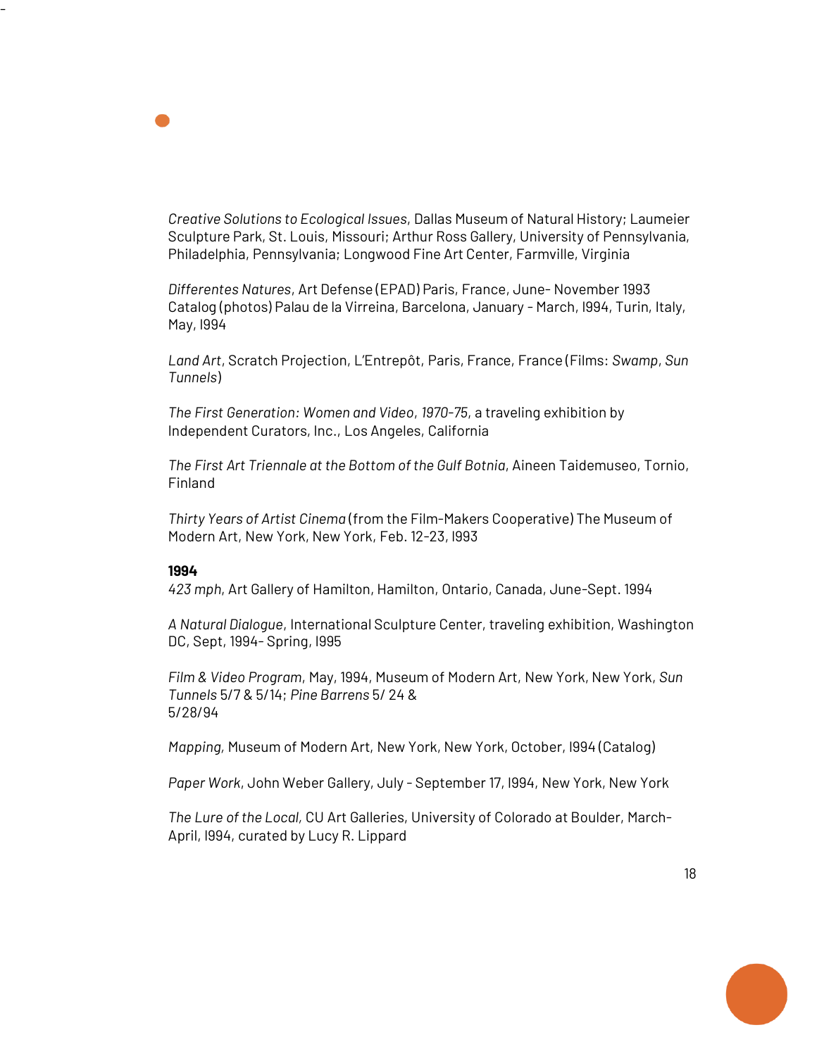*Creative Solutions to Ecological Issues*, Dallas Museum of Natural History; Laumeier Sculpture Park, St. Louis, Missouri; Arthur Ross Gallery, University of Pennsylvania, Philadelphia, Pennsylvania; Longwood Fine Art Center, Farmville, Virginia

*Differentes Natures*, Art Defense (EPAD) Paris, France, June- November 1993 Catalog (photos) Palau de la Virreina, Barcelona, January - March, l994, Turin, Italy, May, l994

*Land Art*, Scratch Projection, L'Entrepôt, Paris, France, France (Films: *Swamp*, *Sun Tunnels*)

*The First Generation: Women and Video*, *1970-75*, a traveling exhibition by Independent Curators, Inc., Los Angeles, California

*The First Art Triennale at the Bottom of the Gulf Botnia*, Aineen Taidemuseo, Tornio, Finland

*Thirty Years of Artist Cinema* (from the Film-Makers Cooperative) The Museum of Modern Art, New York, New York, Feb. 12-23, l993

**1994**

*423 mph*, Art Gallery of Hamilton, Hamilton, Ontario, Canada, June-Sept. 1994

*A Natural Dialogue*, International Sculpture Center, traveling exhibition, Washington DC, Sept, 1994- Spring, l995

*Film & Video Program*, May, 1994, Museum of Modern Art, New York, New York, *Sun Tunnels* 5/7 & 5/14; *Pine Barrens* 5/ 24 & 5/28/94

*Mapping*, Museum of Modern Art, New York, New York, October, l994 (Catalog)

*Paper Work*, John Weber Gallery, July - September 17, l994, New York, New York

*The Lure of the Local*, CU Art Galleries, University of Colorado at Boulder, March-April, l994, curated by Lucy R. Lippard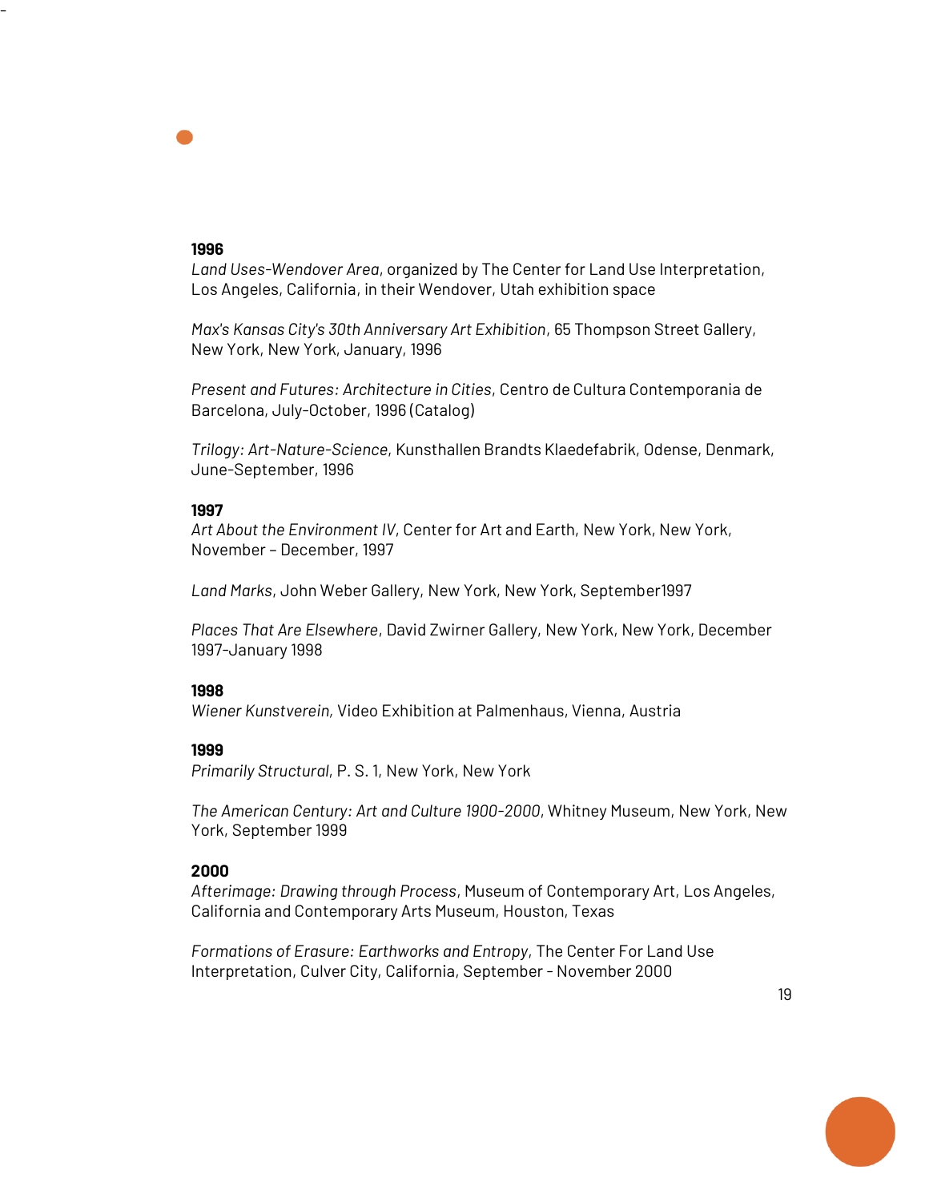**1996**

*Land Uses-Wendover Area*, organized by The Center for Land Use Interpretation, Los Angeles, California, in their Wendover, Utah exhibition space

*Max's Kansas City's 30th Anniversary Art Exhibition*, 65 Thompson Street Gallery, New York, New York, January, 1996

*Present and Futures: Architecture in Cities*, Centro de Cultura Contemporania de Barcelona, July-October, 1996 (Catalog)

*Trilogy: Art-Nature-Science*, Kunsthallen Brandts Klaedefabrik, Odense, Denmark, June-September, 1996

**1997**

*Art About the Environment IV*, Center for Art and Earth, New York, New York, November – December, 1997

*Land Marks*, John Weber Gallery, New York, New York, September1997

*Places That Are Elsewhere*, David Zwirner Gallery, New York, New York, December 1997-January 1998

**1998**

*Wiener Kunstverein,* Video Exhibition at Palmenhaus, Vienna, Austria

**1999**

*Primarily Structural*, P. S. 1, New York, New York

*The American Century: Art and Culture 1900-2000*, Whitney Museum, New York, New York, September 1999

**2000**

*Afterimage: Drawing through Process*, Museum of Contemporary Art, Los Angeles, California and Contemporary Arts Museum, Houston, Texas

*Formations of Erasure: Earthworks and Entropy*, The Center For Land Use Interpretation, Culver City, California, September - November 2000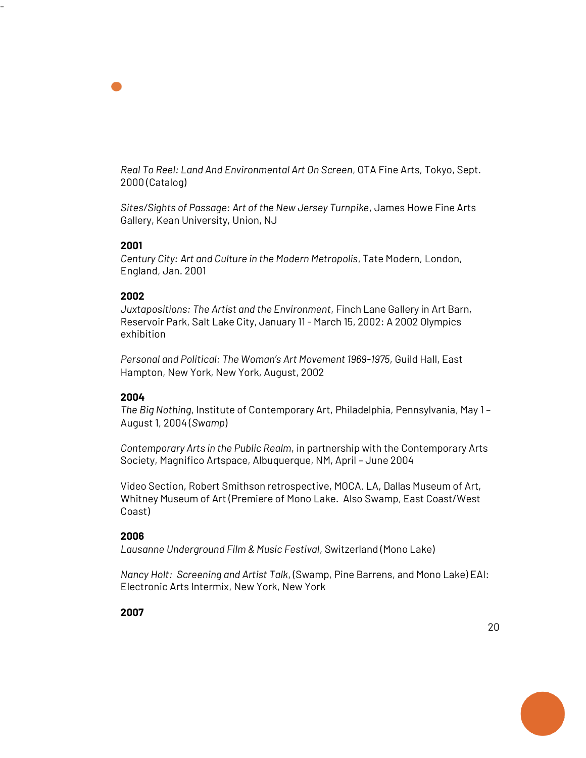*Real To Reel: Land And Environmental Art On Screen*, OTA Fine Arts, Tokyo, Sept. 2000 (Catalog)

*Sites/Sights of Passage: Art of the New Jersey Turnpike*, James Howe Fine Arts Gallery, Kean University, Union, NJ

**2001**
*Century City: Art and Culture in the Modern Metropolis*, Tate Modern, London, England, Jan. 2001

**2002**
*Juxtapositions: The Artist and the Environment*, Finch Lane Gallery in Art Barn, Reservoir Park, Salt Lake City, January 11 - March 15, 2002: A 2002 Olympics exhibition

*Personal and Political: The Woman's Art Movement 1969-1975*, Guild Hall, East Hampton, New York, New York, August, 2002

**2004**
*The Big Nothing*, Institute of Contemporary Art, Philadelphia, Pennsylvania, May 1 – August 1, 2004 (*Swamp*)

*Contemporary Arts in the Public Realm*, in partnership with the Contemporary Arts Society, Magnifico Artspace, Albuquerque, NM, April – June 2004

Video Section, Robert Smithson retrospective, MOCA. LA, Dallas Museum of Art, Whitney Museum of Art (Premiere of Mono Lake. Also Swamp, East Coast/West Coast)

**2006**
*Lausanne Underground Film & Music Festival*, Switzerland (Mono Lake)

*Nancy Holt: Screening and Artist Talk*, (Swamp, Pine Barrens, and Mono Lake) EAI: Electronic Arts Intermix, New York, New York

**2007**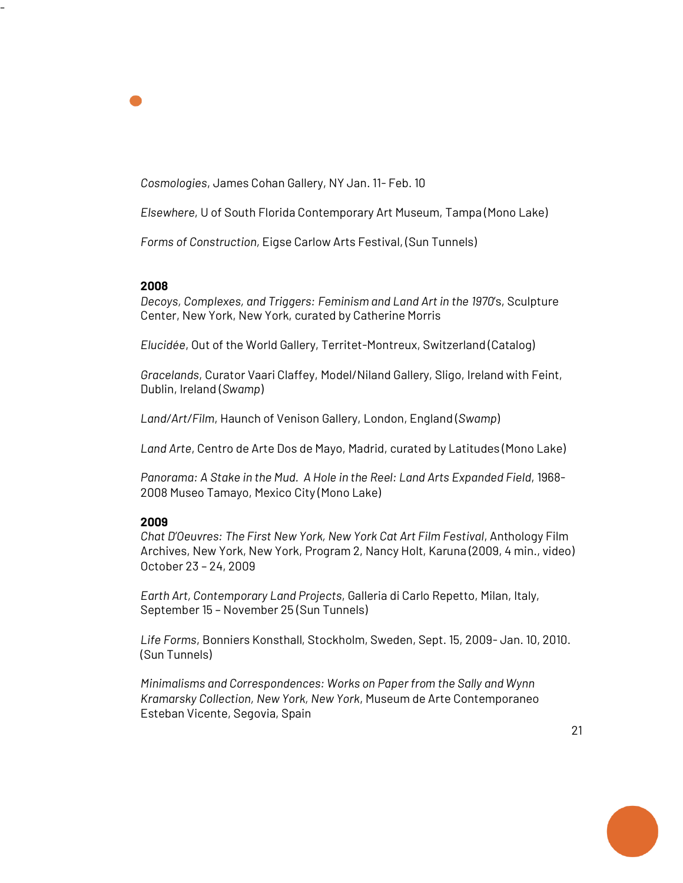*Cosmologies*, James Cohan Gallery, NY Jan. 11- Feb. 10

*Elsewhere*, U of South Florida Contemporary Art Museum, Tampa (Mono Lake)

*Forms of Construction*, Eigse Carlow Arts Festival, (Sun Tunnels)

**2008**

*Decoys, Complexes, and Triggers: Feminism and Land Art in the 1970*'s, Sculpture Center, New York, New York, curated by Catherine Morris

*Elucidée*, Out of the World Gallery, Territet-Montreux, Switzerland (Catalog)

*Gracelands*, Curator Vaari Claffey, Model/Niland Gallery, Sligo, Ireland with Feint, Dublin, Ireland (*Swamp*)

*Land/Art/Film*, Haunch of Venison Gallery, London, England (*Swamp*)

*Land Arte*, Centro de Arte Dos de Mayo, Madrid, curated by Latitudes (Mono Lake)

*Panorama: A Stake in the Mud. A Hole in the Reel: Land Arts Expanded Field*, 1968-2008 Museo Tamayo, Mexico City (Mono Lake)

**2009**

*Chat D'Oeuvres: The First New York, New York Cat Art Film Festival*, Anthology Film Archives, New York, New York, Program 2, Nancy Holt, Karuna (2009, 4 min., video) October 23 – 24, 2009

*Earth Art, Contemporary Land Projects*, Galleria di Carlo Repetto, Milan, Italy, September 15 – November 25 (Sun Tunnels)

*Life Forms*, Bonniers Konsthall, Stockholm, Sweden, Sept. 15, 2009- Jan. 10, 2010. (Sun Tunnels)

*Minimalisms and Correspondences: Works on Paper from the Sally and Wynn Kramarsky Collection, New York, New York*, Museum de Arte Contemporaneo Esteban Vicente, Segovia, Spain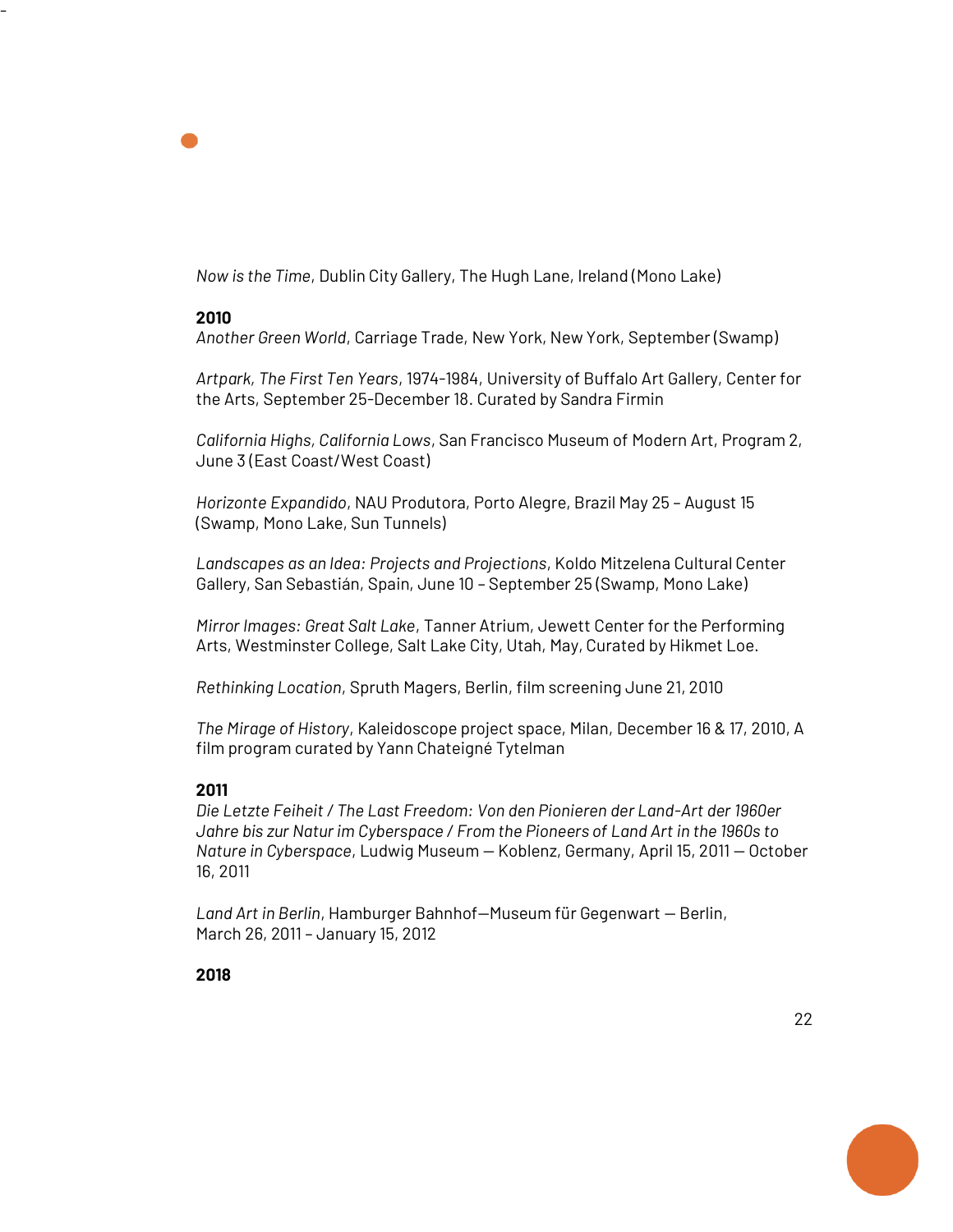*Now is the Time*, Dublin City Gallery, The Hugh Lane, Ireland (Mono Lake)

**2010**

*Another Green World*, Carriage Trade, New York, New York, September (Swamp)

*Artpark, The First Ten Years*, 1974-1984, University of Buffalo Art Gallery, Center for the Arts, September 25-December 18. Curated by Sandra Firmin

*California Highs, California Lows*, San Francisco Museum of Modern Art, Program 2, June 3 (East Coast/West Coast)

*Horizonte Expandido*, NAU Produtora, Porto Alegre, Brazil May 25 – August 15 (Swamp, Mono Lake, Sun Tunnels)

*Landscapes as an Idea: Projects and Projections*, Koldo Mitzelena Cultural Center Gallery, San Sebastián, Spain, June 10 – September 25 (Swamp, Mono Lake)

*Mirror Images: Great Salt Lake*, Tanner Atrium, Jewett Center for the Performing Arts, Westminster College, Salt Lake City, Utah, May, Curated by Hikmet Loe.

*Rethinking Location*, Spruth Magers, Berlin, film screening June 21, 2010

*The Mirage of History*, Kaleidoscope project space, Milan, December 16 & 17, 2010, A film program curated by Yann Chateigné Tytelman

**2011**

*Die Letzte Feiheit / The Last Freedom: Von den Pionieren der Land-Art der 1960er Jahre bis zur Natur im Cyberspace / From the Pioneers of Land Art in the 1960s to Nature in Cyberspace*, Ludwig Museum — Koblenz, Germany, April 15, 2011 — October 16, 2011

*Land Art in Berlin*, Hamburger Bahnhof—Museum für Gegenwart — Berlin, March 26, 2011 – January 15, 2012

**2018**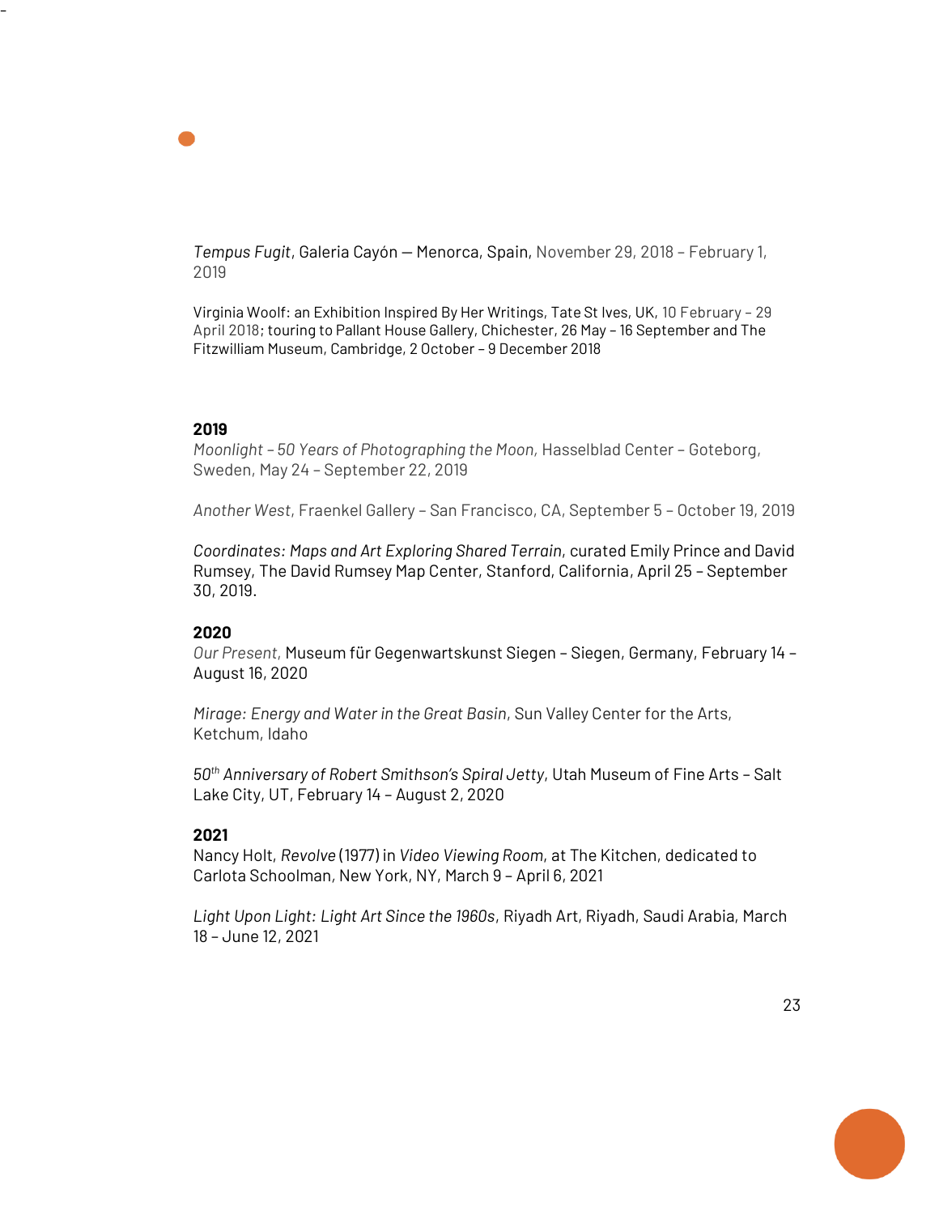*Tempus Fugit*, Galeria Cayón — Menorca, Spain, November 29, 2018 – February 1, 2019

Virginia Woolf: an Exhibition Inspired By Her Writings, Tate St Ives, UK, 10 February – 29 April 2018; touring to Pallant House Gallery, Chichester, 26 May – 16 September and The Fitzwilliam Museum, Cambridge, 2 October – 9 December 2018

**2019**

*Moonlight – 50 Years of Photographing the Moon,* Hasselblad Center – Goteborg, Sweden, May 24 – September 22, 2019

*Another West*, Fraenkel Gallery – San Francisco, CA, September 5 – October 19, 2019

*Coordinates: Maps and Art Exploring Shared Terrain*, curated Emily Prince and David Rumsey, The David Rumsey Map Center, Stanford, California, April 25 – September 30, 2019.

**2020**

*Our Present,* Museum für Gegenwartskunst Siegen – Siegen, Germany, February 14 – August 16, 2020

*Mirage: Energy and Water in the Great Basin*, Sun Valley Center for the Arts, Ketchum, Idaho

*50th Anniversary of Robert Smithson's Spiral Jetty*, Utah Museum of Fine Arts – Salt Lake City, UT, February 14 – August 2, 2020

**2021**

Nancy Holt, *Revolve* (1977) in *Video Viewing Room*, at The Kitchen, dedicated to Carlota Schoolman, New York, NY, March 9 – April 6, 2021

*Light Upon Light: Light Art Since the 1960s*, Riyadh Art, Riyadh, Saudi Arabia, March 18 – June 12, 2021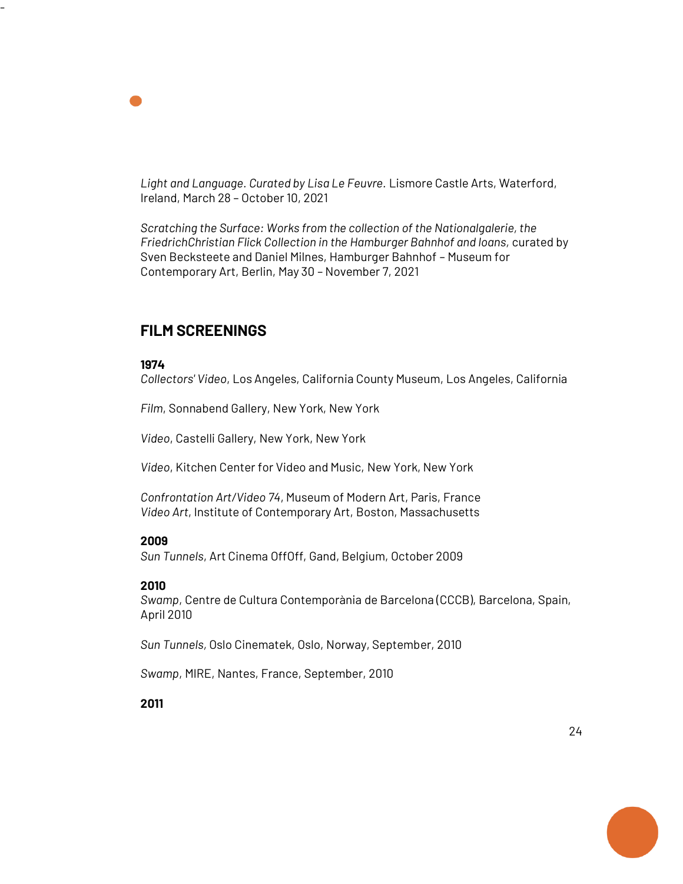*Light and Language. Curated by Lisa Le Feuvre.* Lismore Castle Arts, Waterford, Ireland, March 28 – October 10, 2021

*Scratching the Surface: Works from the collection of the Nationalgalerie, the FriedrichChristian Flick Collection in the Hamburger Bahnhof and loans,* curated by Sven Becksteete and Daniel Milnes, Hamburger Bahnhof – Museum for Contemporary Art, Berlin, May 30 – November 7, 2021

## FILM SCREENINGS

**1974**

*Collectors' Video*, Los Angeles, California County Museum, Los Angeles, California

*Film*, Sonnabend Gallery, New York, New York

*Video*, Castelli Gallery, New York, New York

*Video*, Kitchen Center for Video and Music, New York, New York

*Confrontation Art/Video 74*, Museum of Modern Art, Paris, France
*Video Art*, Institute of Contemporary Art, Boston, Massachusetts

**2009**

*Sun Tunnels*, Art Cinema OffOff, Gand, Belgium, October 2009

**2010**

*Swamp*, Centre de Cultura Contemporània de Barcelona (CCCB), Barcelona, Spain, April 2010

*Sun Tunnels*, Oslo Cinematek, Oslo, Norway, September, 2010

*Swamp*, MIRE, Nantes, France, September, 2010

**2011**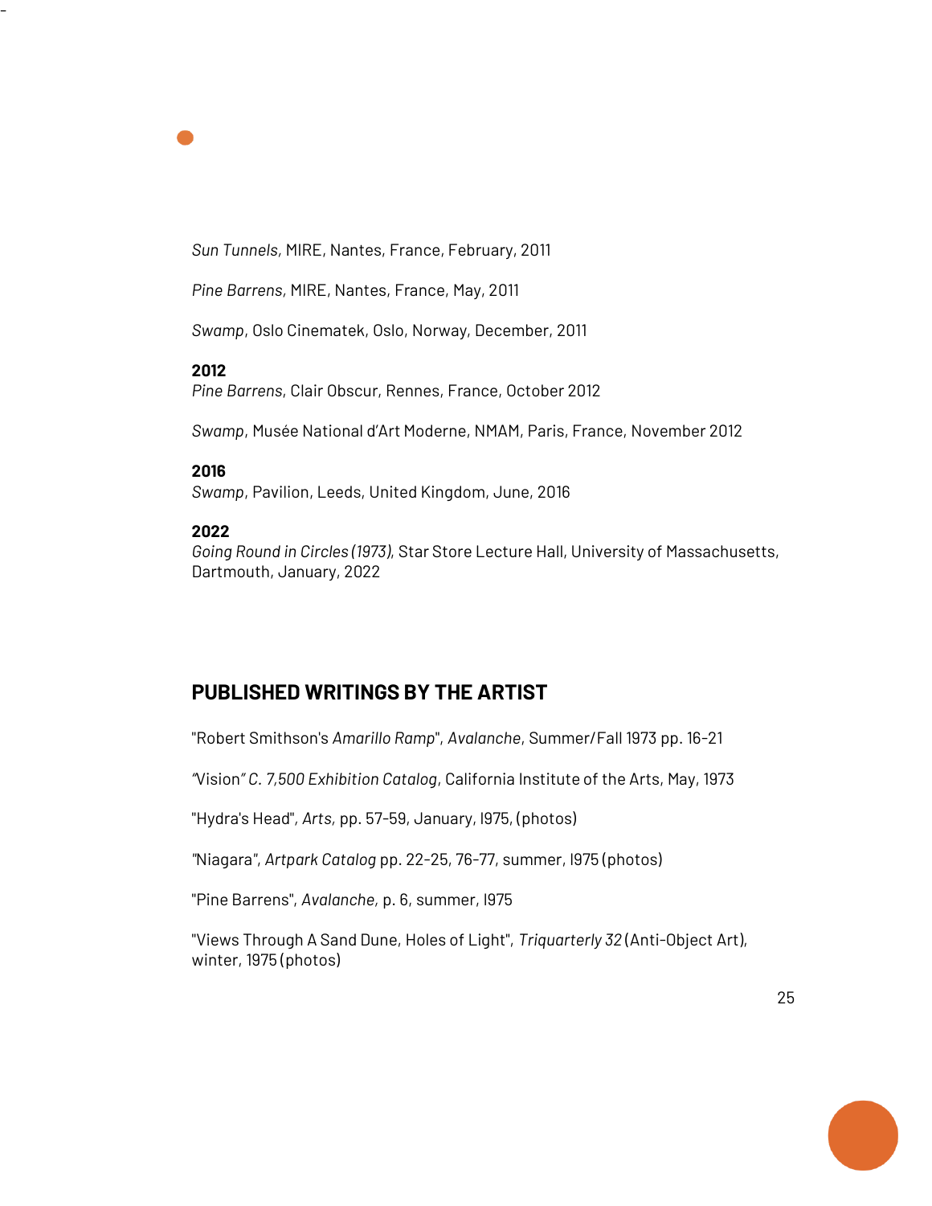*Sun Tunnels*, MIRE, Nantes, France, February, 2011

*Pine Barrens*, MIRE, Nantes, France, May, 2011

*Swamp*, Oslo Cinematek, Oslo, Norway, December, 2011

**2012**
*Pine Barrens*, Clair Obscur, Rennes, France, October 2012

*Swamp*, Musée National d'Art Moderne, NMAM, Paris, France, November 2012

**2016**
*Swamp*, Pavilion, Leeds, United Kingdom, June, 2016

**2022**
*Going Round in Circles (1973)*, Star Store Lecture Hall, University of Massachusetts, Dartmouth, January, 2022

## PUBLISHED WRITINGS BY THE ARTIST

"Robert Smithson's *Amarillo Ramp*", *Avalanche*, Summer/Fall 1973 pp. 16-21

"Vision" *C. 7,500 Exhibition Catalog*, California Institute of the Arts, May, 1973

"Hydra's Head", *Arts*, pp. 57-59, January, l975, (photos)

"Niagara", *Artpark Catalog* pp. 22-25, 76-77, summer, l975 (photos)

"Pine Barrens", *Avalanche*, p. 6, summer, l975

"Views Through A Sand Dune, Holes of Light", *Triquarterly 32* (Anti-Object Art), winter, 1975 (photos)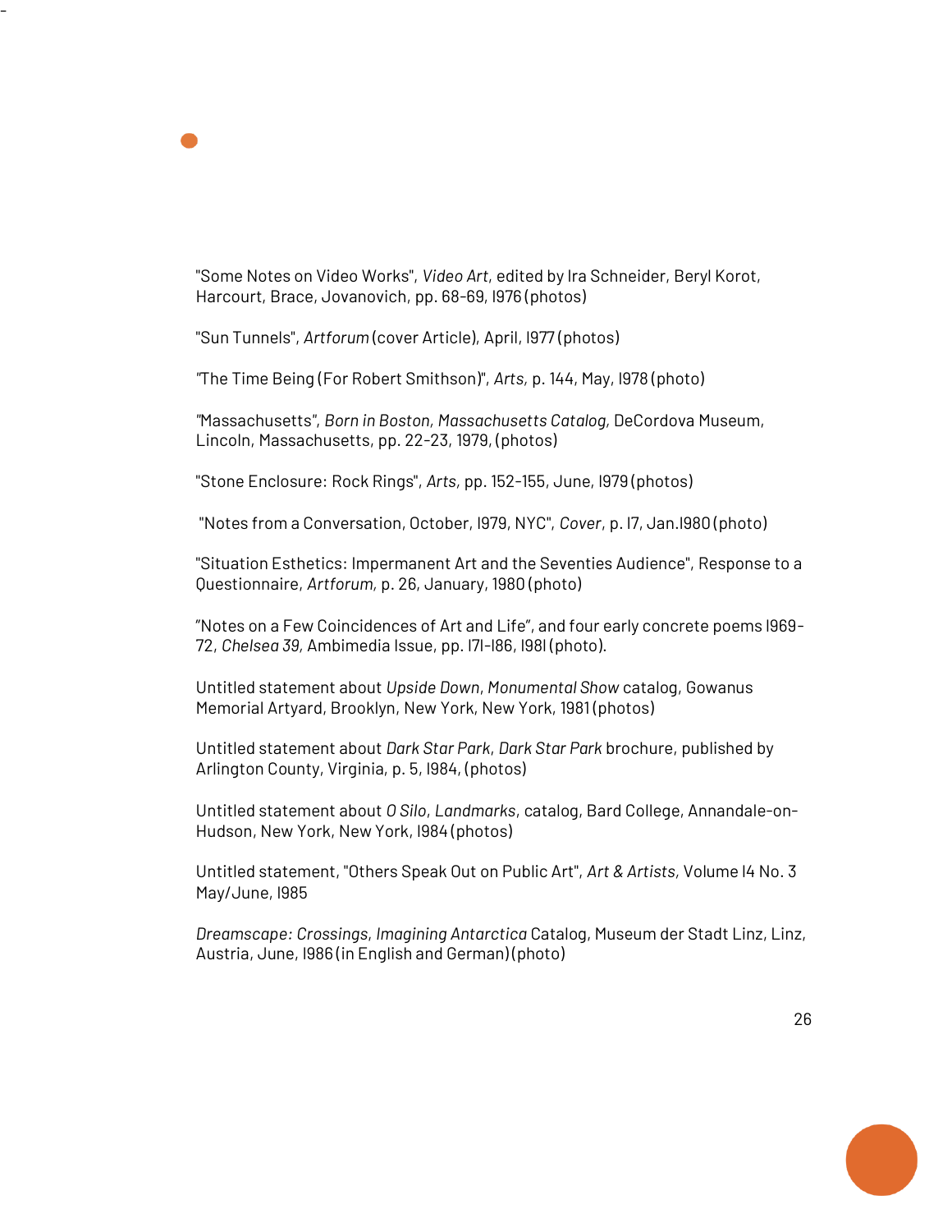"Some Notes on Video Works", *Video Art*, edited by Ira Schneider, Beryl Korot, Harcourt, Brace, Jovanovich, pp. 68-69, 1976 (photos)

"Sun Tunnels", *Artforum* (cover Article), April, 1977 (photos)

"The Time Being (For Robert Smithson)", *Arts,* p. 144, May, 1978 (photo)

"Massachusetts", *Born in Boston, Massachusetts Catalog,* DeCordova Museum, Lincoln, Massachusetts, pp. 22-23, 1979, (photos)

"Stone Enclosure: Rock Rings", *Arts*, pp. 152-155, June, 1979 (photos)

"Notes from a Conversation, October, 1979, NYC", *Cover*, p. 17, Jan.1980 (photo)

"Situation Esthetics: Impermanent Art and the Seventies Audience", Response to a Questionnaire, *Artforum,* p. 26, January, 1980 (photo)

"Notes on a Few Coincidences of Art and Life", and four early concrete poems 1969-72, *Chelsea 39,* Ambimedia Issue, pp. 171-186, 1981 (photo).

Untitled statement about *Upside Down*, *Monumental Show* catalog, Gowanus Memorial Artyard, Brooklyn, New York, New York, 1981 (photos)

Untitled statement about *Dark Star Park*, *Dark Star Park* brochure, published by Arlington County, Virginia, p. 5, 1984, (photos)

Untitled statement about *O Silo*, *Landmarks*, catalog, Bard College, Annandale-on-Hudson, New York, New York, 1984 (photos)

Untitled statement, "Others Speak Out on Public Art", *Art & Artists*, Volume 14 No. 3 May/June, 1985

*Dreamscape: Crossings*, *Imagining Antarctica* Catalog, Museum der Stadt Linz, Linz, Austria, June, 1986 (in English and German) (photo)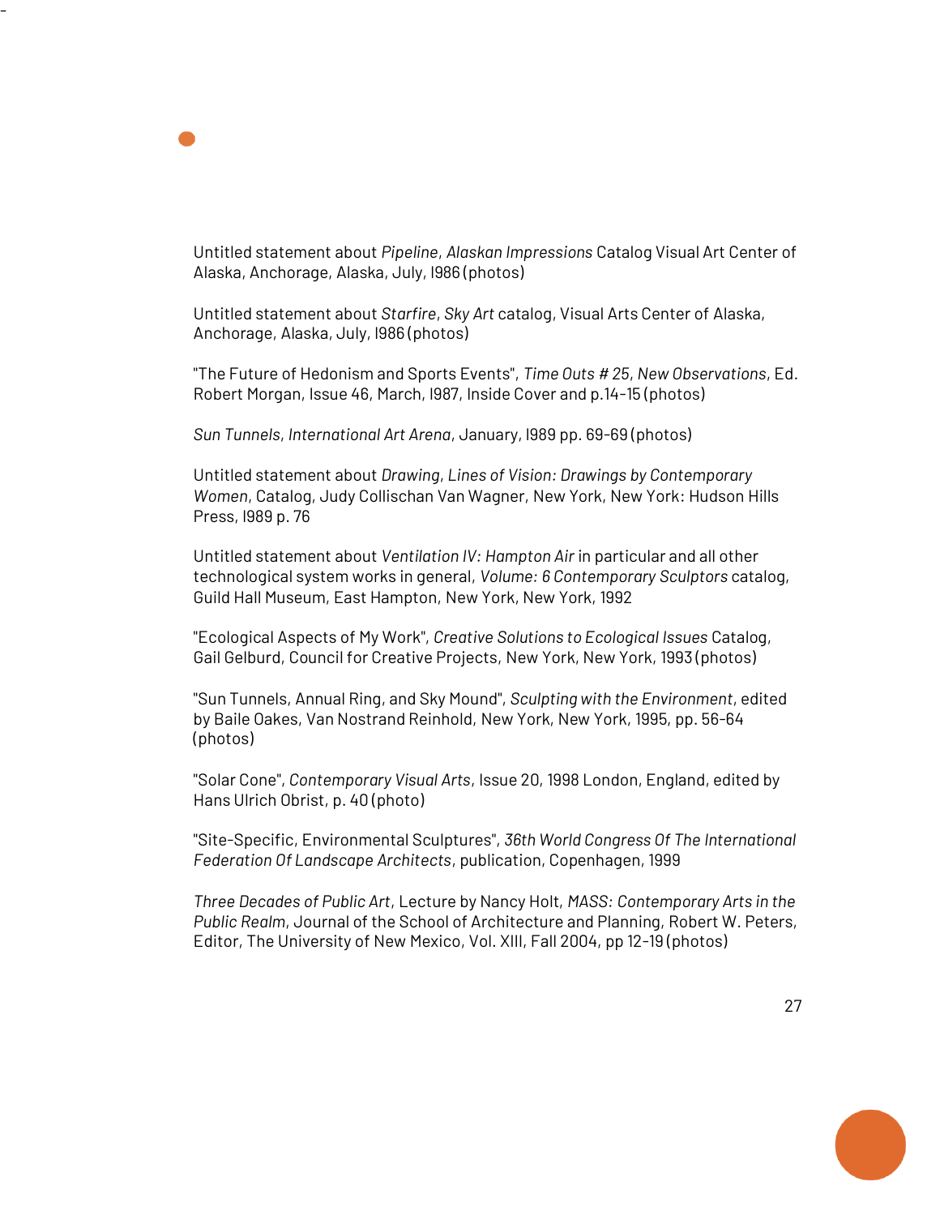Untitled statement about *Pipeline*, *Alaskan Impressions* Catalog Visual Art Center of Alaska, Anchorage, Alaska, July, l986 (photos)

Untitled statement about *Starfire*, *Sky Art* catalog, Visual Arts Center of Alaska, Anchorage, Alaska, July, l986 (photos)

"The Future of Hedonism and Sports Events", *Time Outs # 25*, *New Observations*, Ed. Robert Morgan, Issue 46, March, l987, Inside Cover and p.14-15 (photos)

*Sun Tunnels*, *International Art Arena*, January, l989 pp. 69-69 (photos)

Untitled statement about *Drawing*, *Lines of Vision: Drawings by Contemporary Women*, Catalog, Judy Collischan Van Wagner, New York, New York: Hudson Hills Press, l989 p. 76

Untitled statement about *Ventilation IV: Hampton Air* in particular and all other technological system works in general, *Volume: 6 Contemporary Sculptors* catalog, Guild Hall Museum, East Hampton, New York, New York, 1992

"Ecological Aspects of My Work", *Creative Solutions to Ecological Issues* Catalog, Gail Gelburd, Council for Creative Projects, New York, New York, 1993 (photos)

"Sun Tunnels, Annual Ring, and Sky Mound", *Sculpting with the Environment*, edited by Baile Oakes, Van Nostrand Reinhold, New York, New York, 1995, pp. 56-64 (photos)

"Solar Cone", *Contemporary Visual Arts*, Issue 20, 1998 London, England, edited by Hans Ulrich Obrist, p. 40 (photo)

"Site-Specific, Environmental Sculptures", *36th World Congress Of The International Federation Of Landscape Architects*, publication, Copenhagen, 1999

*Three Decades of Public Art*, Lecture by Nancy Holt, *MASS: Contemporary Arts in the Public Realm*, Journal of the School of Architecture and Planning, Robert W. Peters, Editor, The University of New Mexico, Vol. XIII, Fall 2004, pp 12-19 (photos)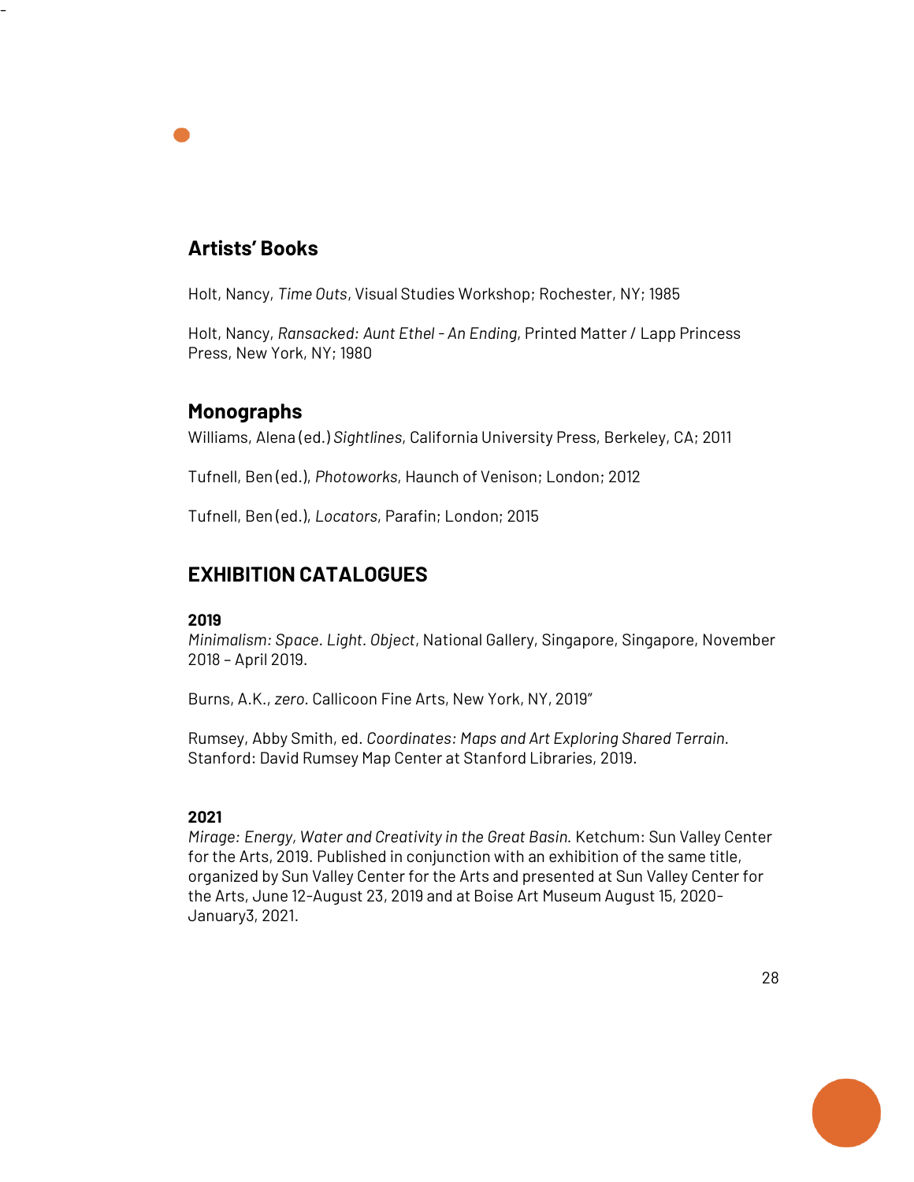## Artists' Books

Holt, Nancy, *Time Outs*, Visual Studies Workshop; Rochester, NY; 1985

Holt, Nancy, *Ransacked: Aunt Ethel - An Ending*, Printed Matter / Lapp Princess Press, New York, NY; 1980

## Monographs

Williams, Alena (ed.) *Sightlines*, California University Press, Berkeley, CA; 2011

Tufnell, Ben (ed.), *Photoworks*, Haunch of Venison; London; 2012

Tufnell, Ben (ed.), *Locators*, Parafin; London; 2015

## EXHIBITION CATALOGUES

**2019**

*Minimalism: Space. Light. Object*, National Gallery, Singapore, Singapore, November 2018 – April 2019.

Burns, A.K., *zero.* Callicoon Fine Arts, New York, NY, 2019"

Rumsey, Abby Smith, ed. *Coordinates: Maps and Art Exploring Shared Terrain.* Stanford: David Rumsey Map Center at Stanford Libraries, 2019.

**2021**

*Mirage: Energy, Water and Creativity in the Great Basin.* Ketchum: Sun Valley Center for the Arts, 2019. Published in conjunction with an exhibition of the same title, organized by Sun Valley Center for the Arts and presented at Sun Valley Center for the Arts, June 12-August 23, 2019 and at Boise Art Museum August 15, 2020-January3, 2021.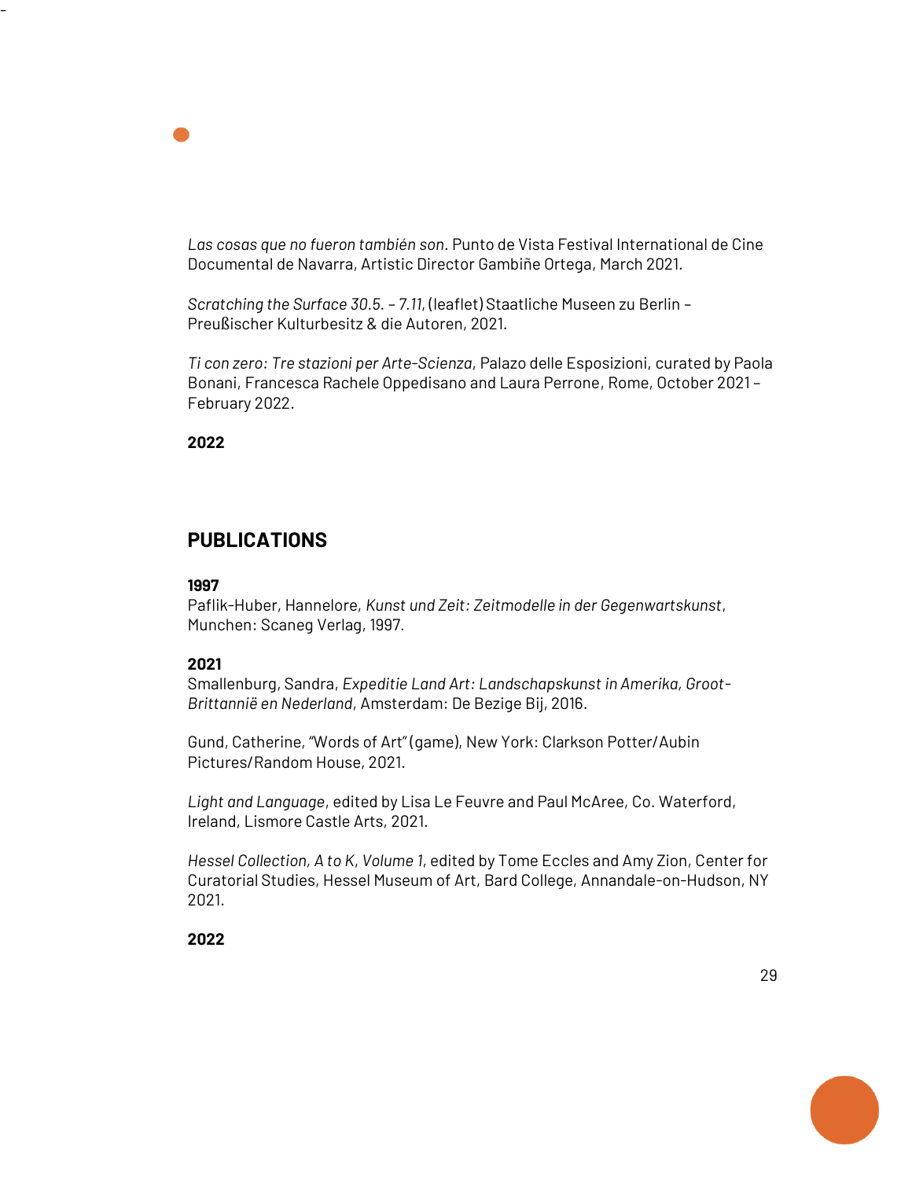*Las cosas que no fueron también son*. Punto de Vista Festival International de Cine Documental de Navarra, Artistic Director Gambiñe Ortega, March 2021.

*Scratching the Surface 30.5. – 7.11*, (leaflet) Staatliche Museen zu Berlin – Preußischer Kulturbesitz & die Autoren, 2021.

*Ti con zero: Tre stazioni per Arte-Scienza*, Palazo delle Esposizioni, curated by Paola Bonani, Francesca Rachele Oppedisano and Laura Perrone, Rome, October 2021 – February 2022.

**2022**

## PUBLICATIONS

**1997**
Paflik-Huber, Hannelore, *Kunst und Zeit: Zeitmodelle in der Gegenwartskunst*, Munchen: Scaneg Verlag, 1997.

**2021**
Smallenburg, Sandra, *Expeditie Land Art: Landschapskunst in Amerika, Groot-Brittannië en Nederland*, Amsterdam: De Bezige Bij, 2016.

Gund, Catherine, "Words of Art" (game), New York: Clarkson Potter/Aubin Pictures/Random House, 2021.

*Light and Language*, edited by Lisa Le Feuvre and Paul McAree, Co. Waterford, Ireland, Lismore Castle Arts, 2021.

*Hessel Collection, A to K, Volume 1*, edited by Tome Eccles and Amy Zion, Center for Curatorial Studies, Hessel Museum of Art, Bard College, Annandale-on-Hudson, NY 2021.

**2022**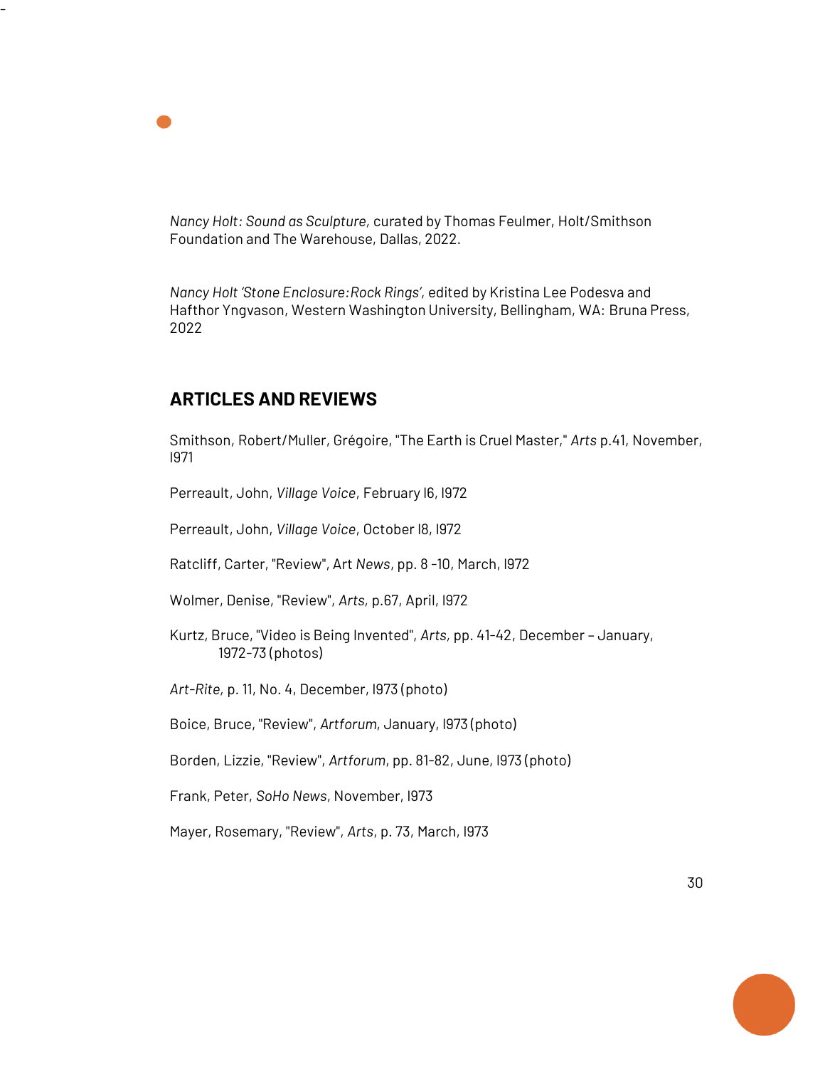*Nancy Holt: Sound as Sculpture*, curated by Thomas Feulmer, Holt/Smithson Foundation and The Warehouse, Dallas, 2022.

*Nancy Holt 'Stone Enclosure: Rock Rings'*, edited by Kristina Lee Podesva and Hafthor Yngvason, Western Washington University, Bellingham, WA: Bruna Press, 2022

## ARTICLES AND REVIEWS

Smithson, Robert/Muller, Grégoire, "The Earth is Cruel Master," *Arts* p.41, November, l971

Perreault, John, *Village Voice*, February l6, l972

Perreault, John, *Village Voice*, October l8, l972

Ratcliff, Carter, "Review", Art *News*, pp. 8 -10, March, l972

Wolmer, Denise, "Review", *Arts*, p.67, April, l972

Kurtz, Bruce, "Video is Being Invented", *Arts*, pp. 41-42, December – January, 1972-73 (photos)

*Art-Rite*, p. 11, No. 4, December, l973 (photo)

Boice, Bruce, "Review", *Artforum*, January, l973 (photo)

Borden, Lizzie, "Review", *Artforum*, pp. 81-82, June, l973 (photo)

Frank, Peter, *SoHo News*, November, l973

Mayer, Rosemary, "Review", *Arts*, p. 73, March, l973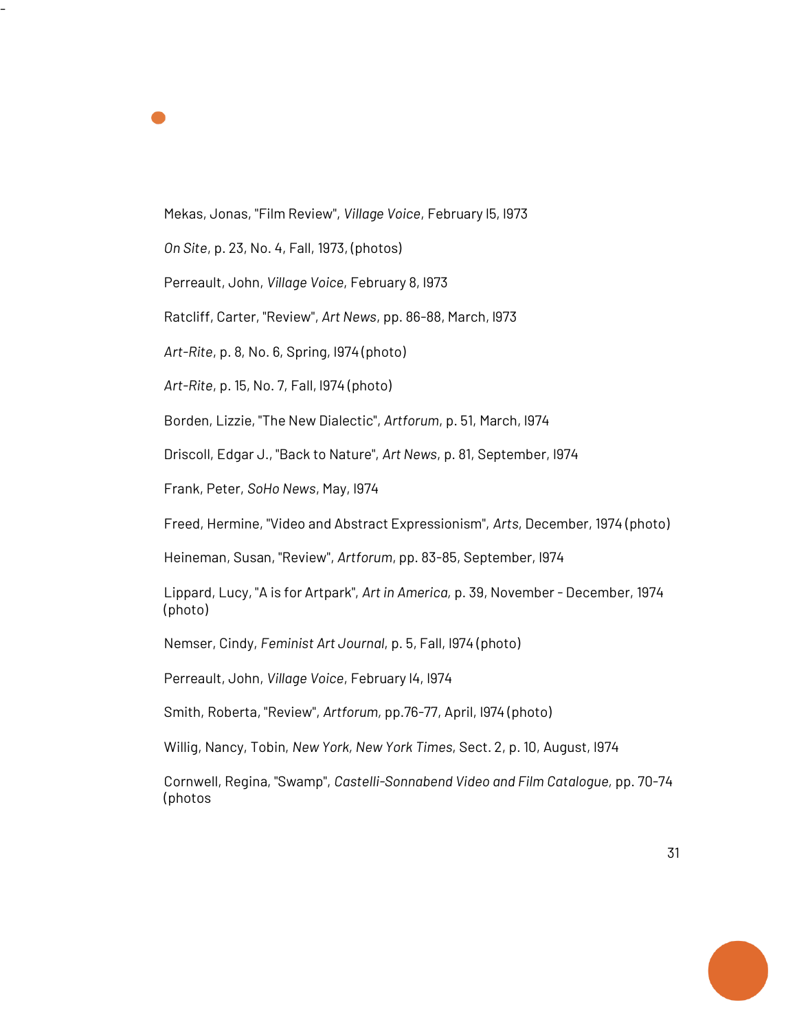Mekas, Jonas, "Film Review", *Village Voice*, February l5, l973

*On Site*, p. 23, No. 4, Fall, 1973, (photos)

Perreault, John, *Village Voice*, February 8, l973

Ratcliff, Carter, "Review", *Art News*, pp. 86-88, March, l973

*Art-Rite*, p. 8, No. 6, Spring, l974 (photo)

*Art-Rite*, p. 15, No. 7, Fall, l974 (photo)

Borden, Lizzie, "The New Dialectic", *Artforum*, p. 51, March, l974

Driscoll, Edgar J., "Back to Nature", *Art News*, p. 81, September, l974

Frank, Peter, *SoHo News*, May, l974

Freed, Hermine, "Video and Abstract Expressionism", *Arts*, December, 1974 (photo)

Heineman, Susan, "Review", *Artforum*, pp. 83-85, September, l974

Lippard, Lucy, "A is for Artpark", *Art in America,* p. 39, November - December, 1974 (photo)

Nemser, Cindy, *Feminist Art Journal*, p. 5, Fall, l974 (photo)

Perreault, John, *Village Voice*, February l4, l974

Smith, Roberta, "Review", *Artforum,* pp.76-77, April, l974 (photo)

Willig, Nancy, Tobin, *New York, New York Times*, Sect. 2, p. 10, August, l974

Cornwell, Regina, "Swamp", *Castelli-Sonnabend Video and Film Catalogue,* pp. 70-74 (photos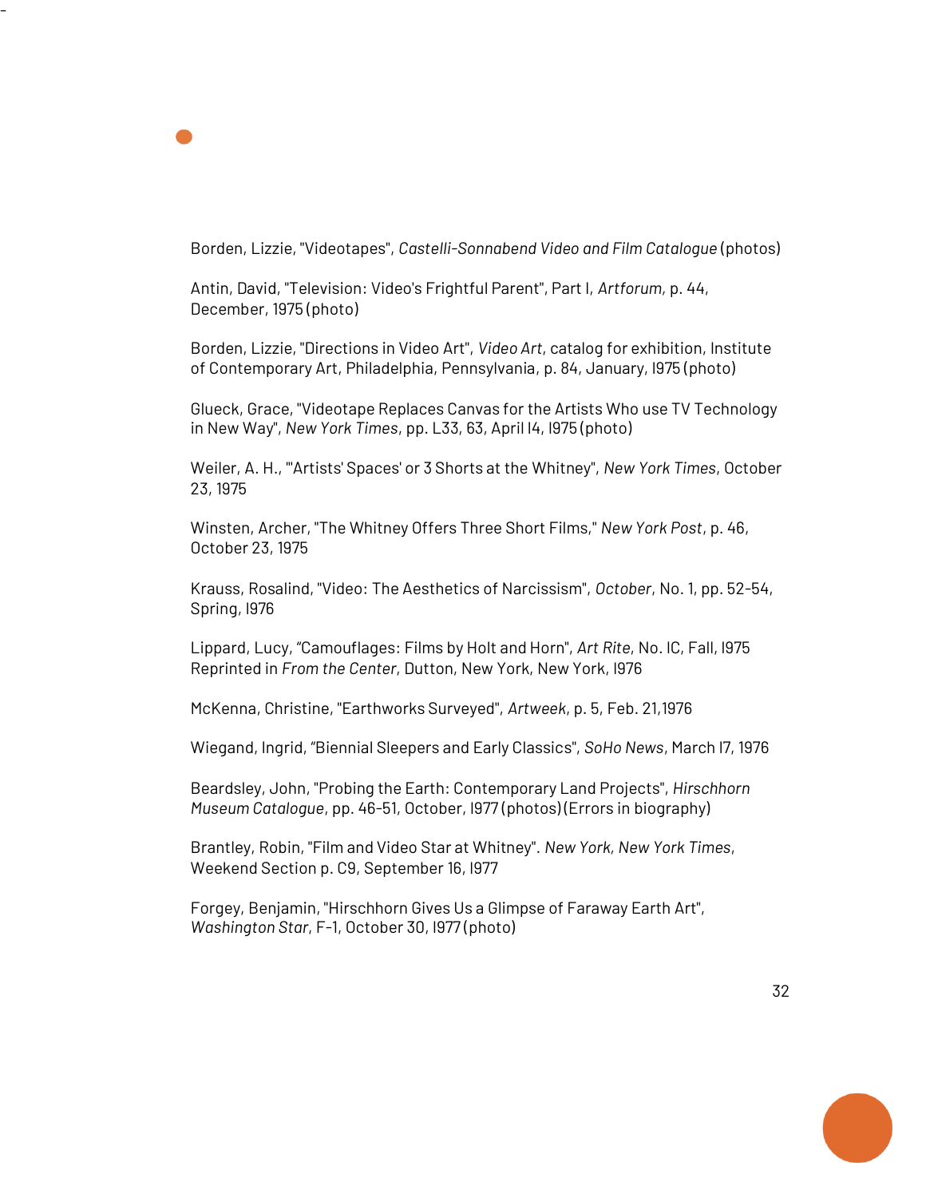Borden, Lizzie, "Videotapes", *Castelli-Sonnabend Video and Film Catalogue* (photos)

Antin, David, "Television: Video's Frightful Parent", Part I, *Artforum,* p. 44, December, 1975 (photo)

Borden, Lizzie, "Directions in Video Art", *Video Art*, catalog for exhibition, Institute of Contemporary Art, Philadelphia, Pennsylvania, p. 84, January, I975 (photo)

Glueck, Grace, "Videotape Replaces Canvas for the Artists Who use TV Technology in New Way", *New York Times*, pp. L33, 63, April I4, I975 (photo)

Weiler, A. H., "'Artists' Spaces' or 3 Shorts at the Whitney", *New York Times*, October 23, 1975

Winsten, Archer, "The Whitney Offers Three Short Films," *New York Post*, p. 46, October 23, 1975

Krauss, Rosalind, "Video: The Aesthetics of Narcissism", *October*, No. 1, pp. 52-54, Spring, I976

Lippard, Lucy, "Camouflages: Films by Holt and Horn", *Art Rite*, No. IC, Fall, I975 Reprinted in *From the Center*, Dutton, New York, New York, I976

McKenna, Christine, "Earthworks Surveyed", *Artweek*, p. 5, Feb. 21,1976

Wiegand, Ingrid, "Biennial Sleepers and Early Classics", *SoHo News*, March I7, 1976

Beardsley, John, "Probing the Earth: Contemporary Land Projects", *Hirschhorn Museum Catalogue*, pp. 46-51, October, I977 (photos) (Errors in biography)

Brantley, Robin, "Film and Video Star at Whitney". *New York, New York Times*, Weekend Section p. C9, September 16, I977

Forgey, Benjamin, "Hirschhorn Gives Us a Glimpse of Faraway Earth Art", *Washington Star*, F-1, October 30, I977 (photo)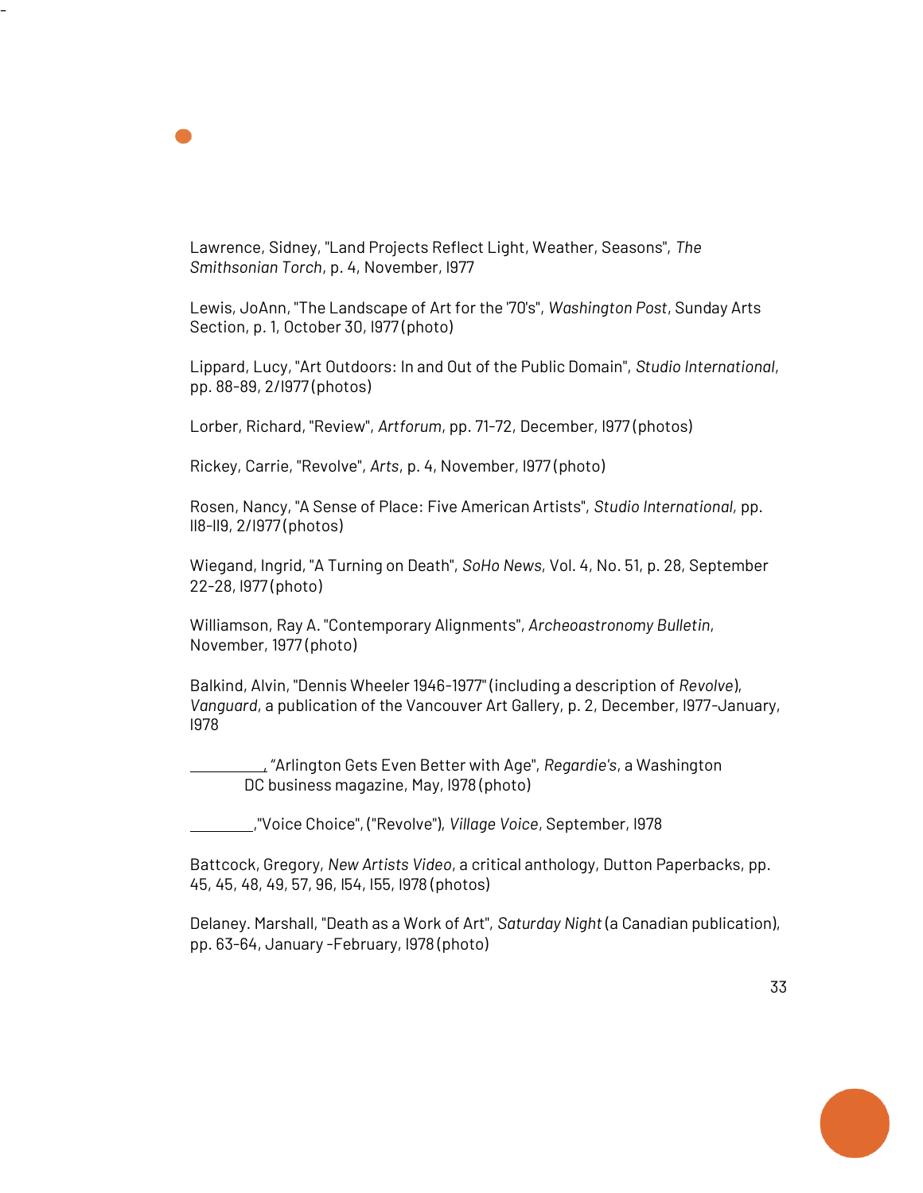Lawrence, Sidney, "Land Projects Reflect Light, Weather, Seasons", *The Smithsonian Torch*, p. 4, November, l977

Lewis, JoAnn, "The Landscape of Art for the '70's", *Washington Post*, Sunday Arts Section, p. 1, October 30, l977 (photo)

Lippard, Lucy, "Art Outdoors: In and Out of the Public Domain", *Studio International*, pp. 88-89, 2/l977 (photos)

Lorber, Richard, "Review", *Artforum*, pp. 71-72, December, l977 (photos)

Rickey, Carrie, "Revolve", *Arts*, p. 4, November, l977 (photo)

Rosen, Nancy, "A Sense of Place: Five American Artists", *Studio International*, pp. ll8-ll9, 2/l977 (photos)

Wiegand, Ingrid, "A Turning on Death", *SoHo News*, Vol. 4, No. 51, p. 28, September 22-28, l977 (photo)

Williamson, Ray A. "Contemporary Alignments", *Archeoastronomy Bulletin*, November, 1977 (photo)

Balkind, Alvin, "Dennis Wheeler 1946-1977" (including a description of *Revolve*), *Vanguard*, a publication of the Vancouver Art Gallery, p. 2, December, l977-January, l978

__________, "Arlington Gets Even Better with Age", *Regardie's*, a Washington DC business magazine, May, l978 (photo)

________,"Voice Choice", ("Revolve"), *Village Voice*, September, l978

Battcock, Gregory, *New Artists Video*, a critical anthology, Dutton Paperbacks, pp. 45, 45, 48, 49, 57, 96, l54, l55, l978 (photos)

Delaney. Marshall, "Death as a Work of Art", *Saturday Night* (a Canadian publication), pp. 63-64, January -February, l978 (photo)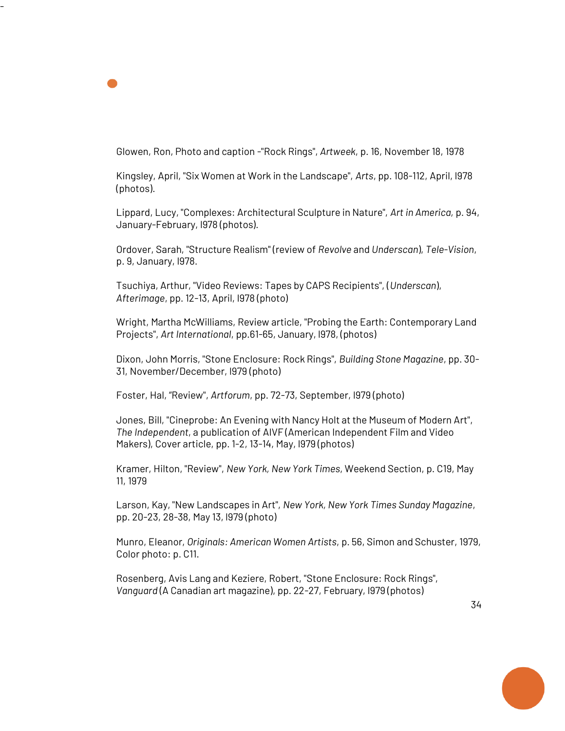Glowen, Ron, Photo and caption -"Rock Rings", *Artweek*, p. 16, November 18, 1978

Kingsley, April, "Six Women at Work in the Landscape", *Arts*, pp. 108-112, April, I978 (photos).

Lippard, Lucy, "Complexes: Architectural Sculpture in Nature", *Art in America*, p. 94, January-February, I978 (photos).

Ordover, Sarah, "Structure Realism" (review of *Revolve* and *Underscan*), *Tele-Vision*, p. 9, January, I978.

Tsuchiya, Arthur, "Video Reviews: Tapes by CAPS Recipients", (*Underscan*), *Afterimage*, pp. 12-13, April, I978 (photo)

Wright, Martha McWilliams, Review article, "Probing the Earth: Contemporary Land Projects", *Art International*, pp.61-65, January, I978, (photos)

Dixon, John Morris, "Stone Enclosure: Rock Rings", *Building Stone Magazine*, pp. 30-31, November/December, I979 (photo)

Foster, Hal, "Review", *Artforum*, pp. 72-73, September, I979 (photo)

Jones, Bill, "Cineprobe: An Evening with Nancy Holt at the Museum of Modern Art", *The Independent*, a publication of AIVF (American Independent Film and Video Makers), Cover article, pp. 1-2, 13-14, May, I979 (photos)

Kramer, Hilton, "Review", *New York, New York Times*, Weekend Section, p. C19, May 11, 1979

Larson, Kay, "New Landscapes in Art", *New York, New York Times Sunday Magazine*, pp. 20-23, 28-38, May 13, I979 (photo)

Munro, Eleanor, *Originals: American Women Artists*, p. 56, Simon and Schuster, 1979, Color photo: p. C11.

Rosenberg, Avis Lang and Keziere, Robert, "Stone Enclosure: Rock Rings", *Vanguard* (A Canadian art magazine), pp. 22-27, February, I979 (photos)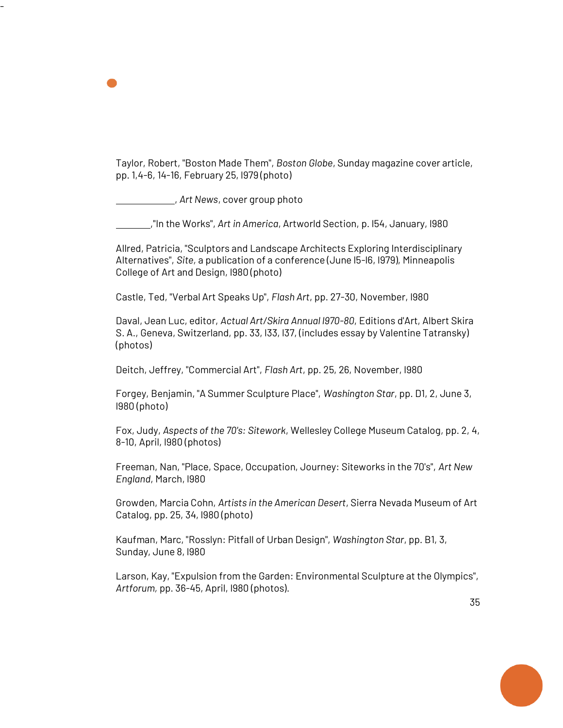Taylor, Robert, "Boston Made Them", *Boston Globe*, Sunday magazine cover article, pp. 1,4-6, 14-16, February 25, l979 (photo)

____________, *Art News*, cover group photo

_______,"In the Works", *Art in America*, Artworld Section, p. l54, January, l980

Allred, Patricia, "Sculptors and Landscape Architects Exploring Interdisciplinary Alternatives", *Site*, a publication of a conference (June l5-l6, l979), Minneapolis College of Art and Design, l980 (photo)

Castle, Ted, "Verbal Art Speaks Up", *Flash Art*, pp. 27-30, November, l980

Daval, Jean Luc, editor, *Actual Art/Skira Annual l970-80*, Editions d'Art, Albert Skira S. A., Geneva, Switzerland, pp. 33, l33, l37, (includes essay by Valentine Tatransky) (photos)

Deitch, Jeffrey, "Commercial Art", *Flash Art*, pp. 25, 26, November, l980

Forgey, Benjamin, "A Summer Sculpture Place", *Washington Star*, pp. D1, 2, June 3, l980 (photo)

Fox, Judy, *Aspects of the 70's: Sitework*, Wellesley College Museum Catalog, pp. 2, 4, 8-10, April, l980 (photos)

Freeman, Nan, "Place, Space, Occupation, Journey: Siteworks in the 70's", *Art New England*, March, l980

Growden, Marcia Cohn, *Artists in the American Desert*, Sierra Nevada Museum of Art Catalog, pp. 25, 34, l980 (photo)

Kaufman, Marc, "Rosslyn: Pitfall of Urban Design", *Washington Star*, pp. B1, 3, Sunday, June 8, l980

Larson, Kay, "Expulsion from the Garden: Environmental Sculpture at the Olympics", *Artforum*, pp. 36-45, April, l980 (photos).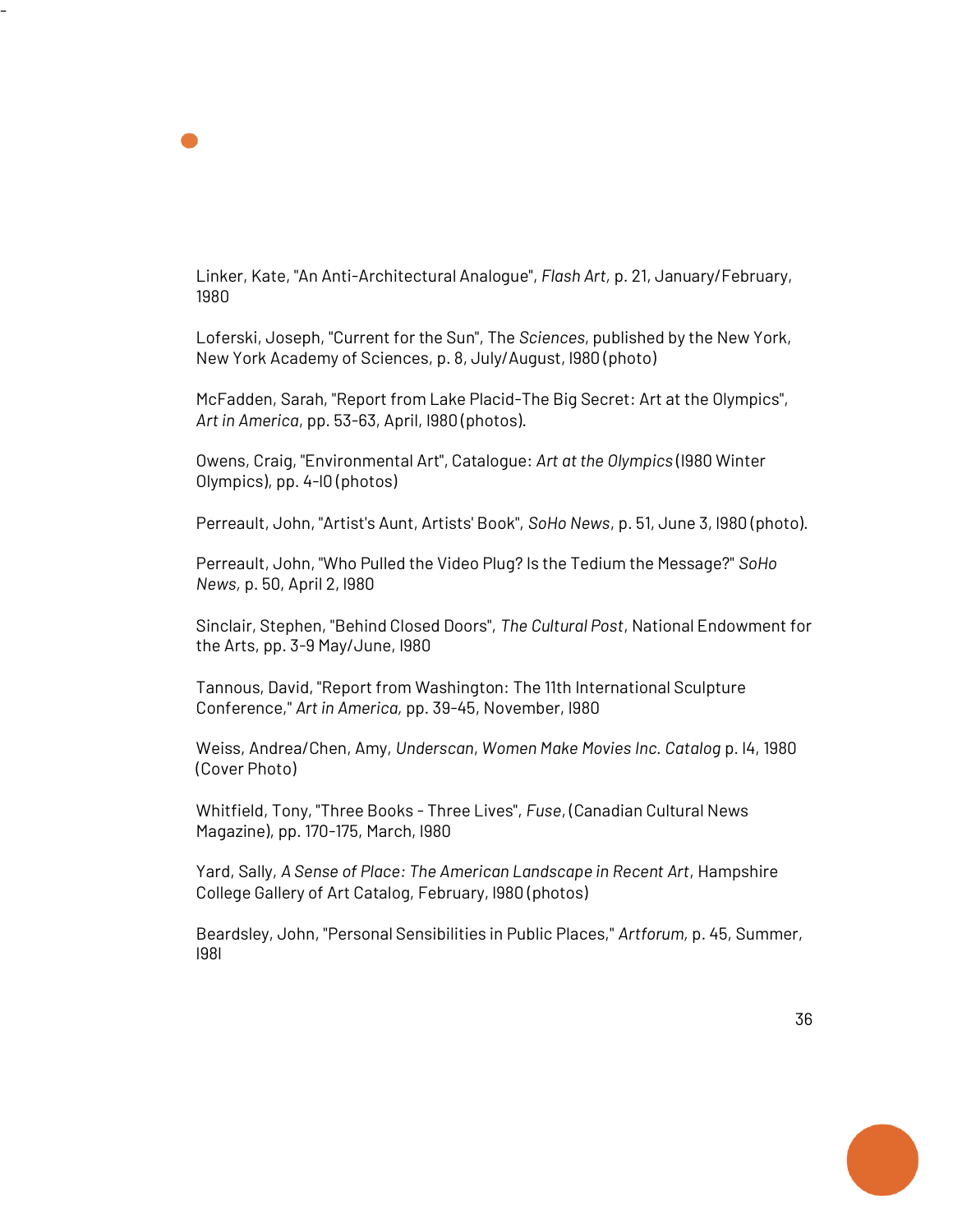Linker, Kate, "An Anti-Architectural Analogue", *Flash Art*, p. 21, January/February, 1980

Loferski, Joseph, "Current for the Sun", The *Sciences*, published by the New York, New York Academy of Sciences, p. 8, July/August, 1980 (photo)

McFadden, Sarah, "Report from Lake Placid-The Big Secret: Art at the Olympics", *Art in America*, pp. 53-63, April, 1980 (photos).

Owens, Craig, "Environmental Art", Catalogue: *Art at the Olympics* (1980 Winter Olympics), pp. 4-10 (photos)

Perreault, John, "Artist's Aunt, Artists' Book", *SoHo News*, p. 51, June 3, 1980 (photo).

Perreault, John, "Who Pulled the Video Plug? Is the Tedium the Message?" *SoHo News*, p. 50, April 2, 1980

Sinclair, Stephen, "Behind Closed Doors", *The Cultural Post*, National Endowment for the Arts, pp. 3-9 May/June, 1980

Tannous, David, "Report from Washington: The 11th International Sculpture Conference," *Art in America*, pp. 39-45, November, 1980

Weiss, Andrea/Chen, Amy, *Underscan*, *Women Make Movies Inc. Catalog* p. 14, 1980 (Cover Photo)

Whitfield, Tony, "Three Books - Three Lives", *Fuse*, (Canadian Cultural News Magazine), pp. 170-175, March, 1980

Yard, Sally, *A Sense of Place: The American Landscape in Recent Art*, Hampshire College Gallery of Art Catalog, February, 1980 (photos)

Beardsley, John, "Personal Sensibilities in Public Places," *Artforum*, p. 45, Summer, 1981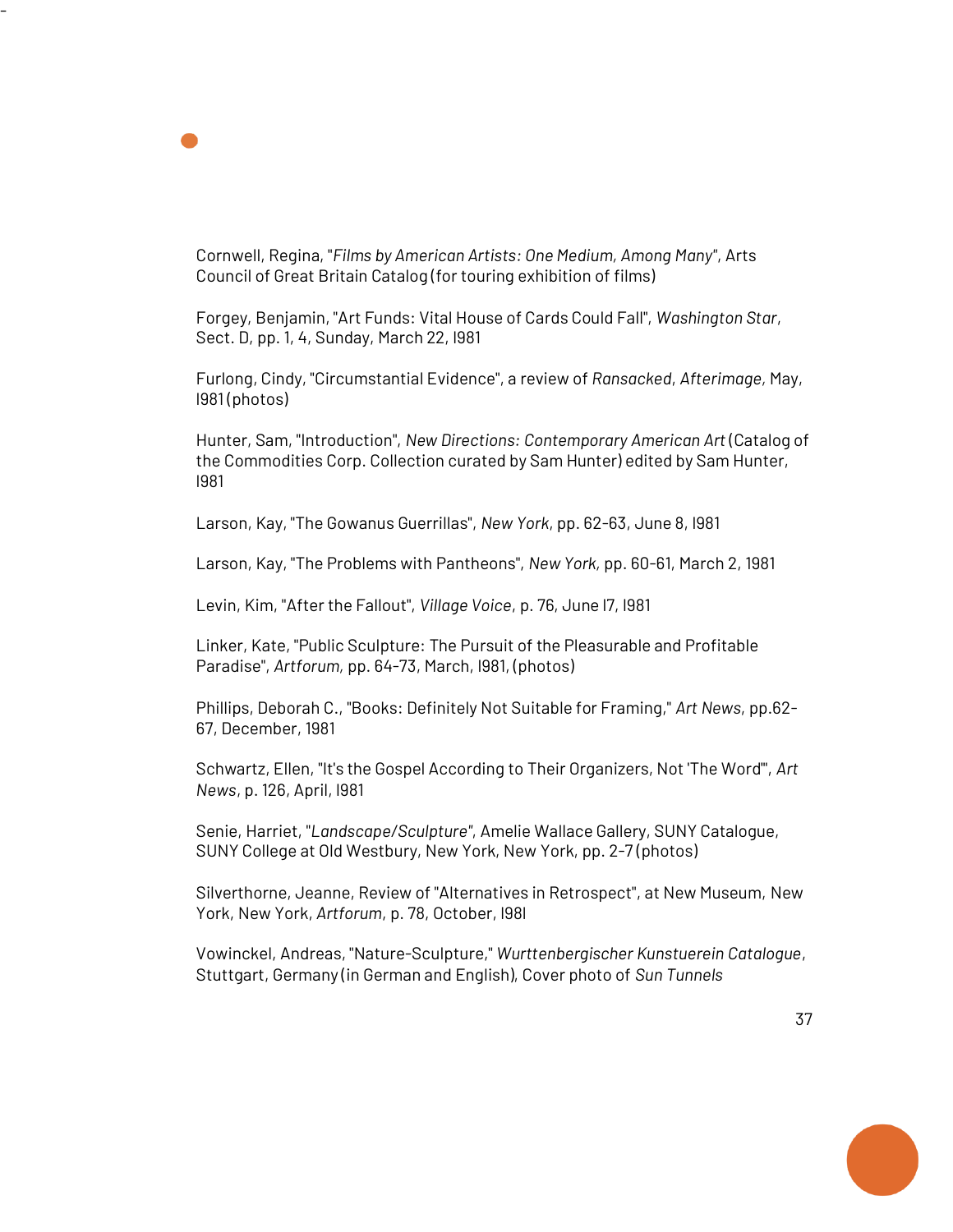Cornwell, Regina, "*Films by American Artists: One Medium, Among Many*", Arts Council of Great Britain Catalog (for touring exhibition of films)

Forgey, Benjamin, "Art Funds: Vital House of Cards Could Fall", *Washington Star*, Sect. D, pp. 1, 4, Sunday, March 22, l981

Furlong, Cindy, "Circumstantial Evidence", a review of *Ransacked*, *Afterimage,* May, l981 (photos)

Hunter, Sam, "Introduction", *New Directions: Contemporary American Art* (Catalog of the Commodities Corp. Collection curated by Sam Hunter) edited by Sam Hunter, l981

Larson, Kay, "The Gowanus Guerrillas", *New York*, pp. 62-63, June 8, l981

Larson, Kay, "The Problems with Pantheons", *New York,* pp. 60-61, March 2, 1981

Levin, Kim, "After the Fallout", *Village Voice*, p. 76, June l7, l981

Linker, Kate, "Public Sculpture: The Pursuit of the Pleasurable and Profitable Paradise", *Artforum,* pp. 64-73, March, l981, (photos)

Phillips, Deborah C., "Books: Definitely Not Suitable for Framing," *Art News*, pp.62-67, December, 1981

Schwartz, Ellen, "It's the Gospel According to Their Organizers, Not 'The Word'", *Art News*, p. 126, April, l981

Senie, Harriet, "*Landscape/Sculpture*", Amelie Wallace Gallery, SUNY Catalogue, SUNY College at Old Westbury, New York, New York, pp. 2-7 (photos)

Silverthorne, Jeanne, Review of "Alternatives in Retrospect", at New Museum, New York, New York, *Artforum*, p. 78, October, l98l

Vowinckel, Andreas, "Nature-Sculpture," *Wurttenbergischer Kunstuerein Catalogue*, Stuttgart, Germany (in German and English), Cover photo of *Sun Tunnels*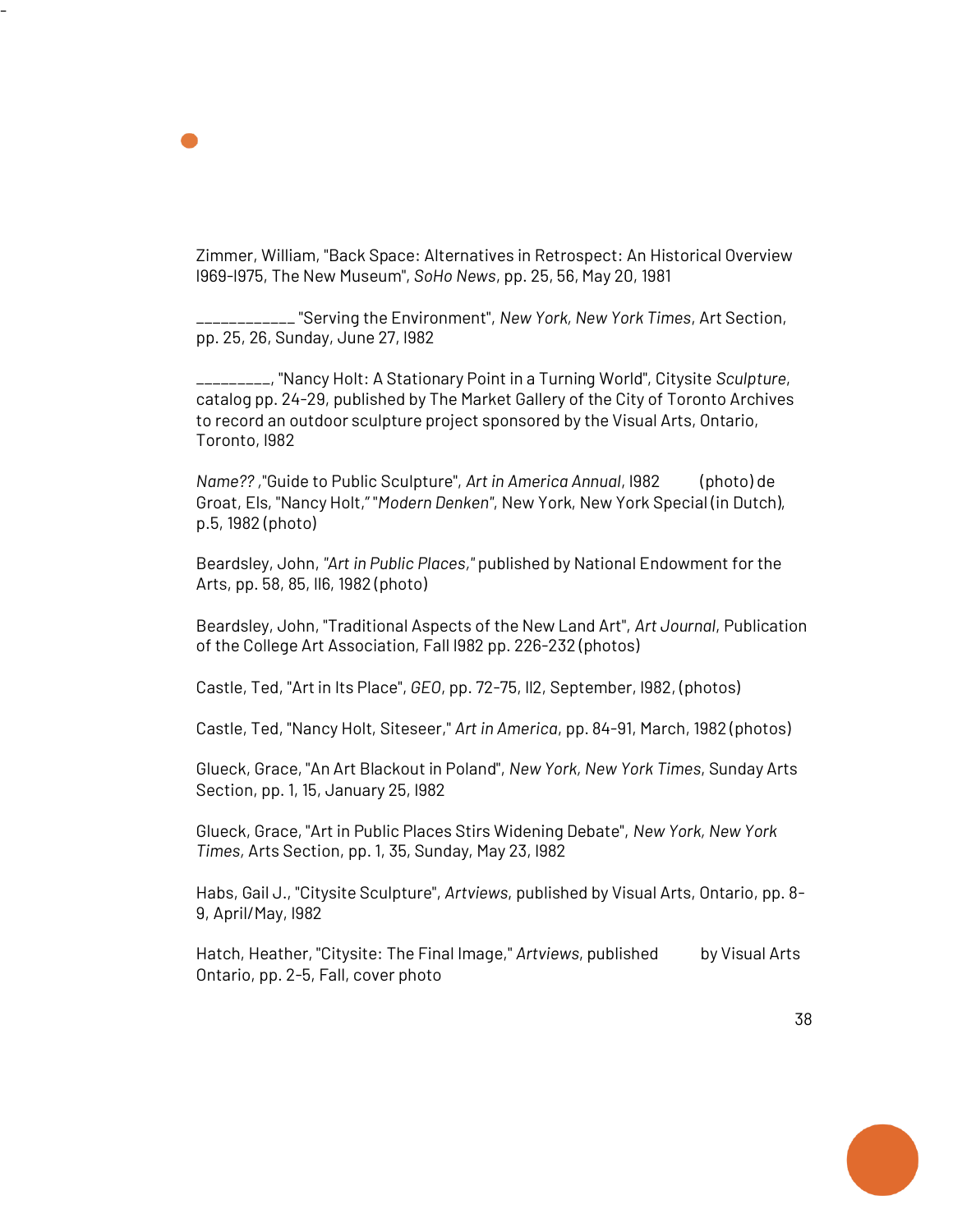Zimmer, William, "Back Space: Alternatives in Retrospect: An Historical Overview l969-l975, The New Museum", *SoHo News*, pp. 25, 56, May 20, 1981

____________ "Serving the Environment", *New York, New York Times*, Art Section, pp. 25, 26, Sunday, June 27, l982

_________, "Nancy Holt: A Stationary Point in a Turning World", Citysite *Sculpture*, catalog pp. 24-29, published by The Market Gallery of the City of Toronto Archives to record an outdoor sculpture project sponsored by the Visual Arts, Ontario, Toronto, l982

*Name??* ,"Guide to Public Sculpture", *Art in America Annual*, l982 (photo) de Groat, Els, "Nancy Holt," "*Modern Denken*", New York, New York Special (in Dutch), p.5, 1982 (photo)

Beardsley, John, *"Art in Public Places,"* published by National Endowment for the Arts, pp. 58, 85, ll6, 1982 (photo)

Beardsley, John, "Traditional Aspects of the New Land Art", *Art Journal*, Publication of the College Art Association, Fall l982 pp. 226-232 (photos)

Castle, Ted, "Art in Its Place", *GEO*, pp. 72-75, ll2, September, l982, (photos)

Castle, Ted, "Nancy Holt, Siteseer," *Art in America*, pp. 84-91, March, 1982 (photos)

Glueck, Grace, "An Art Blackout in Poland", *New York, New York Times*, Sunday Arts Section, pp. 1, 15, January 25, l982

Glueck, Grace, "Art in Public Places Stirs Widening Debate", *New York, New York Times,* Arts Section, pp. 1, 35, Sunday, May 23, l982

Habs, Gail J., "Citysite Sculpture", *Artviews*, published by Visual Arts, Ontario, pp. 8-9, April/May, l982

Hatch, Heather, "Citysite: The Final Image," *Artviews*, published by Visual Arts Ontario, pp. 2-5, Fall, cover photo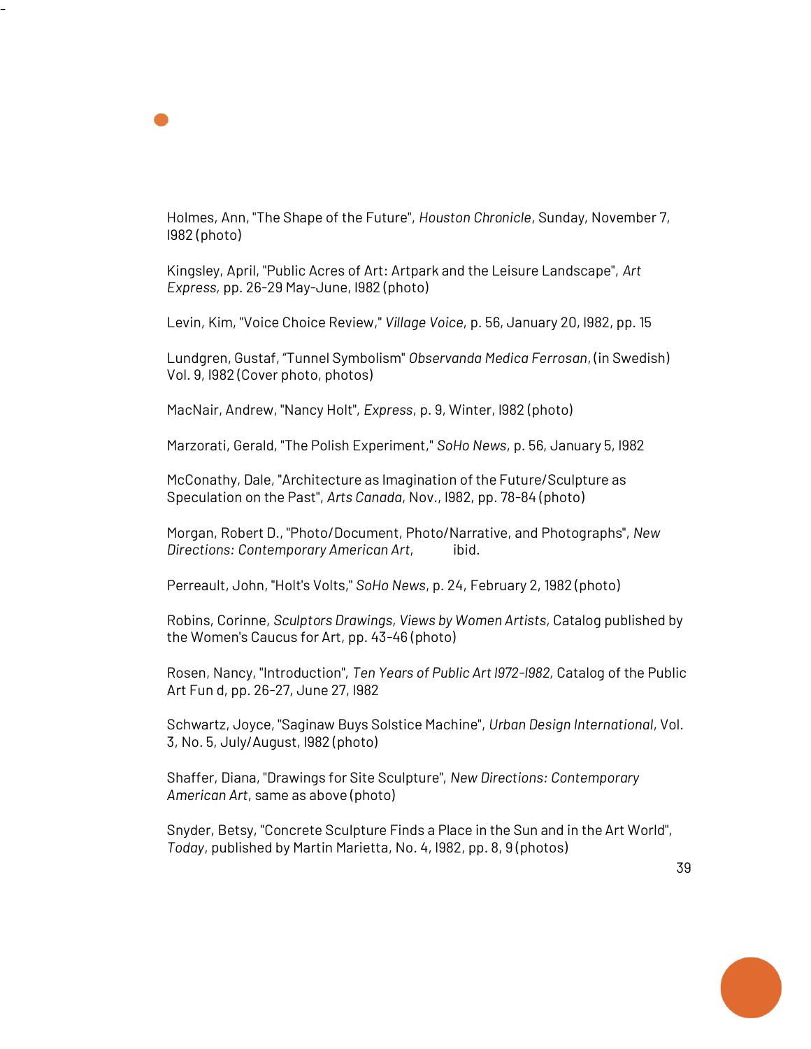Holmes, Ann, "The Shape of the Future", *Houston Chronicle*, Sunday, November 7, l982 (photo)

Kingsley, April, "Public Acres of Art: Artpark and the Leisure Landscape", *Art Express*, pp. 26-29 May-June, l982 (photo)

Levin, Kim, "Voice Choice Review," *Village Voice*, p. 56, January 20, l982, pp. 15

Lundgren, Gustaf, "Tunnel Symbolism" *Observanda Medica Ferrosan*, (in Swedish) Vol. 9, l982 (Cover photo, photos)

MacNair, Andrew, "Nancy Holt", *Express*, p. 9, Winter, l982 (photo)

Marzorati, Gerald, "The Polish Experiment," *SoHo News*, p. 56, January 5, l982

McConathy, Dale, "Architecture as Imagination of the Future/Sculpture as Speculation on the Past", *Arts Canada*, Nov., l982, pp. 78-84 (photo)

Morgan, Robert D., "Photo/Document, Photo/Narrative, and Photographs", *New Directions: Contemporary American Art*, ibid.

Perreault, John, "Holt's Volts," *SoHo News*, p. 24, February 2, 1982 (photo)

Robins, Corinne, *Sculptors Drawings, Views by Women Artists,* Catalog published by the Women's Caucus for Art, pp. 43-46 (photo)

Rosen, Nancy, "Introduction", *Ten Years of Public Art l972-l982,* Catalog of the Public Art Fun d, pp. 26-27, June 27, l982

Schwartz, Joyce, "Saginaw Buys Solstice Machine", *Urban Design International*, Vol. 3, No. 5, July/August, l982 (photo)

Shaffer, Diana, "Drawings for Site Sculpture", *New Directions: Contemporary American Art*, same as above (photo)

Snyder, Betsy, "Concrete Sculpture Finds a Place in the Sun and in the Art World", *Today*, published by Martin Marietta, No. 4, l982, pp. 8, 9 (photos)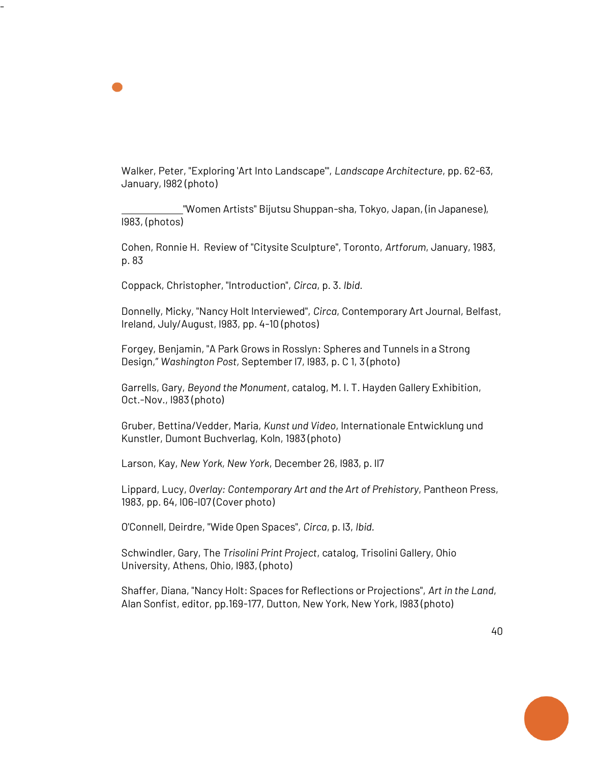Walker, Peter, "Exploring 'Art Into Landscape'", *Landscape Architecture*, pp. 62-63, January, 1982 (photo)

\_\_\_\_\_\_\_\_\_\_\_\_"Women Artists" Bijutsu Shuppan-sha, Tokyo, Japan, (in Japanese), 1983, (photos)

Cohen, Ronnie H. Review of "Citysite Sculpture", Toronto, *Artforum*, January, 1983, p. 83

Coppack, Christopher, "Introduction", *Circa*, p. 3. *Ibid.*

Donnelly, Micky, "Nancy Holt Interviewed", *Circa*, Contemporary Art Journal, Belfast, Ireland, July/August, 1983, pp. 4-10 (photos)

Forgey, Benjamin, "A Park Grows in Rosslyn: Spheres and Tunnels in a Strong Design," *Washington Post*, September 17, 1983, p. C 1, 3 (photo)

Garrells, Gary, *Beyond the Monument*, catalog, M. I. T. Hayden Gallery Exhibition, Oct.-Nov., 1983 (photo)

Gruber, Bettina/Vedder, Maria, *Kunst und Video*, Internationale Entwicklung und Kunstler, Dumont Buchverlag, Koln, 1983 (photo)

Larson, Kay, *New York, New York*, December 26, 1983, p. 117

Lippard, Lucy, *Overlay: Contemporary Art and the Art of Prehistory*, Pantheon Press, 1983, pp. 64, 106-107 (Cover photo)

O'Connell, Deirdre, "Wide Open Spaces", *Circa*, p. 13, *Ibid.*

Schwindler, Gary, The *Trisolini Print Project*, catalog, Trisolini Gallery, Ohio University, Athens, Ohio, 1983, (photo)

Shaffer, Diana, "Nancy Holt: Spaces for Reflections or Projections", *Art in the Land*, Alan Sonfist, editor, pp.169-177, Dutton, New York, New York, 1983 (photo)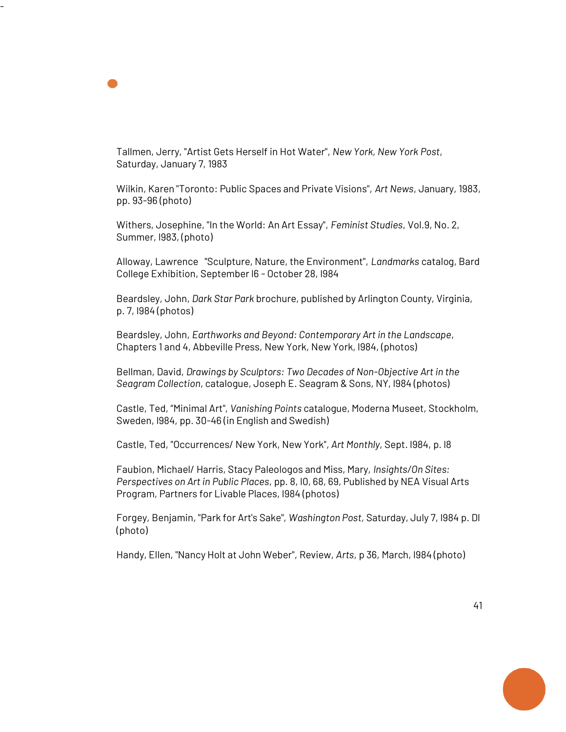Tallmen, Jerry, "Artist Gets Herself in Hot Water", *New York, New York Post*, Saturday, January 7, 1983

Wilkin, Karen "Toronto: Public Spaces and Private Visions", *Art News*, January, 1983, pp. 93-96 (photo)

Withers, Josephine, "In the World: An Art Essay", *Feminist Studies*, Vol.9, No. 2, Summer, I983, (photo)

Alloway, Lawrence "Sculpture, Nature, the Environment", *Landmarks* catalog, Bard College Exhibition, September I6 - October 28, I984

Beardsley, John, *Dark Star Park* brochure, published by Arlington County, Virginia, p. 7, I984 (photos)

Beardsley, John, *Earthworks and Beyond: Contemporary Art in the Landscape*, Chapters 1 and 4, Abbeville Press, New York, New York, I984, (photos)

Bellman, David, *Drawings by Sculptors: Two Decades of Non-Objective Art in the Seagram Collection*, catalogue, Joseph E. Seagram & Sons, NY, I984 (photos)

Castle, Ted, "Minimal Art", *Vanishing Points* catalogue, Moderna Museet, Stockholm, Sweden, I984, pp. 30-46 (in English and Swedish)

Castle, Ted, "Occurrences/ New York, New York", *Art Monthly,* Sept. I984, p. I8

Faubion, Michael/ Harris, Stacy Paleologos and Miss, Mary, *Insights/On Sites: Perspectives on Art in Public Places*, pp. 8, I0, 68, 69, Published by NEA Visual Arts Program, Partners for Livable Places, I984 (photos)

Forgey, Benjamin, "Park for Art's Sake", *Washington Post,* Saturday, July 7, I984 p. DI (photo)

Handy, Ellen, "Nancy Holt at John Weber", Review, *Arts*, p 36, March, I984 (photo)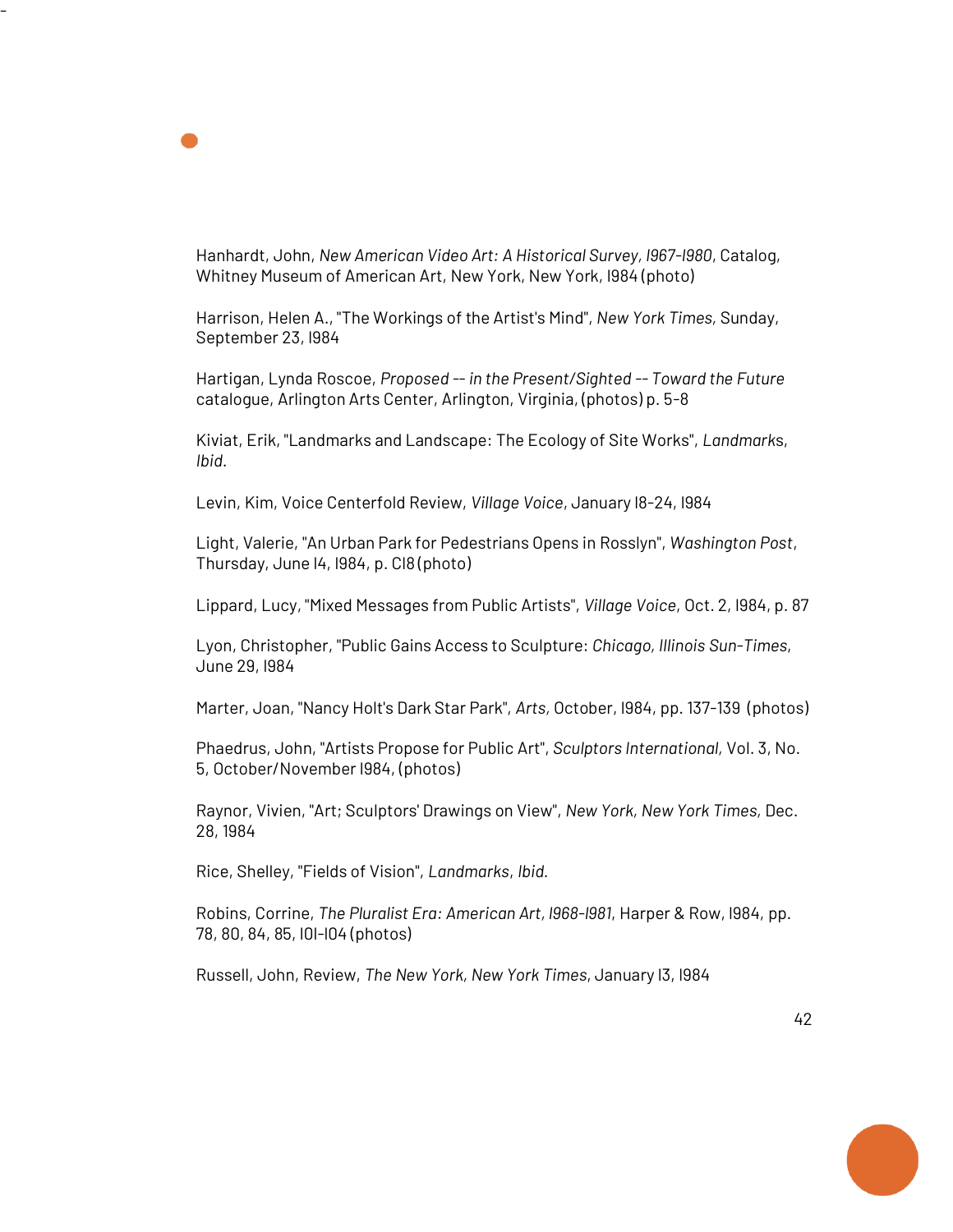Hanhardt, John, *New American Video Art: A Historical Survey, 1967-1980*, Catalog, Whitney Museum of American Art, New York, New York, 1984 (photo)

Harrison, Helen A., "The Workings of the Artist's Mind", *New York Times*, Sunday, September 23, 1984

Hartigan, Lynda Roscoe, *Proposed -- in the Present/Sighted -- Toward the Future* catalogue, Arlington Arts Center, Arlington, Virginia, (photos) p. 5-8

Kiviat, Erik, "Landmarks and Landscape: The Ecology of Site Works", *Landmarks*, *Ibid*.

Levin, Kim, Voice Centerfold Review, *Village Voice*, January 18-24, 1984

Light, Valerie, "An Urban Park for Pedestrians Opens in Rosslyn", *Washington Post*, Thursday, June 14, 1984, p. C18 (photo)

Lippard, Lucy, "Mixed Messages from Public Artists", *Village Voice*, Oct. 2, 1984, p. 87

Lyon, Christopher, "Public Gains Access to Sculpture: *Chicago, Illinois Sun-Times*, June 29, 1984

Marter, Joan, "Nancy Holt's Dark Star Park", *Arts*, October, 1984, pp. 137-139 (photos)

Phaedrus, John, "Artists Propose for Public Art", *Sculptors International*, Vol. 3, No. 5, October/November 1984, (photos)

Raynor, Vivien, "Art; Sculptors' Drawings on View", *New York, New York Times*, Dec. 28, 1984

Rice, Shelley, "Fields of Vision", *Landmarks*, *Ibid*.

Robins, Corrine, *The Pluralist Era: American Art, 1968-1981*, Harper & Row, 1984, pp. 78, 80, 84, 85, 101-104 (photos)

Russell, John, Review, *The New York, New York Times*, January 13, 1984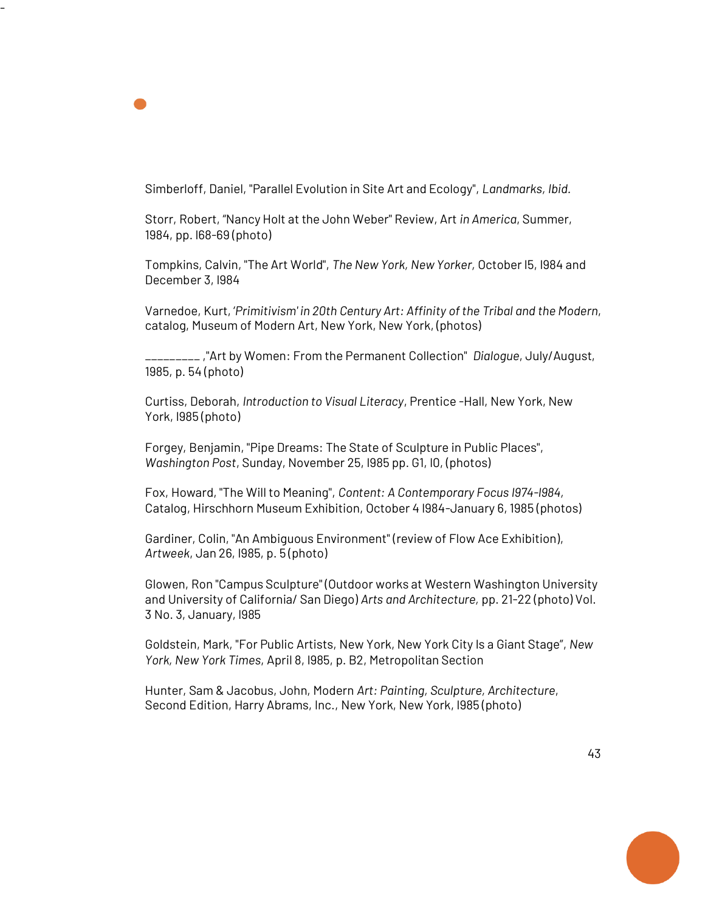Simberloff, Daniel, "Parallel Evolution in Site Art and Ecology", *Landmarks, Ibid.*

Storr, Robert, "Nancy Holt at the John Weber" Review, Art *in America*, Summer, 1984, pp. l68-69 (photo)

Tompkins, Calvin, "The Art World", *The New York, New Yorker,* October l5, l984 and December 3, l984

Varnedoe, Kurt, *'Primitivism' in 20th Century Art: Affinity of the Tribal and the Modern*, catalog, Museum of Modern Art, New York, New York, (photos)

_________ ,"Art by Women: From the Permanent Collection" *Dialogue*, July/August, 1985, p. 54 (photo)

Curtiss, Deborah, *Introduction to Visual Literacy*, Prentice -Hall, New York, New York, l985 (photo)

Forgey, Benjamin, "Pipe Dreams: The State of Sculpture in Public Places", *Washington Post*, Sunday, November 25, l985 pp. G1, l0, (photos)

Fox, Howard, "The Will to Meaning", *Content: A Contemporary Focus l974-l984*, Catalog, Hirschhorn Museum Exhibition, October 4 l984-January 6, 1985 (photos)

Gardiner, Colin, "An Ambiguous Environment" (review of Flow Ace Exhibition), *Artweek*, Jan 26, l985, p. 5 (photo)

Glowen, Ron "Campus Sculpture" (Outdoor works at Western Washington University and University of California/ San Diego) *Arts and Architecture*, pp. 21-22 (photo) Vol. 3 No. 3, January, l985

Goldstein, Mark, "For Public Artists, New York, New York City Is a Giant Stage", *New York, New York Times*, April 8, l985, p. B2, Metropolitan Section

Hunter, Sam & Jacobus, John, Modern *Art: Painting, Sculpture, Architecture*, Second Edition, Harry Abrams, Inc., New York, New York, l985 (photo)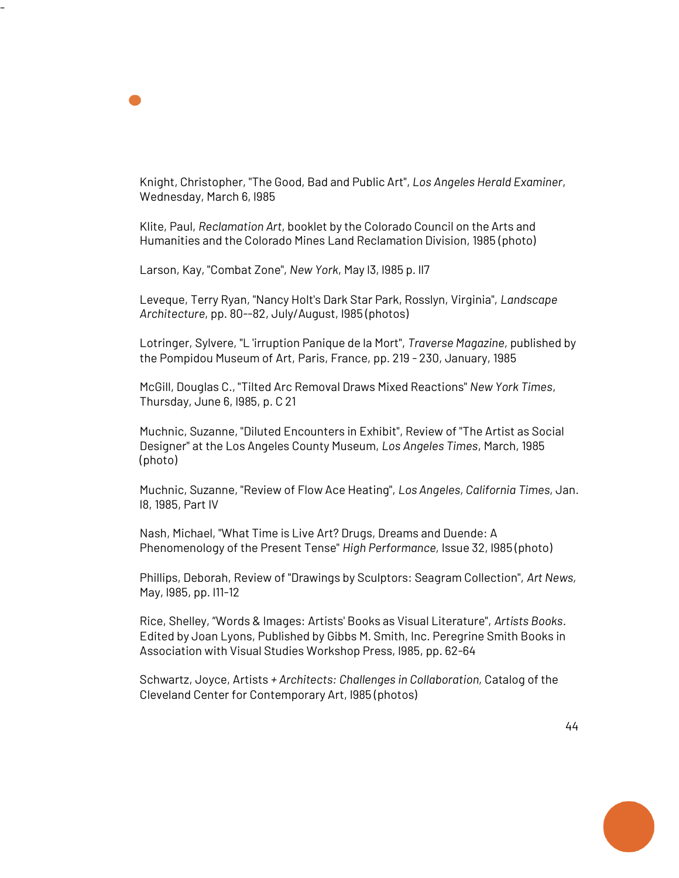Knight, Christopher, "The Good, Bad and Public Art", *Los Angeles Herald Examiner*, Wednesday, March 6, l985

Klite, Paul, *Reclamation Art*, booklet by the Colorado Council on the Arts and Humanities and the Colorado Mines Land Reclamation Division, 1985 (photo)

Larson, Kay, "Combat Zone", *New York*, May l3, l985 p. ll7

Leveque, Terry Ryan, "Nancy Holt's Dark Star Park, Rosslyn, Virginia", *Landscape Architecture*, pp. 80--82, July/August, l985 (photos)

Lotringer, Sylvere, "L 'irruption Panique de la Mort", *Traverse Magazine*, published by the Pompidou Museum of Art, Paris, France, pp. 219 - 230, January, 1985

McGill, Douglas C., "Tilted Arc Removal Draws Mixed Reactions" *New York Times*, Thursday, June 6, l985, p. C 21

Muchnic, Suzanne, "Diluted Encounters in Exhibit", Review of "The Artist as Social Designer" at the Los Angeles County Museum, *Los Angeles Times*, March, 1985 (photo)

Muchnic, Suzanne, "Review of Flow Ace Heating", *Los Angeles, California Times,* Jan. l8, 1985, Part IV

Nash, Michael, "What Time is Live Art? Drugs, Dreams and Duende: A Phenomenology of the Present Tense" *High Performance,* Issue 32, l985 (photo)

Phillips, Deborah, Review of "Drawings by Sculptors: Seagram Collection", *Art News,* May, l985, pp. l11-12

Rice, Shelley, "Words & Images: Artists' Books as Visual Literature", *Artists Books*. Edited by Joan Lyons, Published by Gibbs M. Smith, Inc. Peregrine Smith Books in Association with Visual Studies Workshop Press, l985, pp. 62-64

Schwartz, Joyce, Artists + *Architects: Challenges in Collaboration,* Catalog of the Cleveland Center for Contemporary Art, l985 (photos)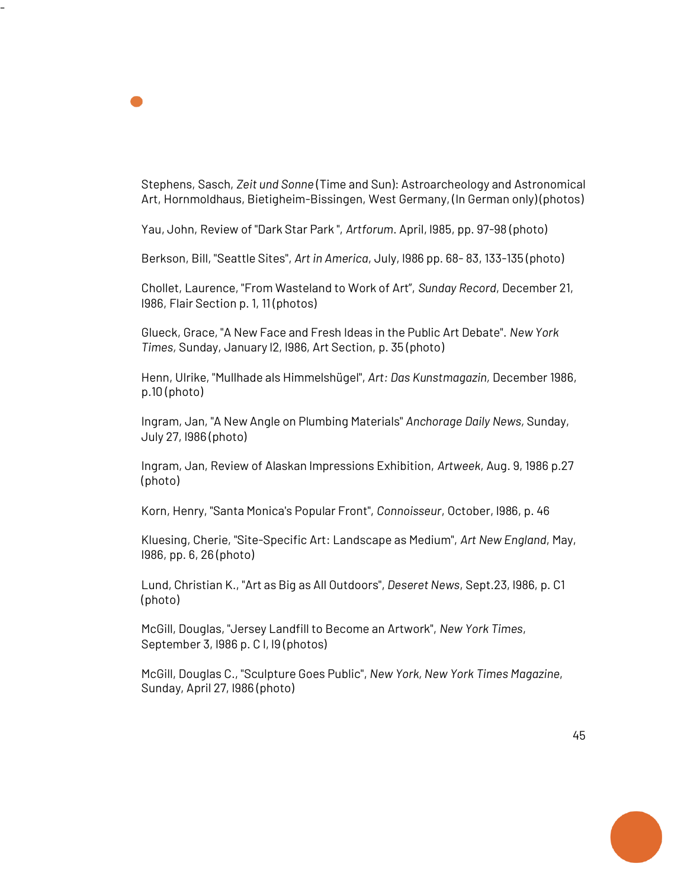Stephens, Sasch, *Zeit und Sonne* (Time and Sun): Astroarcheology and Astronomical Art, Hornmoldhaus, Bietigheim-Bissingen, West Germany, (In German only)(photos)

Yau, John, Review of "Dark Star Park ", *Artforum*. April, l985, pp. 97-98 (photo)

Berkson, Bill, "Seattle Sites", *Art in America*, July, l986 pp. 68- 83, 133-135 (photo)

Chollet, Laurence, "From Wasteland to Work of Art", *Sunday Record*, December 21, l986, Flair Section p. 1, 11 (photos)

Glueck, Grace, "A New Face and Fresh Ideas in the Public Art Debate". *New York Times*, Sunday, January l2, l986, Art Section, p. 35 (photo)

Henn, Ulrike, "Mullhade als Himmelshügel", *Art: Das Kunstmagazin*, December 1986, p.10 (photo)

Ingram, Jan, "A New Angle on Plumbing Materials" *Anchorage Daily News*, Sunday, July 27, l986 (photo)

Ingram, Jan, Review of Alaskan Impressions Exhibition, *Artweek*, Aug. 9, 1986 p.27 (photo)

Korn, Henry, "Santa Monica's Popular Front", *Connoisseur*, October, l986, p. 46

Kluesing, Cherie, "Site-Specific Art: Landscape as Medium", *Art New England*, May, l986, pp. 6, 26 (photo)

Lund, Christian K., "Art as Big as All Outdoors", *Deseret News*, Sept.23, l986, p. C1 (photo)

McGill, Douglas, "Jersey Landfill to Become an Artwork", *New York Times*, September 3, l986 p. C l, l9 (photos)

McGill, Douglas C., "Sculpture Goes Public", *New York*, *New York Times Magazine*, Sunday, April 27, l986 (photo)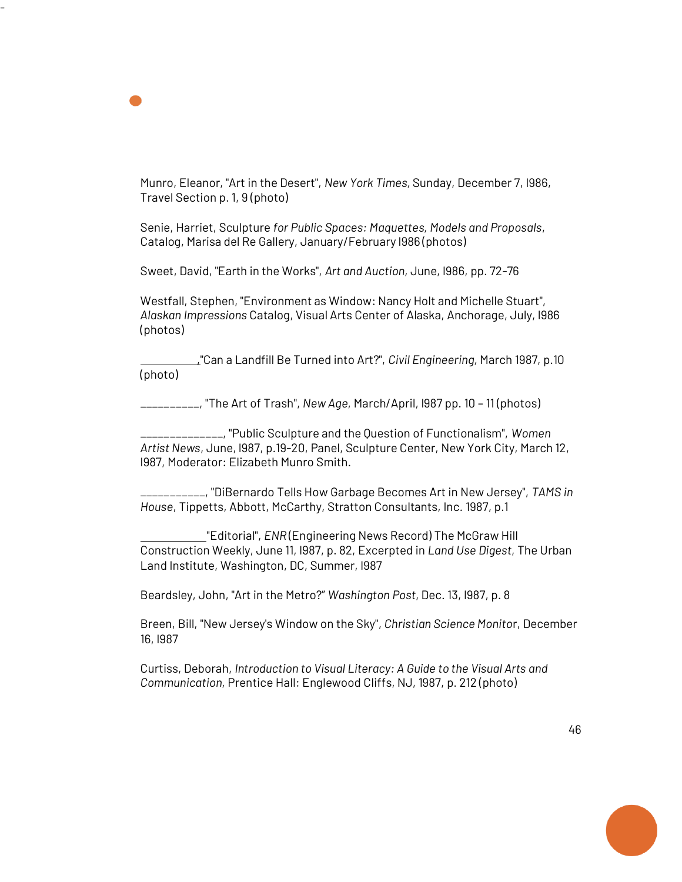Munro, Eleanor, "Art in the Desert", *New York Times*, Sunday, December 7, 1986, Travel Section p. 1, 9 (photo)

Senie, Harriet, Sculpture *for Public Spaces: Maquettes, Models and Proposals*, Catalog, Marisa del Re Gallery, January/February 1986 (photos)

Sweet, David, "Earth in the Works", *Art and Auction*, June, 1986, pp. 72-76

Westfall, Stephen, "Environment as Window: Nancy Holt and Michelle Stuart", *Alaskan Impressions* Catalog, Visual Arts Center of Alaska, Anchorage, July, 1986 (photos)

__________,"Can a Landfill Be Turned into Art?", *Civil Engineering*, March 1987, p.10 (photo)

__________, "The Art of Trash", *New Age*, March/April, 1987 pp. 10 – 11 (photos)

______________, "Public Sculpture and the Question of Functionalism", *Women Artist News*, June, 1987, p.19-20, Panel, Sculpture Center, New York City, March 12, 1987, Moderator: Elizabeth Munro Smith.

___________, "DiBernardo Tells How Garbage Becomes Art in New Jersey", *TAMS in House*, Tippetts, Abbott, McCarthy, Stratton Consultants, Inc. 1987, p.1

___________"Editorial", *ENR* (Engineering News Record) The McGraw Hill Construction Weekly, June 11, 1987, p. 82, Excerpted in *Land Use Digest*, The Urban Land Institute, Washington, DC, Summer, 1987

Beardsley, John, "Art in the Metro?" *Washington Post*, Dec. 13, 1987, p. 8

Breen, Bill, "New Jersey's Window on the Sky", *Christian Science Monitor*, December 16, 1987

Curtiss, Deborah, *Introduction to Visual Literacy: A Guide to the Visual Arts and Communication*, Prentice Hall: Englewood Cliffs, NJ, 1987, p. 212 (photo)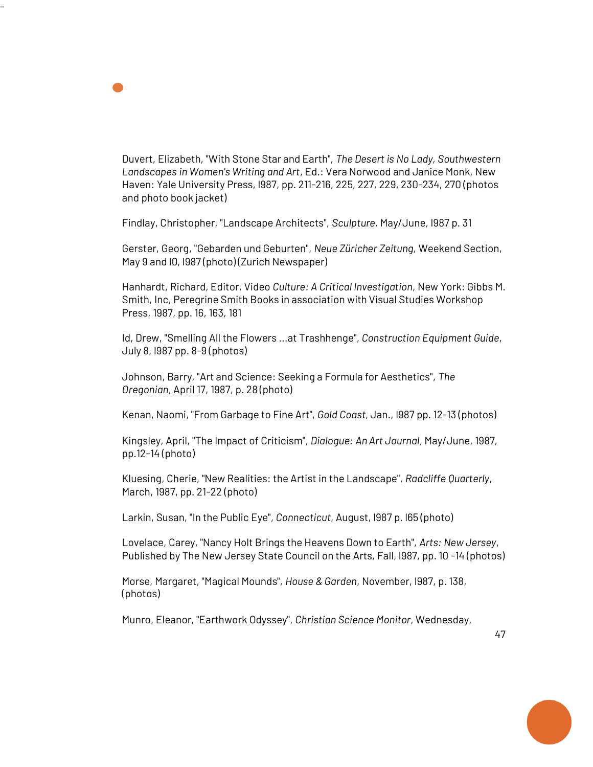Duvert, Elizabeth, "With Stone Star and Earth", *The Desert is No Lady, Southwestern Landscapes in Women's Writing and Art*, Ed.: Vera Norwood and Janice Monk, New Haven: Yale University Press, 1987, pp. 211-216, 225, 227, 229, 230-234, 270 (photos and photo book jacket)

Findlay, Christopher, "Landscape Architects", *Sculpture*, May/June, 1987 p. 31

Gerster, Georg, "Gebarden und Geburten", *Neue Züricher Zeitung*, Weekend Section, May 9 and 10, 1987 (photo)(Zurich Newspaper)

Hanhardt, Richard, Editor, Video *Culture: A Critical Investigation*, New York: Gibbs M. Smith, Inc, Peregrine Smith Books in association with Visual Studies Workshop Press, 1987, pp. 16, 163, 181

Id, Drew, "Smelling All the Flowers ...at Trashhenge", *Construction Equipment Guide*, July 8, 1987 pp. 8-9 (photos)

Johnson, Barry, "Art and Science: Seeking a Formula for Aesthetics", *The Oregonian*, April 17, 1987, p. 28 (photo)

Kenan, Naomi, "From Garbage to Fine Art", *Gold Coast*, Jan., 1987 pp. 12-13 (photos)

Kingsley, April, "The Impact of Criticism", *Dialogue: An Art Journal*, May/June, 1987, pp.12-14 (photo)

Kluesing, Cherie, "New Realities: the Artist in the Landscape", *Radcliffe Quarterly*, March, 1987, pp. 21-22 (photo)

Larkin, Susan, "In the Public Eye", *Connecticut*, August, 1987 p. 165 (photo)

Lovelace, Carey, "Nancy Holt Brings the Heavens Down to Earth", *Arts: New Jersey*, Published by The New Jersey State Council on the Arts, Fall, 1987, pp. 10 -14 (photos)

Morse, Margaret, "Magical Mounds", *House & Garden*, November, 1987, p. 138, (photos)

Munro, Eleanor, "Earthwork Odyssey", *Christian Science Monitor*, Wednesday,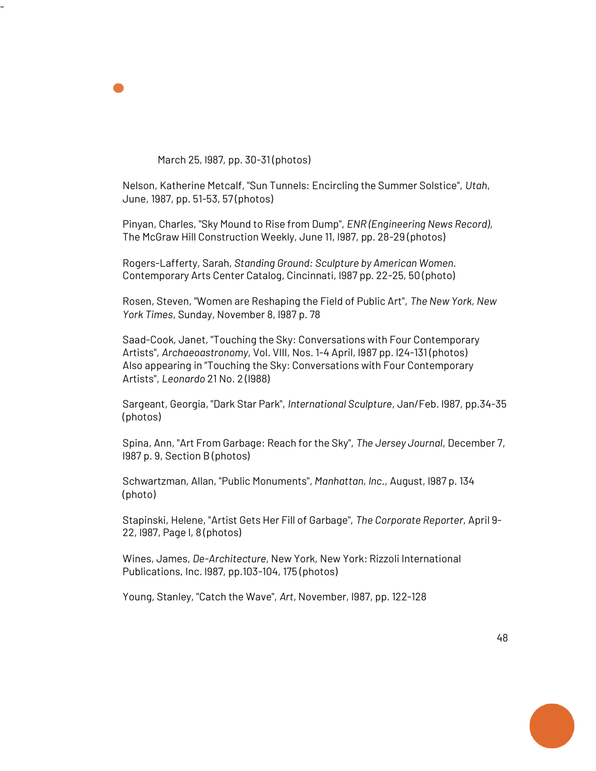March 25, 1987, pp. 30-31 (photos)

Nelson, Katherine Metcalf, "Sun Tunnels: Encircling the Summer Solstice", *Utah*, June, 1987, pp. 51-53, 57 (photos)

Pinyan, Charles, "Sky Mound to Rise from Dump", *ENR (Engineering News Record)*, The McGraw Hill Construction Weekly, June 11, 1987, pp. 28-29 (photos)

Rogers-Lafferty, Sarah, *Standing Ground: Sculpture by American Women.* Contemporary Arts Center Catalog, Cincinnati, 1987 pp. 22-25, 50 (photo)

Rosen, Steven, "Women are Reshaping the Field of Public Art", *The New York, New York Times*, Sunday, November 8, 1987 p. 78

Saad-Cook, Janet, "Touching the Sky: Conversations with Four Contemporary Artists", *Archaeoastronomy*, Vol. VIII, Nos. 1-4 April, 1987 pp. 124-131 (photos) Also appearing in "Touching the Sky: Conversations with Four Contemporary Artists", *Leonardo* 21 No. 2 (1988)

Sargeant, Georgia, "Dark Star Park", *International Sculpture*, Jan/Feb. 1987, pp.34-35 (photos)

Spina, Ann, "Art From Garbage: Reach for the Sky", *The Jersey Journal*, December 7, 1987 p. 9, Section B (photos)

Schwartzman, Allan, "Public Monuments", *Manhattan, Inc.*, August, 1987 p. 134 (photo)

Stapinski, Helene, "Artist Gets Her Fill of Garbage", *The Corporate Reporter*, April 9-22, 1987, Page I, 8 (photos)

Wines, James, *De-Architecture*, New York, New York: Rizzoli International Publications, Inc. 1987, pp.103-104, 175 (photos)

Young, Stanley, "Catch the Wave", *Art*, November, 1987, pp. 122-128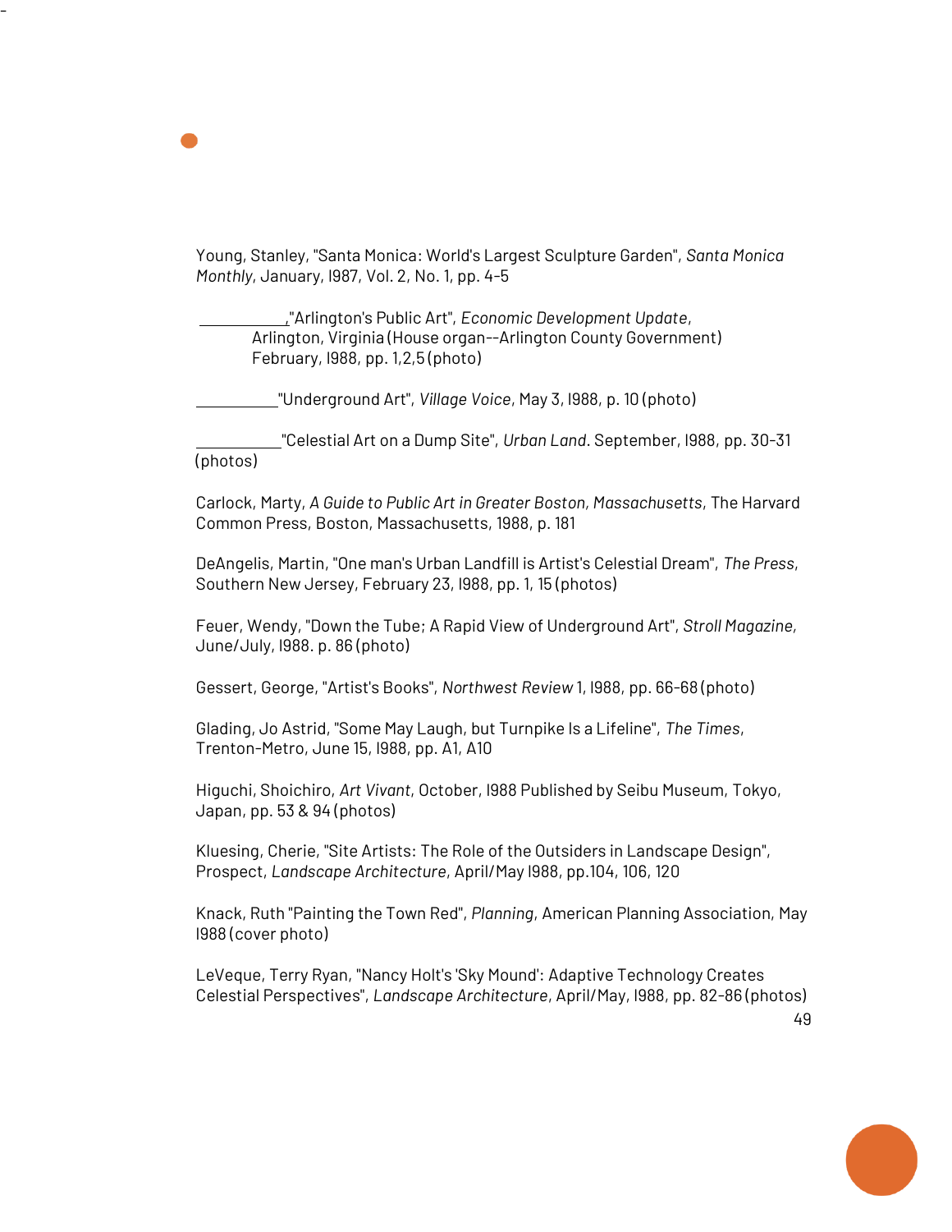Young, Stanley, "Santa Monica: World's Largest Sculpture Garden", *Santa Monica Monthly*, January, 1987, Vol. 2, No. 1, pp. 4-5

__________,"Arlington's Public Art", *Economic Development Update*, Arlington, Virginia (House organ--Arlington County Government) February, 1988, pp. 1,2,5 (photo)

__________"Underground Art", *Village Voice*, May 3, 1988, p. 10 (photo)

__________"Celestial Art on a Dump Site", *Urban Land*. September, 1988, pp. 30-31 (photos)

Carlock, Marty, *A Guide to Public Art in Greater Boston, Massachusetts*, The Harvard Common Press, Boston, Massachusetts, 1988, p. 181

DeAngelis, Martin, "One man's Urban Landfill is Artist's Celestial Dream", *The Press*, Southern New Jersey, February 23, 1988, pp. 1, 15 (photos)

Feuer, Wendy, "Down the Tube; A Rapid View of Underground Art", *Stroll Magazine*, June/July, 1988. p. 86 (photo)

Gessert, George, "Artist's Books", *Northwest Review* 1, 1988, pp. 66-68 (photo)

Glading, Jo Astrid, "Some May Laugh, but Turnpike Is a Lifeline", *The Times*, Trenton-Metro, June 15, 1988, pp. A1, A10

Higuchi, Shoichiro, *Art Vivant*, October, 1988 Published by Seibu Museum, Tokyo, Japan, pp. 53 & 94 (photos)

Kluesing, Cherie, "Site Artists: The Role of the Outsiders in Landscape Design", Prospect, *Landscape Architecture*, April/May 1988, pp.104, 106, 120

Knack, Ruth "Painting the Town Red", *Planning*, American Planning Association, May 1988 (cover photo)

LeVeque, Terry Ryan, "Nancy Holt's 'Sky Mound': Adaptive Technology Creates Celestial Perspectives", *Landscape Architecture*, April/May, 1988, pp. 82-86 (photos)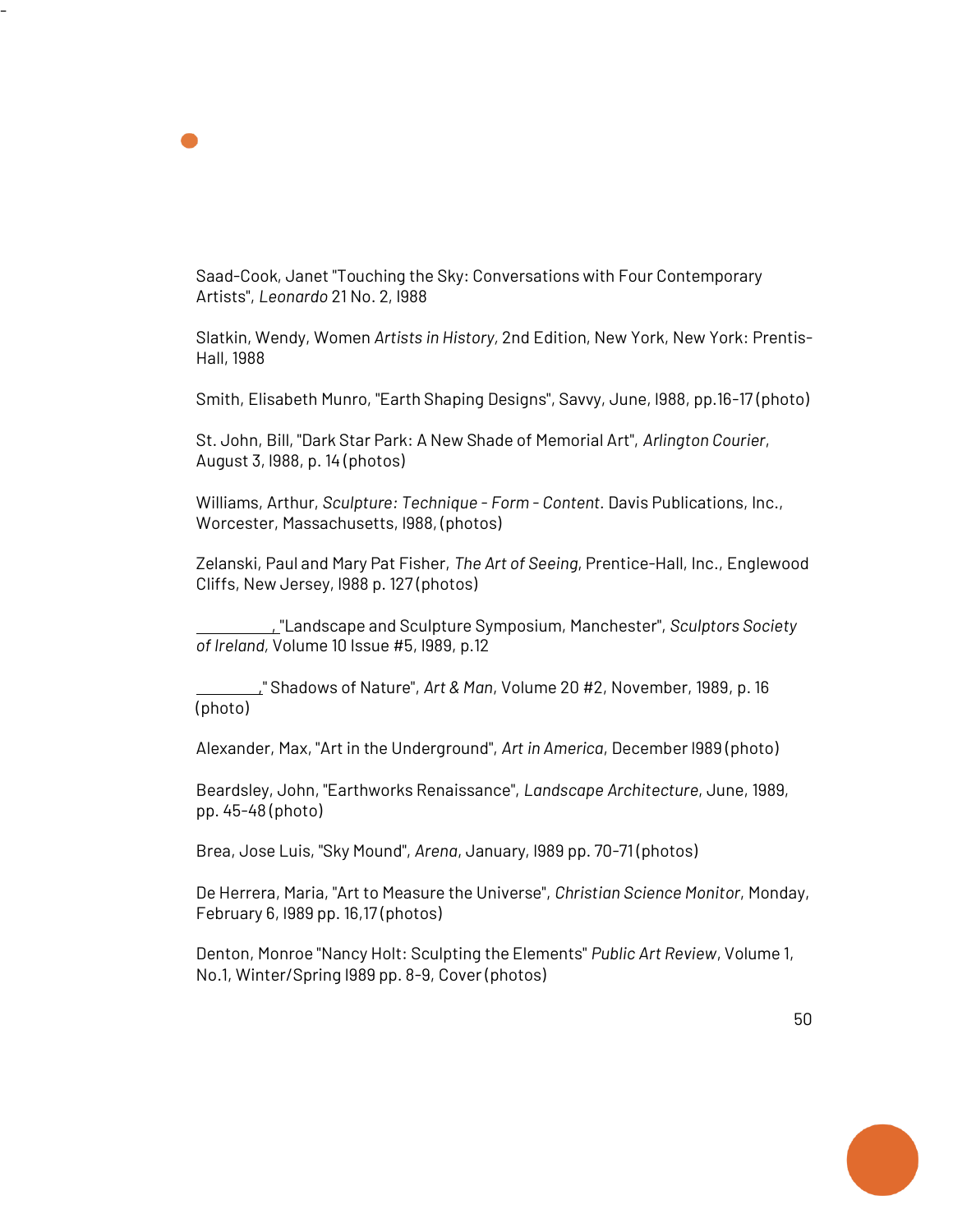Saad-Cook, Janet "Touching the Sky: Conversations with Four Contemporary Artists", *Leonardo* 21 No. 2, l988

Slatkin, Wendy, Women *Artists in History*, 2nd Edition, New York, New York: Prentis-Hall, 1988

Smith, Elisabeth Munro, "Earth Shaping Designs", Savvy, June, l988, pp.16-17 (photo)

St. John, Bill, "Dark Star Park: A New Shade of Memorial Art", *Arlington Courier*, August 3, l988, p. 14 (photos)

Williams, Arthur, *Sculpture: Technique - Form - Content*. Davis Publications, Inc., Worcester, Massachusetts, l988, (photos)

Zelanski, Paul and Mary Pat Fisher, *The Art of Seeing*, Prentice-Hall, Inc., Englewood Cliffs, New Jersey, l988 p. 127 (photos)

__________, "Landscape and Sculpture Symposium, Manchester", *Sculptors Society of Ireland*, Volume 10 Issue #5, 1989, p.12

________," Shadows of Nature", *Art & Man*, Volume 20 #2, November, 1989, p. 16 (photo)

Alexander, Max, "Art in the Underground", *Art in America*, December l989 (photo)

Beardsley, John, "Earthworks Renaissance", *Landscape Architecture*, June, 1989, pp. 45-48 (photo)

Brea, Jose Luis, "Sky Mound", *Arena*, January, l989 pp. 70-71 (photos)

De Herrera, Maria, "Art to Measure the Universe", *Christian Science Monitor*, Monday, February 6, l989 pp. 16,17 (photos)

Denton, Monroe "Nancy Holt: Sculpting the Elements" *Public Art Review*, Volume 1, No.1, Winter/Spring l989 pp. 8-9, Cover (photos)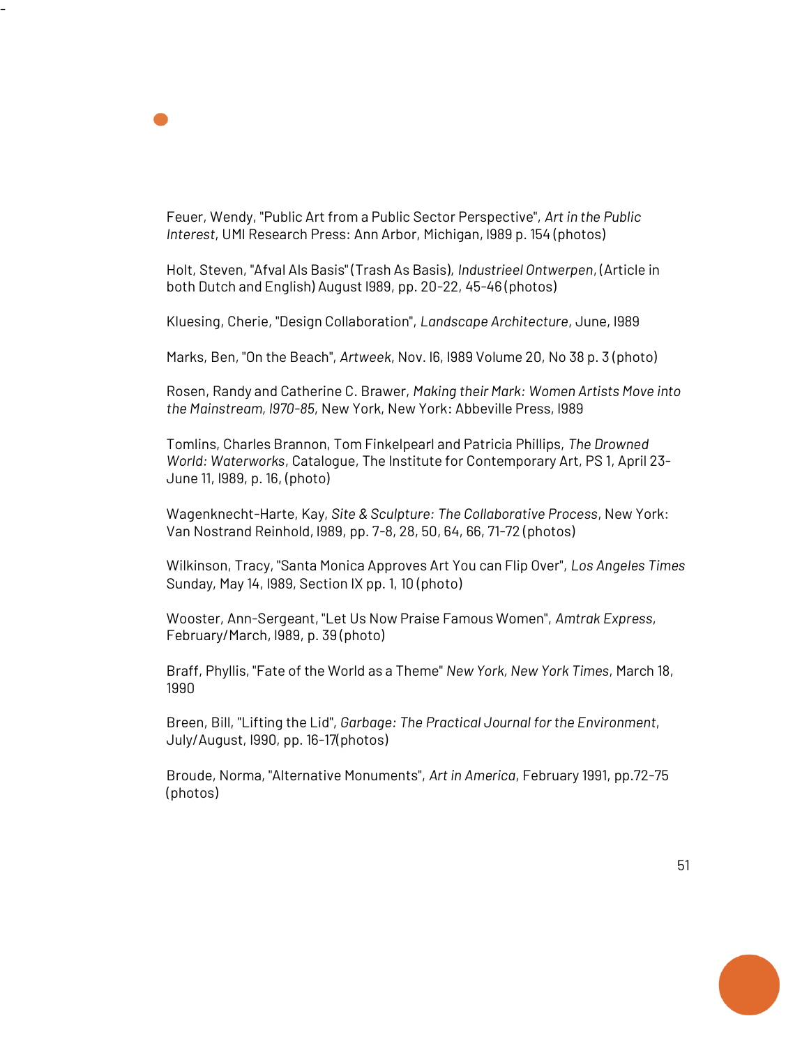Feuer, Wendy, "Public Art from a Public Sector Perspective", *Art in the Public Interest*, UMI Research Press: Ann Arbor, Michigan, I989 p. 154 (photos)

Holt, Steven, "Afval Als Basis" (Trash As Basis), *Industrieel Ontwerpen*, (Article in both Dutch and English) August I989, pp. 20-22, 45-46 (photos)

Kluesing, Cherie, "Design Collaboration", *Landscape Architecture*, June, I989

Marks, Ben, "On the Beach", *Artweek*, Nov. I6, I989 Volume 20, No 38 p. 3 (photo)

Rosen, Randy and Catherine C. Brawer, *Making their Mark: Women Artists Move into the Mainstream, I970-85*, New York, New York: Abbeville Press, I989

Tomlins, Charles Brannon, Tom Finkelpearl and Patricia Phillips, *The Drowned World: Waterworks*, Catalogue, The Institute for Contemporary Art, PS 1, April 23-June 11, I989, p. 16, (photo)

Wagenknecht-Harte, Kay, *Site & Sculpture: The Collaborative Process*, New York: Van Nostrand Reinhold, I989, pp. 7-8, 28, 50, 64, 66, 71-72 (photos)

Wilkinson, Tracy, "Santa Monica Approves Art You can Flip Over", *Los Angeles Times* Sunday, May 14, I989, Section IX pp. 1, 10 (photo)

Wooster, Ann-Sergeant, "Let Us Now Praise Famous Women", *Amtrak Express*, February/March, I989, p. 39 (photo)

Braff, Phyllis, "Fate of the World as a Theme" *New York, New York Times*, March 18, 1990

Breen, Bill, "Lifting the Lid", *Garbage: The Practical Journal for the Environment*, July/August, I990, pp. 16-17(photos)

Broude, Norma, "Alternative Monuments", *Art in America*, February 1991, pp.72-75 (photos)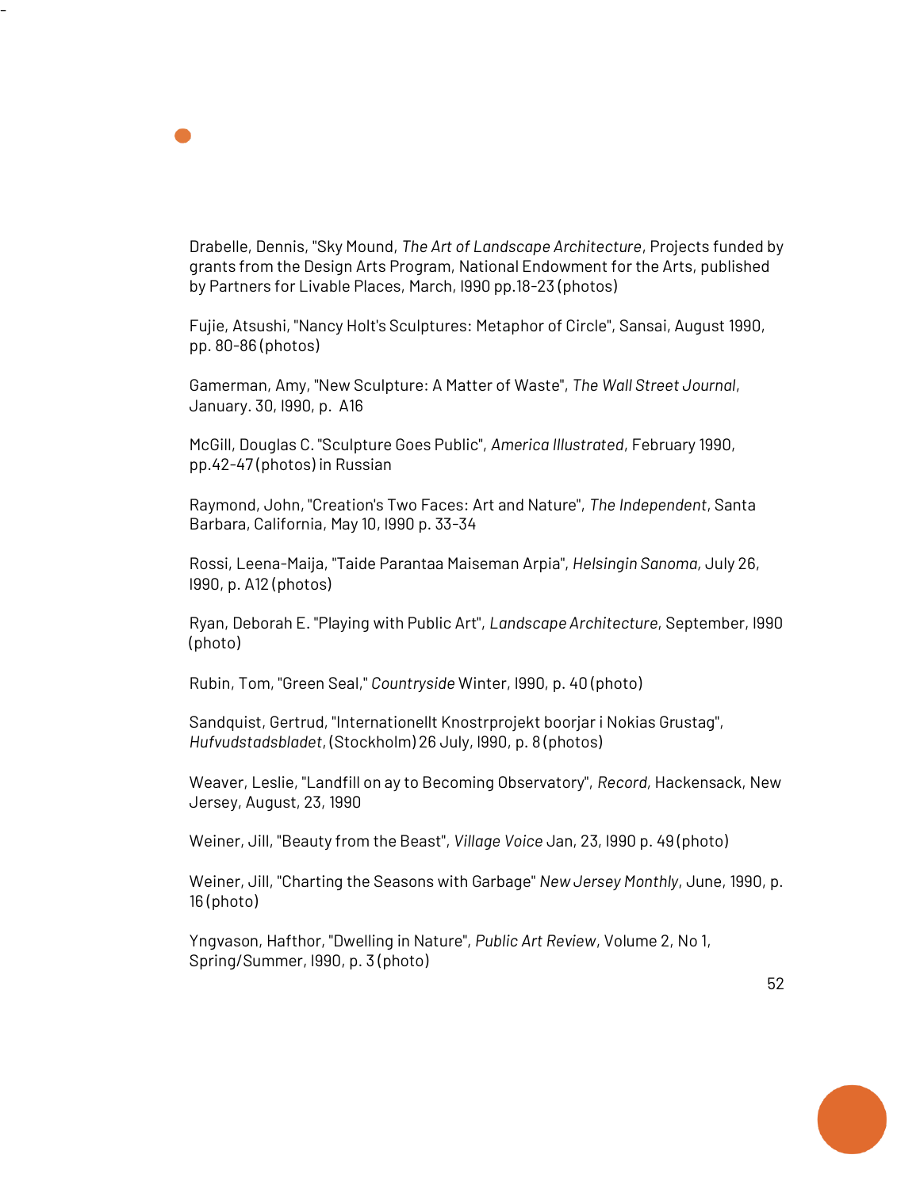Drabelle, Dennis, "Sky Mound, *The Art of Landscape Architecture*, Projects funded by grants from the Design Arts Program, National Endowment for the Arts, published by Partners for Livable Places, March, l990 pp.18-23 (photos)

Fujie, Atsushi, "Nancy Holt's Sculptures: Metaphor of Circle", Sansai, August 1990, pp. 80-86 (photos)

Gamerman, Amy, "New Sculpture: A Matter of Waste", *The Wall Street Journal*, January. 30, l990, p. A16

McGill, Douglas C. "Sculpture Goes Public", *America Illustrated*, February 1990, pp.42-47 (photos) in Russian

Raymond, John, "Creation's Two Faces: Art and Nature", *The Independent*, Santa Barbara, California, May 10, l990 p. 33-34

Rossi, Leena-Maija, "Taide Parantaa Maiseman Arpia", *Helsingin Sanoma,* July 26, l990, p. A12 (photos)

Ryan, Deborah E. "Playing with Public Art", *Landscape Architecture*, September, l990 (photo)

Rubin, Tom, "Green Seal," *Countryside* Winter, l990, p. 40 (photo)

Sandquist, Gertrud, "Internationellt Knostrprojekt boorjar i Nokias Grustag", *Hufvudstadsbladet*, (Stockholm) 26 July, l990, p. 8 (photos)

Weaver, Leslie, "Landfill on ay to Becoming Observatory", *Record,* Hackensack, New Jersey, August, 23, 1990

Weiner, Jill, "Beauty from the Beast", *Village Voice* Jan, 23, l990 p. 49 (photo)

Weiner, Jill, "Charting the Seasons with Garbage" *New Jersey Monthly*, June, 1990, p. 16 (photo)

Yngvason, Hafthor, "Dwelling in Nature", *Public Art Review*, Volume 2, No 1, Spring/Summer, l990, p. 3 (photo)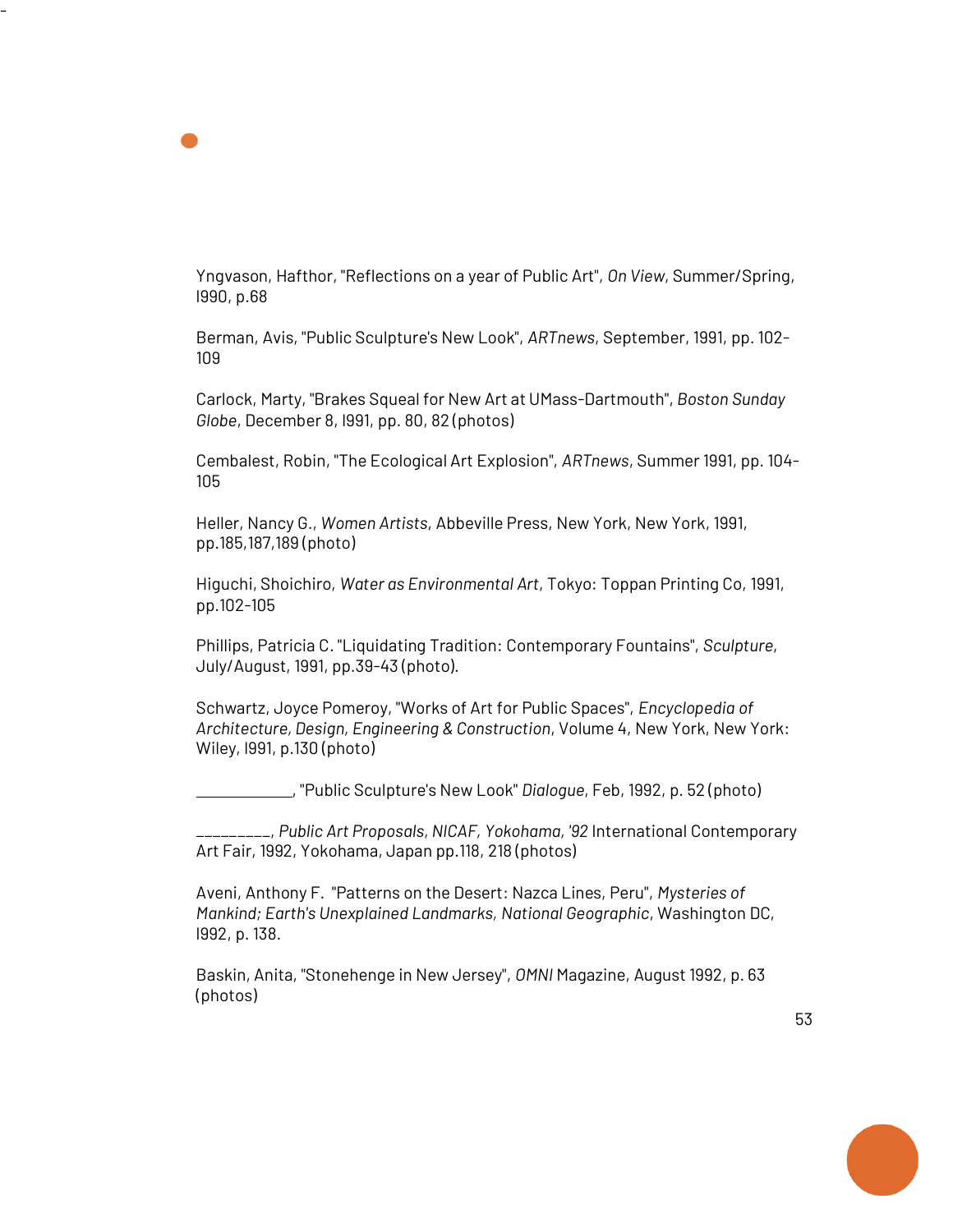Yngvason, Hafthor, "Reflections on a year of Public Art", *On View*, Summer/Spring, l990, p.68

Berman, Avis, "Public Sculpture's New Look", *ARTnews*, September, 1991, pp. 102-109

Carlock, Marty, "Brakes Squeal for New Art at UMass-Dartmouth", *Boston Sunday Globe*, December 8, l991, pp. 80, 82 (photos)

Cembalest, Robin, "The Ecological Art Explosion", *ARTnews*, Summer 1991, pp. 104-105

Heller, Nancy G., *Women Artists*, Abbeville Press, New York, New York, 1991, pp.185,187,189 (photo)

Higuchi, Shoichiro, *Water as Environmental Art*, Tokyo: Toppan Printing Co, 1991, pp.102-105

Phillips, Patricia C. "Liquidating Tradition: Contemporary Fountains", *Sculpture*, July/August, 1991, pp.39-43 (photo).

Schwartz, Joyce Pomeroy, "Works of Art for Public Spaces", *Encyclopedia of Architecture, Design, Engineering & Construction*, Volume 4, New York, New York: Wiley, l991, p.130 (photo)

\_\_\_\_\_\_\_\_\_\_\_\_, "Public Sculpture's New Look" *Dialogue*, Feb, 1992, p. 52 (photo)

\_\_\_\_\_\_\_\_\_, *Public Art Proposals, NICAF, Yokohama, '92* International Contemporary Art Fair, 1992, Yokohama, Japan pp.118, 218 (photos)

Aveni, Anthony F.  "Patterns on the Desert: Nazca Lines, Peru", *Mysteries of Mankind; Earth's Unexplained Landmarks, National Geographic*, Washington DC, l992, p. 138.

Baskin, Anita, "Stonehenge in New Jersey", *OMNI* Magazine, August 1992, p. 63 (photos)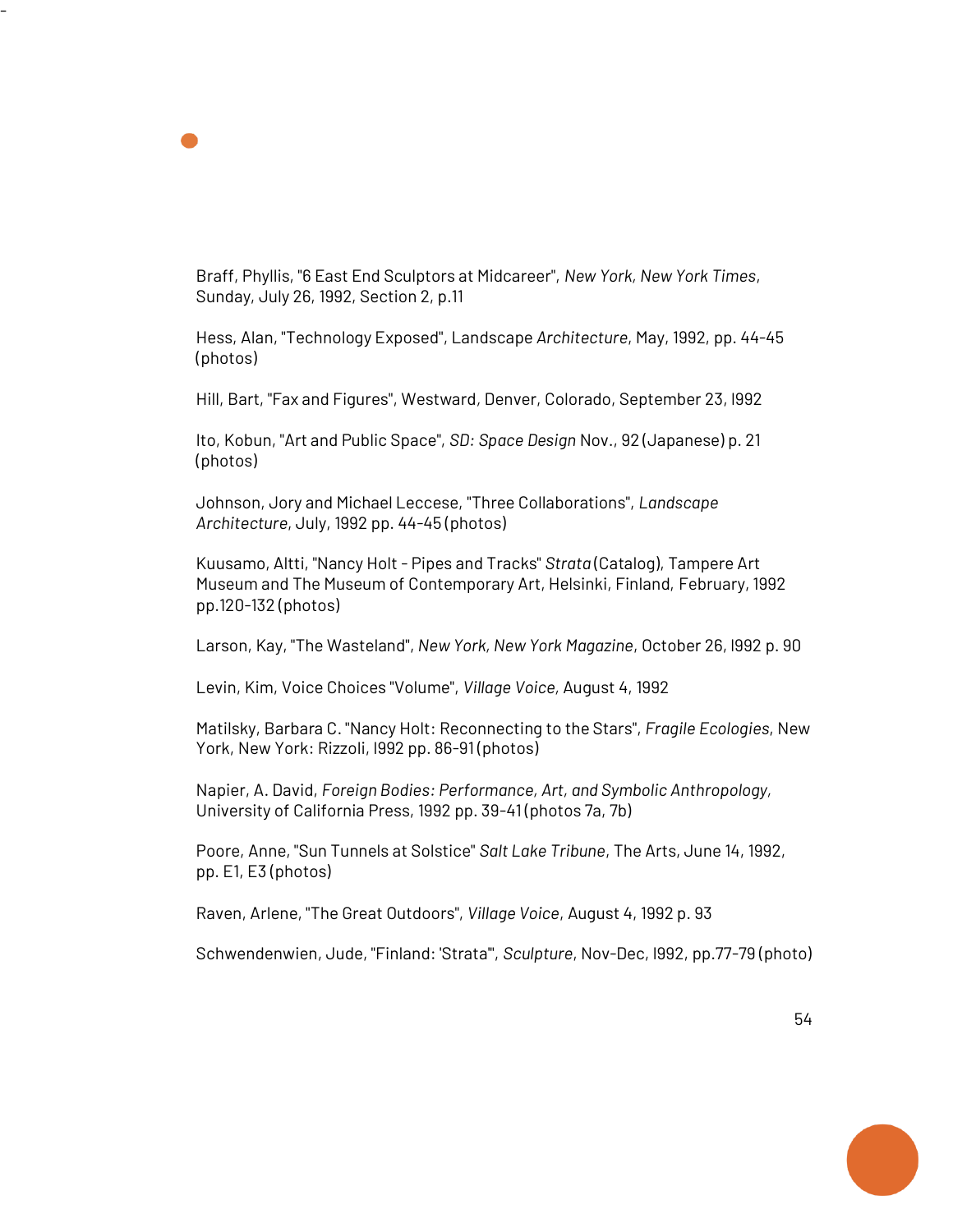Braff, Phyllis, "6 East End Sculptors at Midcareer", *New York, New York Times*, Sunday, July 26, 1992, Section 2, p.11

Hess, Alan, "Technology Exposed", Landscape *Architecture*, May, 1992, pp. 44-45 (photos)

Hill, Bart, "Fax and Figures", Westward, Denver, Colorado, September 23, l992

Ito, Kobun, "Art and Public Space", *SD: Space Design* Nov., 92 (Japanese) p. 21 (photos)

Johnson, Jory and Michael Leccese, "Three Collaborations", *Landscape Architecture*, July, 1992 pp. 44-45 (photos)

Kuusamo, Altti, "Nancy Holt - Pipes and Tracks" *Strata* (Catalog), Tampere Art Museum and The Museum of Contemporary Art, Helsinki, Finland, February, 1992 pp.120-132 (photos)

Larson, Kay, "The Wasteland", *New York, New York Magazine*, October 26, l992 p. 90

Levin, Kim, Voice Choices "Volume", *Village Voice*, August 4, 1992

Matilsky, Barbara C. "Nancy Holt: Reconnecting to the Stars", *Fragile Ecologies*, New York, New York: Rizzoli, l992 pp. 86-91 (photos)

Napier, A. David, *Foreign Bodies: Performance, Art, and Symbolic Anthropology*, University of California Press, 1992 pp. 39-41 (photos 7a, 7b)

Poore, Anne, "Sun Tunnels at Solstice" *Salt Lake Tribune*, The Arts, June 14, 1992, pp. E1, E3 (photos)

Raven, Arlene, "The Great Outdoors", *Village Voice*, August 4, 1992 p. 93

Schwendenwien, Jude, "Finland: 'Strata'", *Sculpture*, Nov-Dec, l992, pp.77-79 (photo)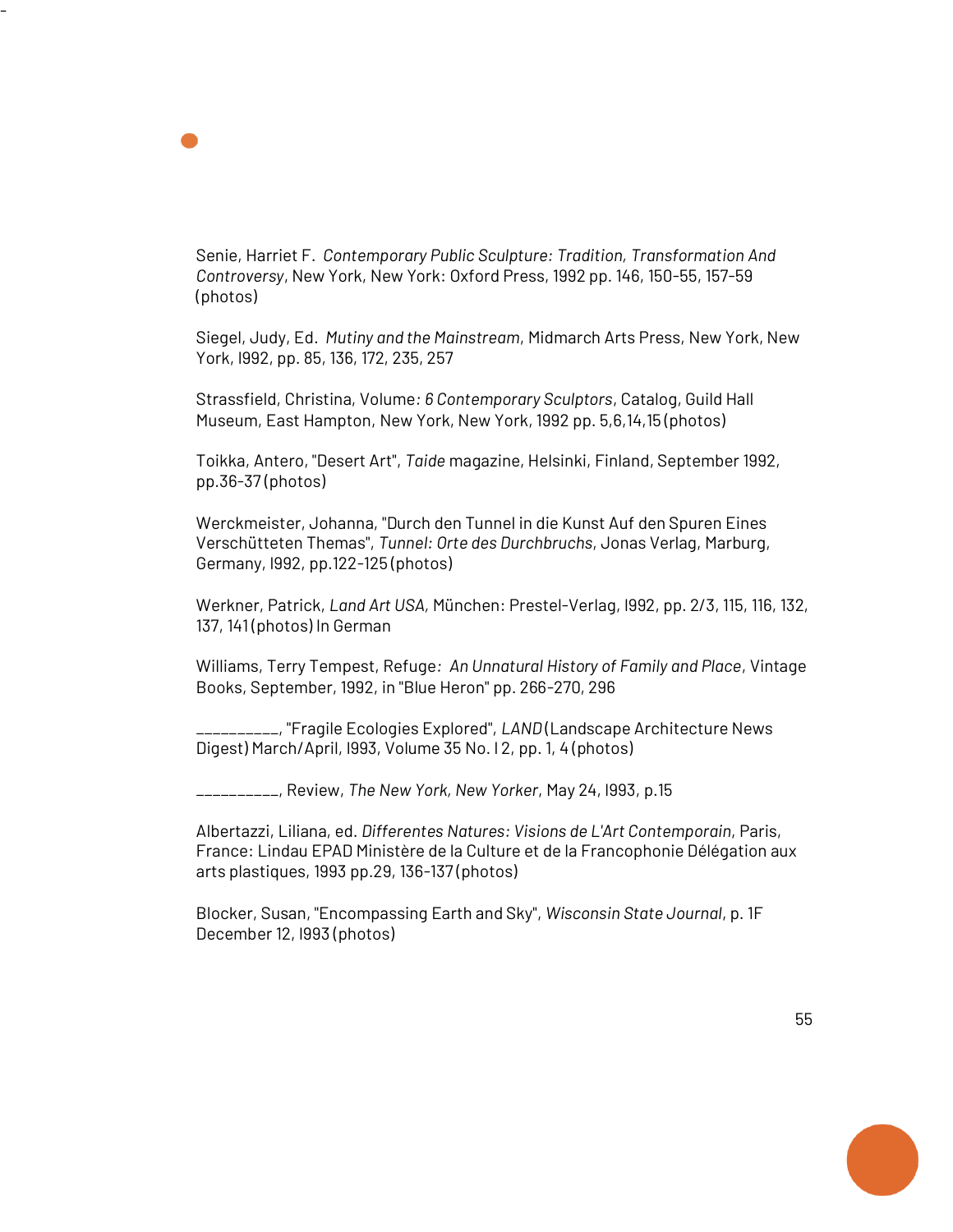Senie, Harriet F. *Contemporary Public Sculpture: Tradition, Transformation And Controversy*, New York, New York: Oxford Press, 1992 pp. 146, 150-55, 157-59 (photos)

Siegel, Judy, Ed. *Mutiny and the Mainstream*, Midmarch Arts Press, New York, New York, l992, pp. 85, 136, 172, 235, 257

Strassfield, Christina, Volume*: 6 Contemporary Sculptors*, Catalog, Guild Hall Museum, East Hampton, New York, New York, 1992 pp. 5,6,14,15 (photos)

Toikka, Antero, "Desert Art", *Taide* magazine, Helsinki, Finland, September 1992, pp.36-37 (photos)

Werckmeister, Johanna, "Durch den Tunnel in die Kunst Auf den Spuren Eines Verschütteten Themas", *Tunnel: Orte des Durchbruchs*, Jonas Verlag, Marburg, Germany, l992, pp.122-125 (photos)

Werkner, Patrick, *Land Art USA*, München: Prestel-Verlag, l992, pp. 2/3, 115, 116, 132, 137, 141 (photos) In German

Williams, Terry Tempest, Refuge*: An Unnatural History of Family and Place*, Vintage Books, September, 1992, in "Blue Heron" pp. 266-270, 296

__________, "Fragile Ecologies Explored", *LAND* (Landscape Architecture News Digest) March/April, l993, Volume 35 No. l 2, pp. 1, 4 (photos)

__________, Review, *The New York, New Yorker*, May 24, l993, p.15

Albertazzi, Liliana, ed. *Differentes Natures: Visions de L'Art Contemporain*, Paris, France: Lindau EPAD Ministère de la Culture et de la Francophonie Délégation aux arts plastiques, 1993 pp.29, 136-137 (photos)

Blocker, Susan, "Encompassing Earth and Sky", *Wisconsin State Journal*, p. 1F December 12, l993 (photos)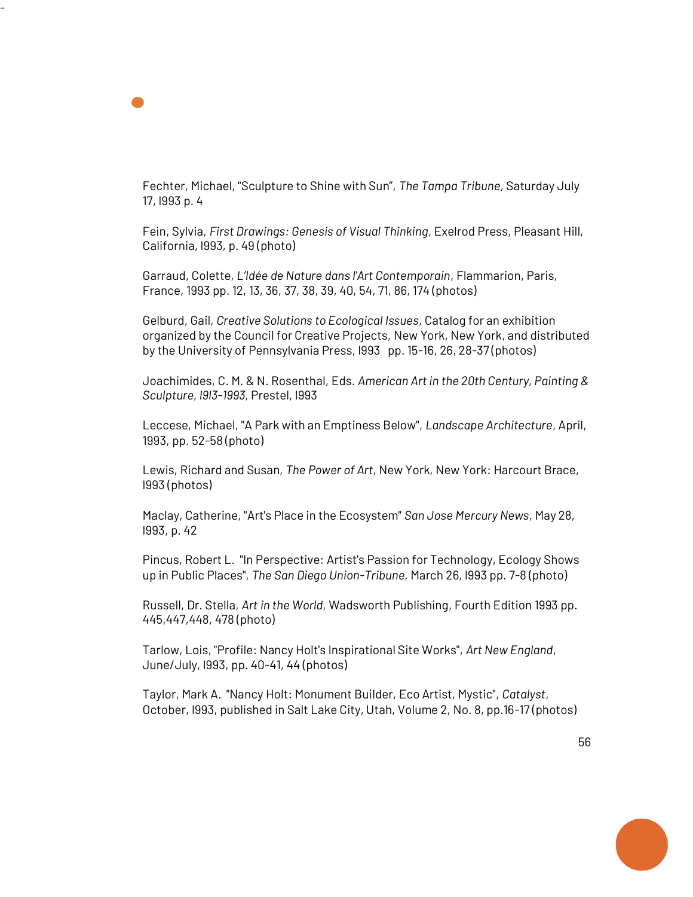Fechter, Michael, "Sculpture to Shine with Sun", *The Tampa Tribune*, Saturday July 17, l993 p. 4

Fein, Sylvia, *First Drawings: Genesis of Visual Thinking*, Exelrod Press, Pleasant Hill, California, l993, p. 49 (photo)

Garraud, Colette, *L'Idée de Nature dans l'Art Contemporain*, Flammarion, Paris, France, 1993 pp. 12, 13, 36, 37, 38, 39, 40, 54, 71, 86, 174 (photos)

Gelburd, Gail, *Creative Solutions to Ecological Issues*, Catalog for an exhibition organized by the Council for Creative Projects, New York, New York, and distributed by the University of Pennsylvania Press, l993 pp. 15-16, 26, 28-37 (photos)

Joachimides, C. M. & N. Rosenthal, Eds. *American Art in the 20th Century, Painting & Sculpture, l9l3-1993*, Prestel, l993

Leccese, Michael, "A Park with an Emptiness Below", *Landscape Architecture*, April, 1993, pp. 52-58 (photo)

Lewis, Richard and Susan, *The Power of Art*, New York, New York: Harcourt Brace, l993 (photos)

Maclay, Catherine, "Art's Place in the Ecosystem" *San Jose Mercury News*, May 28, l993, p. 42

Pincus, Robert L. "In Perspective: Artist's Passion for Technology, Ecology Shows up in Public Places", *The San Diego Union-Tribune*, March 26, l993 pp. 7-8 (photo)

Russell, Dr. Stella, *Art in the World*, Wadsworth Publishing, Fourth Edition 1993 pp. 445,447,448, 478 (photo)

Tarlow, Lois, "Profile: Nancy Holt's Inspirational Site Works", *Art New England*, June/July, l993, pp. 40-41, 44 (photos)

Taylor, Mark A. "Nancy Holt: Monument Builder, Eco Artist, Mystic", *Catalyst*, October, l993, published in Salt Lake City, Utah, Volume 2, No. 8, pp.16-17 (photos)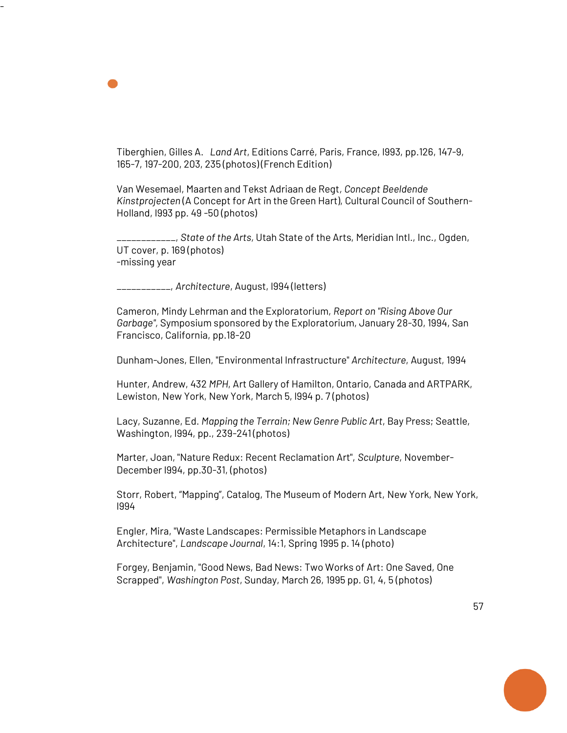Tiberghien, Gilles A.  *Land Art*, Editions Carré, Paris, France, 1993, pp.126, 147-9, 165-7, 197-200, 203, 235 (photos)(French Edition)

Van Wesemael, Maarten and Tekst Adriaan de Regt, *Concept Beeldende Kinstprojecten* (A Concept for Art in the Green Hart), Cultural Council of Southern-Holland, 1993 pp. 49 -50 (photos)

____________, *State of the Arts,* Utah State of the Arts, Meridian Intl., Inc., Ogden, UT cover, p. 169 (photos)
-missing year

___________, *Architecture*, August, 1994 (letters)

Cameron, Mindy Lehrman and the Exploratorium, *Report on "Rising Above Our Garbage",* Symposium sponsored by the Exploratorium, January 28-30, 1994, San Francisco, California, pp.18-20

Dunham-Jones, Ellen, "Environmental Infrastructure" *Architecture*, August, 1994

Hunter, Andrew, 432 *MPH*, Art Gallery of Hamilton, Ontario, Canada and ARTPARK, Lewiston, New York, New York, March 5, 1994 p. 7 (photos)

Lacy, Suzanne, Ed. *Mapping the Terrain; New Genre Public Art*, Bay Press; Seattle, Washington, 1994, pp., 239-241 (photos)

Marter, Joan, "Nature Redux: Recent Reclamation Art", *Sculpture*, November-December 1994, pp.30-31, (photos)

Storr, Robert, "Mapping", Catalog, The Museum of Modern Art, New York, New York, 1994

Engler, Mira, "Waste Landscapes: Permissible Metaphors in Landscape Architecture", *Landscape Journal*, 14:1, Spring 1995 p. 14 (photo)

Forgey, Benjamin, "Good News, Bad News: Two Works of Art: One Saved, One Scrapped", *Washington Post*, Sunday, March 26, 1995 pp. G1, 4, 5 (photos)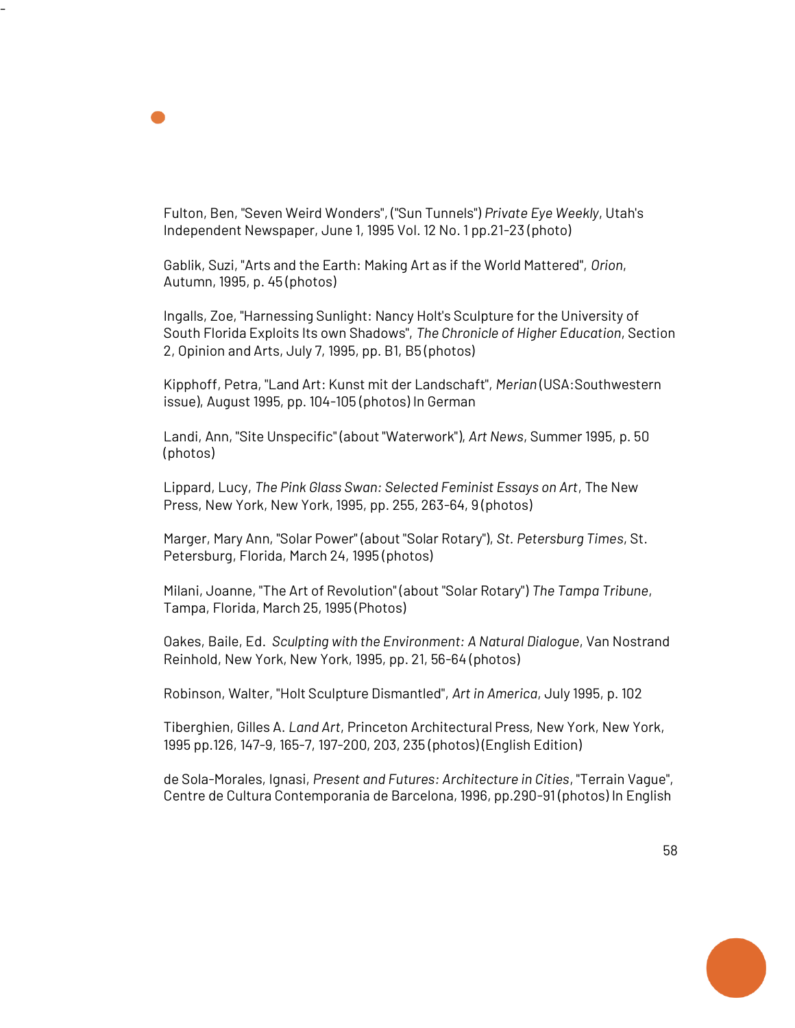Fulton, Ben, "Seven Weird Wonders", ("Sun Tunnels") *Private Eye Weekly*, Utah's Independent Newspaper, June 1, 1995 Vol. 12 No. 1 pp.21-23 (photo)

Gablik, Suzi, "Arts and the Earth: Making Art as if the World Mattered", *Orion*, Autumn, 1995, p. 45 (photos)

Ingalls, Zoe, "Harnessing Sunlight: Nancy Holt's Sculpture for the University of South Florida Exploits Its own Shadows", *The Chronicle of Higher Education*, Section 2, Opinion and Arts, July 7, 1995, pp. B1, B5 (photos)

Kipphoff, Petra, "Land Art: Kunst mit der Landschaft", *Merian* (USA:Southwestern issue), August 1995, pp. 104-105 (photos) In German

Landi, Ann, "Site Unspecific" (about "Waterwork"), *Art News*, Summer 1995, p. 50 (photos)

Lippard, Lucy, *The Pink Glass Swan: Selected Feminist Essays on Art*, The New Press, New York, New York, 1995, pp. 255, 263-64, 9 (photos)

Marger, Mary Ann, "Solar Power" (about "Solar Rotary"), *St. Petersburg Times*, St. Petersburg, Florida, March 24, 1995 (photos)

Milani, Joanne, "The Art of Revolution" (about "Solar Rotary") *The Tampa Tribune*, Tampa, Florida, March 25, 1995 (Photos)

Oakes, Baile, Ed. *Sculpting with the Environment: A Natural Dialogue*, Van Nostrand Reinhold, New York, New York, 1995, pp. 21, 56-64 (photos)

Robinson, Walter, "Holt Sculpture Dismantled", *Art in America*, July 1995, p. 102

Tiberghien, Gilles A. *Land Art*, Princeton Architectural Press, New York, New York, 1995 pp.126, 147-9, 165-7, 197-200, 203, 235 (photos) (English Edition)

de Sola-Morales, Ignasi, *Present and Futures: Architecture in Cities*, "Terrain Vague", Centre de Cultura Contemporania de Barcelona, 1996, pp.290-91 (photos) In English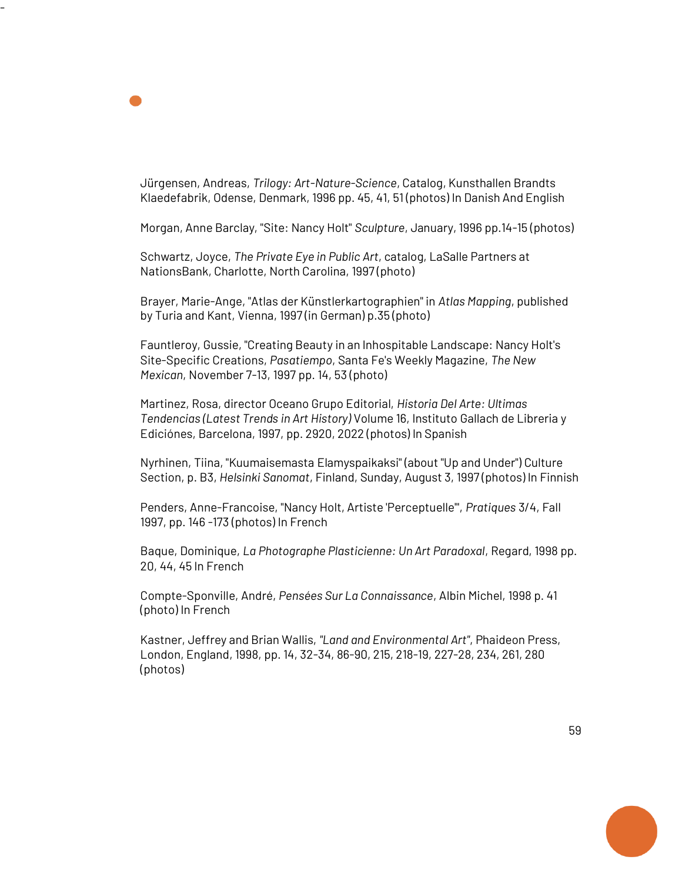Jürgensen, Andreas, *Trilogy: Art-Nature-Science*, Catalog, Kunsthallen Brandts Klaedefabrik, Odense, Denmark, 1996 pp. 45, 41, 51 (photos) In Danish And English

Morgan, Anne Barclay, "Site: Nancy Holt" *Sculpture*, January, 1996 pp.14-15 (photos)

Schwartz, Joyce, *The Private Eye in Public Art*, catalog, LaSalle Partners at NationsBank, Charlotte, North Carolina, 1997 (photo)

Brayer, Marie-Ange, "Atlas der Künstlerkartographien" in *Atlas Mapping*, published by Turia and Kant, Vienna, 1997 (in German) p.35 (photo)

Fauntleroy, Gussie, "Creating Beauty in an Inhospitable Landscape: Nancy Holt's Site-Specific Creations, *Pasatiempo*, Santa Fe's Weekly Magazine, *The New Mexican*, November 7-13, 1997 pp. 14, 53 (photo)

Martinez, Rosa, director Oceano Grupo Editorial, *Historia Del Arte: Ultimas Tendencias (Latest Trends in Art History)* Volume 16, Instituto Gallach de Libreria y Ediciónes, Barcelona, 1997, pp. 2920, 2022 (photos) In Spanish

Nyrhinen, Tiina, "Kuumaisemasta Elamyspaikaksi" (about "Up and Under") Culture Section, p. B3, *Helsinki Sanomat*, Finland, Sunday, August 3, 1997 (photos) In Finnish

Penders, Anne-Francoise, "Nancy Holt, Artiste 'Perceptuelle'", *Pratiques* 3/4, Fall 1997, pp. 146 -173 (photos) In French

Baque, Dominique, *La Photographe Plasticienne: Un Art Paradoxal*, Regard, 1998 pp. 20, 44, 45 In French

Compte-Sponville, André, *Pensées Sur La Connaissance*, Albin Michel, 1998 p. 41 (photo) In French

Kastner, Jeffrey and Brian Wallis, *"Land and Environmental Art"*, Phaideon Press, London, England, 1998, pp. 14, 32-34, 86-90, 215, 218-19, 227-28, 234, 261, 280 (photos)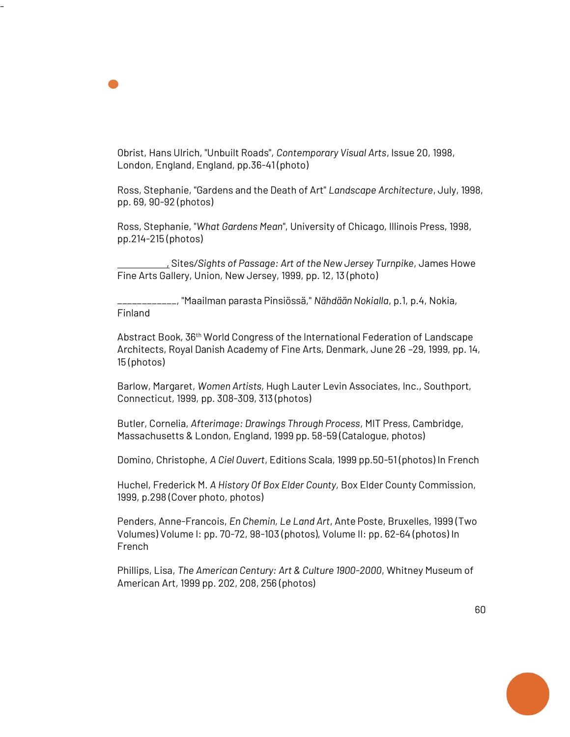Obrist, Hans Ulrich, "Unbuilt Roads", *Contemporary Visual Arts*, Issue 20, 1998, London, England, England, pp.36-41 (photo)

Ross, Stephanie, "Gardens and the Death of Art" *Landscape Architecture*, July, 1998, pp. 69, 90-92 (photos)

Ross, Stephanie, "*What Gardens Mean*", University of Chicago, Illinois Press, 1998, pp.214-215 (photos)

__________, Sites/*Sights of Passage: Art of the New Jersey Turnpike*, James Howe Fine Arts Gallery, Union, New Jersey, 1999, pp. 12, 13 (photo)

____________, "Maailman parasta Pinsiössä," *Nähdään Nokialla*, p.1, p.4, Nokia, Finland

Abstract Book, 36th World Congress of the International Federation of Landscape Architects, Royal Danish Academy of Fine Arts, Denmark, June 26 –29, 1999, pp. 14, 15 (photos)

Barlow, Margaret, *Women Artists*, Hugh Lauter Levin Associates, Inc., Southport, Connecticut, 1999, pp. 308-309, 313 (photos)

Butler, Cornelia, *Afterimage: Drawings Through Process*, MIT Press, Cambridge, Massachusetts & London, England, 1999 pp. 58-59 (Catalogue, photos)

Domino, Christophe, *A Ciel Ouvert*, Editions Scala, 1999 pp.50-51 (photos) In French

Huchel, Frederick M. *A History Of Box Elder County*, Box Elder County Commission, 1999, p.298 (Cover photo, photos)

Penders, Anne-Francois, *En Chemin, Le Land Art*, Ante Poste, Bruxelles, 1999 (Two Volumes) Volume I: pp. 70-72, 98-103 (photos), Volume II: pp. 62-64 (photos) In French

Phillips, Lisa, *The American Century: Art & Culture 1900-2000*, Whitney Museum of American Art, 1999 pp. 202, 208, 256 (photos)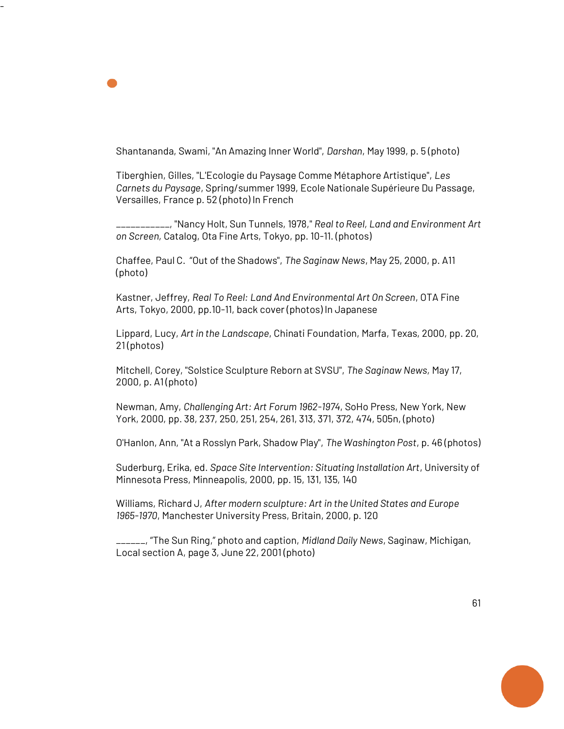Shantananda, Swami, "An Amazing Inner World", *Darshan*, May 1999, p. 5 (photo)

Tiberghien, Gilles, "L'Ecologie du Paysage Comme Métaphore Artistique", *Les Carnets du Paysage*, Spring/summer 1999, Ecole Nationale Supérieure Du Passage, Versailles, France p. 52 (photo) In French

___________, "Nancy Holt, Sun Tunnels, 1978," *Real to Reel, Land and Environment Art on Screen*, Catalog, Ota Fine Arts, Tokyo, pp. 10-11. (photos)

Chaffee, Paul C. "Out of the Shadows", *The Saginaw News*, May 25, 2000, p. A11 (photo)

Kastner, Jeffrey, *Real To Reel: Land And Environmental Art On Screen*, OTA Fine Arts, Tokyo, 2000, pp.10-11, back cover (photos) In Japanese

Lippard, Lucy, *Art in the Landscape*, Chinati Foundation, Marfa, Texas, 2000, pp. 20, 21 (photos)

Mitchell, Corey, "Solstice Sculpture Reborn at SVSU", *The Saginaw News*, May 17, 2000, p. A1 (photo)

Newman, Amy, *Challenging Art: Art Forum 1962-1974*, SoHo Press, New York, New York, 2000, pp. 38, 237, 250, 251, 254, 261, 313, 371, 372, 474, 505n, (photo)

O'Hanlon, Ann, "At a Rosslyn Park, Shadow Play", *The Washington Post*, p. 46 (photos)

Suderburg, Erika, ed. *Space Site Intervention: Situating Installation Art*, University of Minnesota Press, Minneapolis, 2000, pp. 15, 131, 135, 140

Williams, Richard J, *After modern sculpture: Art in the United States and Europe 1965-1970*, Manchester University Press, Britain, 2000, p. 120

______, "The Sun Ring," photo and caption, *Midland Daily News*, Saginaw, Michigan, Local section A, page 3, June 22, 2001 (photo)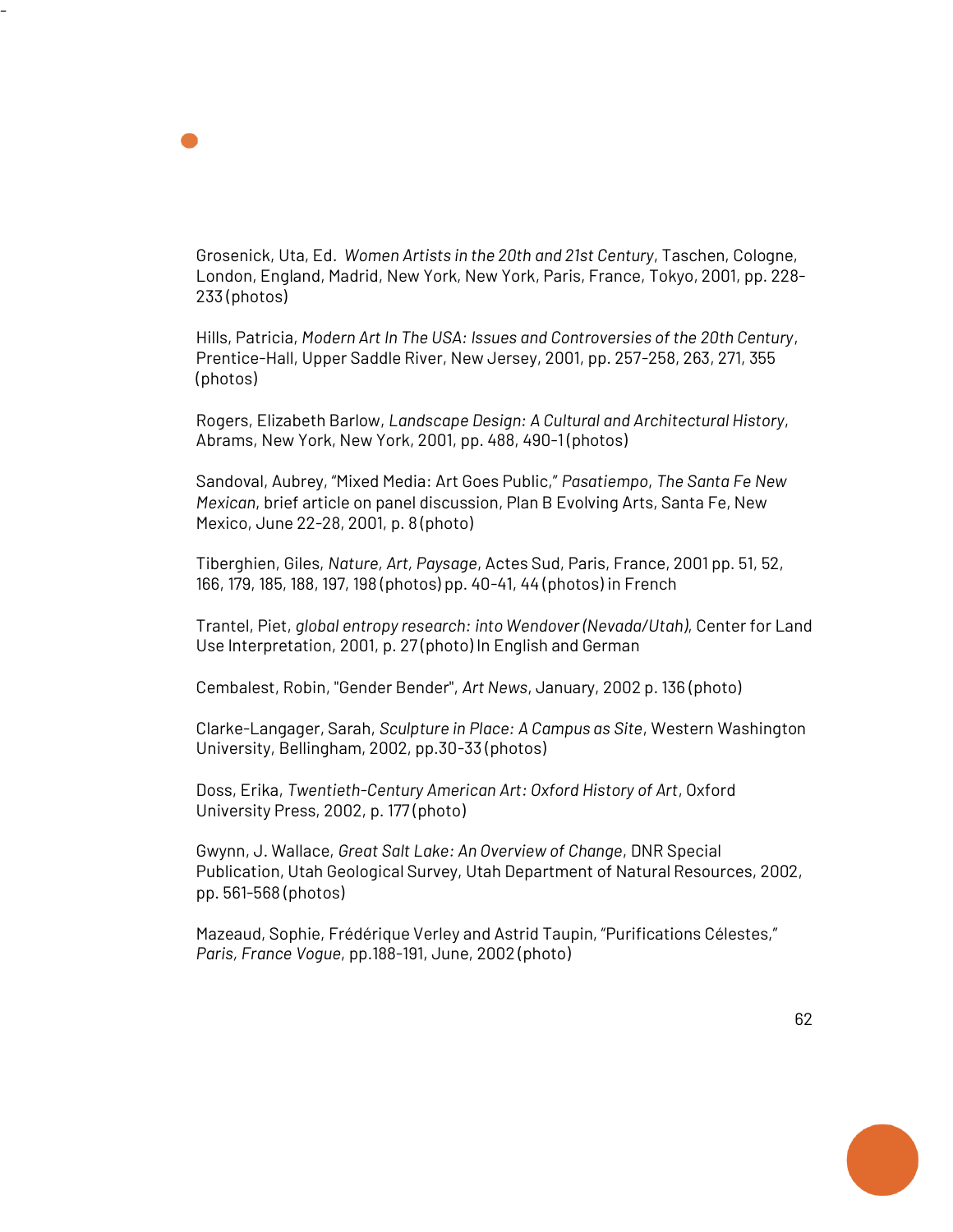Grosenick, Uta, Ed. *Women Artists in the 20th and 21st Century*, Taschen, Cologne, London, England, Madrid, New York, New York, Paris, France, Tokyo, 2001, pp. 228-233 (photos)

Hills, Patricia, *Modern Art In The USA: Issues and Controversies of the 20th Century*, Prentice-Hall, Upper Saddle River, New Jersey, 2001, pp. 257-258, 263, 271, 355 (photos)

Rogers, Elizabeth Barlow, *Landscape Design: A Cultural and Architectural History*, Abrams, New York, New York, 2001, pp. 488, 490-1 (photos)

Sandoval, Aubrey, "Mixed Media: Art Goes Public," *Pasatiempo*, *The Santa Fe New Mexican*, brief article on panel discussion, Plan B Evolving Arts, Santa Fe, New Mexico, June 22-28, 2001, p. 8 (photo)

Tiberghien, Giles, *Nature, Art, Paysage*, Actes Sud, Paris, France, 2001 pp. 51, 52, 166, 179, 185, 188, 197, 198 (photos) pp. 40-41, 44 (photos) in French

Trantel, Piet, *global entropy research: into Wendover (Nevada/Utah)*, Center for Land Use Interpretation, 2001, p. 27 (photo) In English and German

Cembalest, Robin, "Gender Bender", *Art News*, January, 2002 p. 136 (photo)

Clarke-Langager, Sarah, *Sculpture in Place: A Campus as Site*, Western Washington University, Bellingham, 2002, pp.30-33 (photos)

Doss, Erika, *Twentieth-Century American Art: Oxford History of Art*, Oxford University Press, 2002, p. 177 (photo)

Gwynn, J. Wallace, *Great Salt Lake: An Overview of Change*, DNR Special Publication, Utah Geological Survey, Utah Department of Natural Resources, 2002, pp. 561-568 (photos)

Mazeaud, Sophie, Frédérique Verley and Astrid Taupin, "Purifications Célestes," *Paris, France Vogue*, pp.188-191, June, 2002 (photo)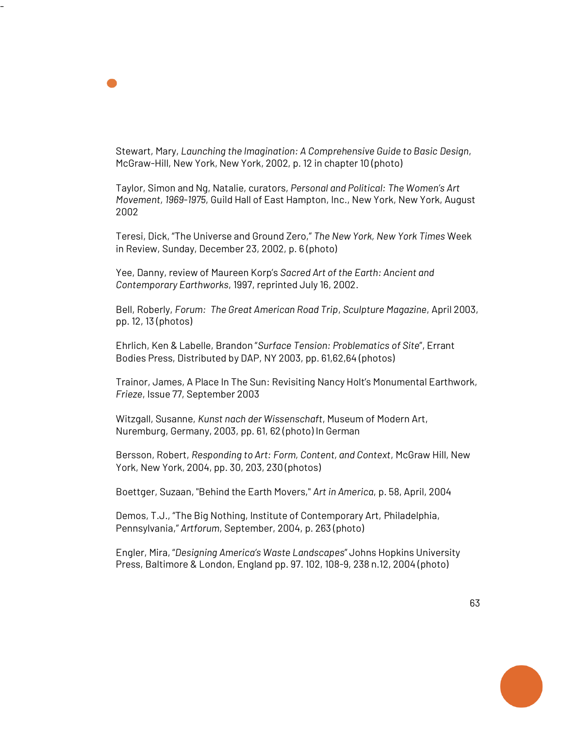Stewart, Mary, *Launching the Imagination: A Comprehensive Guide to Basic Design*, McGraw-Hill, New York, New York, 2002, p. 12 in chapter 10 (photo)

Taylor, Simon and Ng, Natalie, curators, *Personal and Political: The Women's Art Movement, 1969-1975*, Guild Hall of East Hampton, Inc., New York, New York, August 2002

Teresi, Dick, "The Universe and Ground Zero," *The New York, New York Times* Week in Review, Sunday, December 23, 2002, p. 6 (photo)

Yee, Danny, review of Maureen Korp's *Sacred Art of the Earth: Ancient and Contemporary Earthworks*, 1997, reprinted July 16, 2002.

Bell, Roberly, *Forum: The Great American Road Trip*, *Sculpture Magazine*, April 2003, pp. 12, 13 (photos)

Ehrlich, Ken & Labelle, Brandon "*Surface Tension: Problematics of Site*", Errant Bodies Press, Distributed by DAP, NY 2003, pp. 61,62,64 (photos)

Trainor, James, A Place In The Sun: Revisiting Nancy Holt's Monumental Earthwork, *Frieze*, Issue 77, September 2003

Witzgall, Susanne, *Kunst nach der Wissenschaft*, Museum of Modern Art, Nuremburg, Germany, 2003, pp. 61, 62 (photo) In German

Bersson, Robert, *Responding to Art: Form, Content, and Context*, McGraw Hill, New York, New York, 2004, pp. 30, 203, 230 (photos)

Boettger, Suzaan, "Behind the Earth Movers," *Art in America*, p. 58, April, 2004

Demos, T.J., "The Big Nothing, Institute of Contemporary Art, Philadelphia, Pennsylvania," *Artforum*, September, 2004, p. 263 (photo)

Engler, Mira, "*Designing America's Waste Landscapes*" Johns Hopkins University Press, Baltimore & London, England pp. 97. 102, 108-9, 238 n.12, 2004 (photo)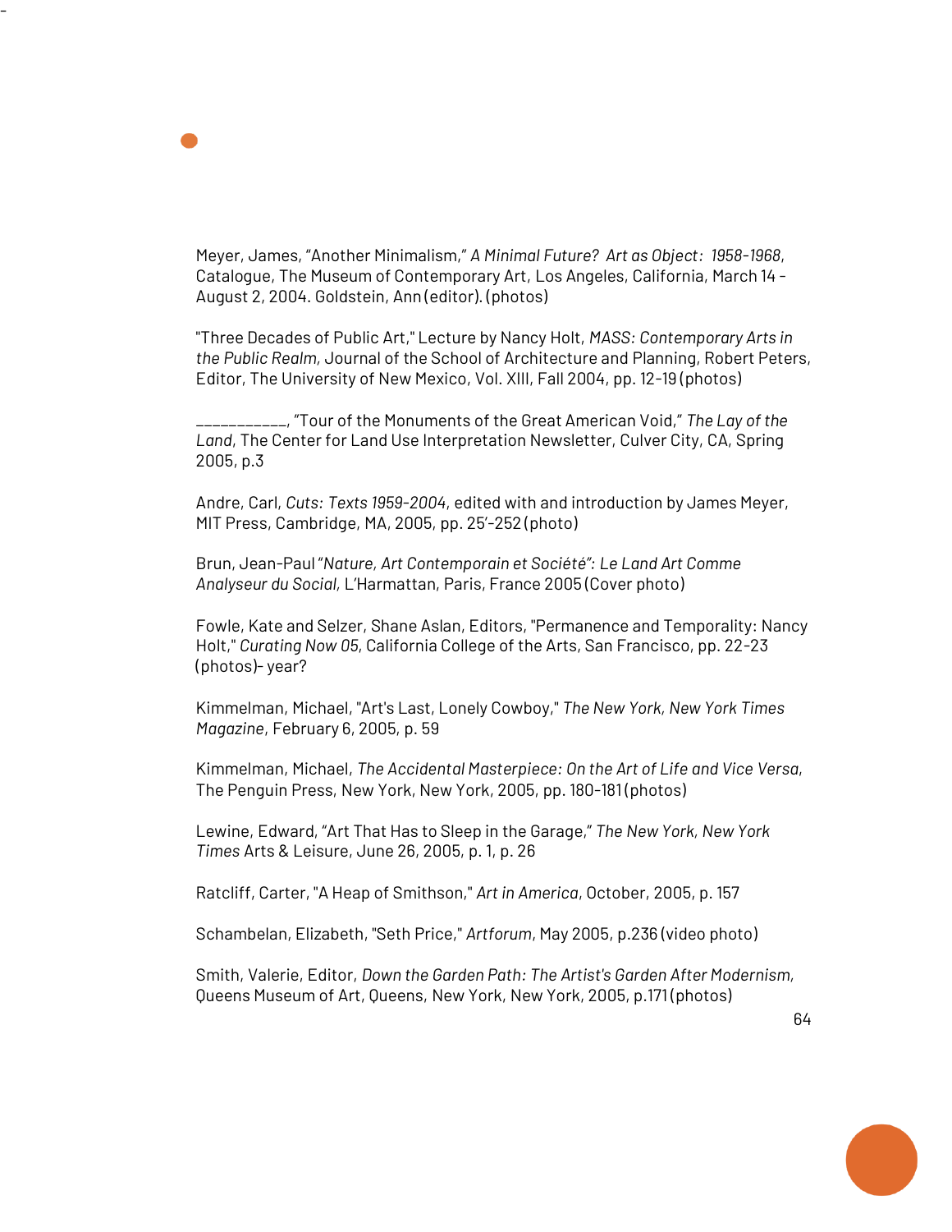Meyer, James, "Another Minimalism," *A Minimal Future? Art as Object: 1958-1968*, Catalogue, The Museum of Contemporary Art, Los Angeles, California, March 14 - August 2, 2004. Goldstein, Ann (editor). (photos)

"Three Decades of Public Art," Lecture by Nancy Holt, *MASS: Contemporary Arts in the Public Realm*, Journal of the School of Architecture and Planning, Robert Peters, Editor, The University of New Mexico, Vol. XIII, Fall 2004, pp. 12-19 (photos)

__________, "Tour of the Monuments of the Great American Void," *The Lay of the Land*, The Center for Land Use Interpretation Newsletter, Culver City, CA, Spring 2005, p.3

Andre, Carl, *Cuts: Texts 1959-2004*, edited with and introduction by James Meyer, MIT Press, Cambridge, MA, 2005, pp. 25'-252 (photo)

Brun, Jean-Paul *"Nature, Art Contemporain et Société": Le Land Art Comme Analyseur du Social*, L'Harmattan, Paris, France 2005 (Cover photo)

Fowle, Kate and Selzer, Shane Aslan, Editors, "Permanence and Temporality: Nancy Holt," *Curating Now 05*, California College of the Arts, San Francisco, pp. 22-23 (photos)- year?

Kimmelman, Michael, "Art's Last, Lonely Cowboy," *The New York, New York Times Magazine*, February 6, 2005, p. 59

Kimmelman, Michael, *The Accidental Masterpiece: On the Art of Life and Vice Versa*, The Penguin Press, New York, New York, 2005, pp. 180-181 (photos)

Lewine, Edward, "Art That Has to Sleep in the Garage," *The New York, New York Times* Arts & Leisure, June 26, 2005, p. 1, p. 26

Ratcliff, Carter, "A Heap of Smithson," *Art in America*, October, 2005, p. 157

Schambelan, Elizabeth, "Seth Price," *Artforum*, May 2005, p.236 (video photo)

Smith, Valerie, Editor, *Down the Garden Path: The Artist's Garden After Modernism*, Queens Museum of Art, Queens, New York, New York, 2005, p.171 (photos)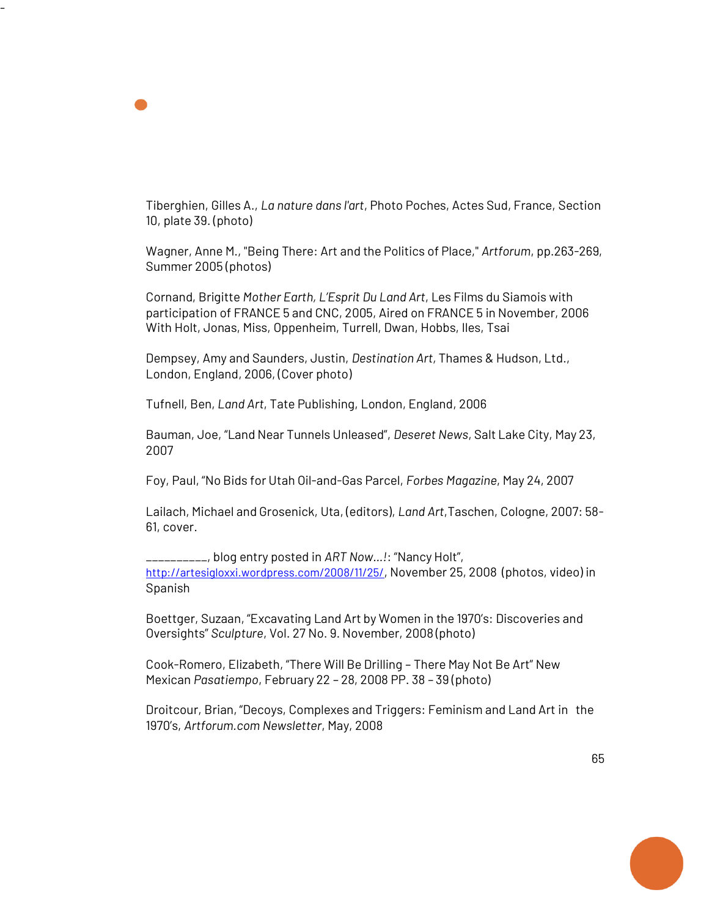Tiberghien, Gilles A., *La nature dans l'art*, Photo Poches, Actes Sud, France, Section 10, plate 39. (photo)

Wagner, Anne M., "Being There: Art and the Politics of Place," *Artforum*, pp.263-269, Summer 2005 (photos)

Cornand, Brigitte *Mother Earth, L'Esprit Du Land Art*, Les Films du Siamois with participation of FRANCE 5 and CNC, 2005, Aired on FRANCE 5 in November, 2006 With Holt, Jonas, Miss, Oppenheim, Turrell, Dwan, Hobbs, Iles, Tsai

Dempsey, Amy and Saunders, Justin, *Destination Art*, Thames & Hudson, Ltd., London, England, 2006, (Cover photo)

Tufnell, Ben, *Land Art*, Tate Publishing, London, England, 2006

Bauman, Joe, "Land Near Tunnels Unleased", *Deseret News*, Salt Lake City, May 23, 2007

Foy, Paul, "No Bids for Utah Oil-and-Gas Parcel, *Forbes Magazine*, May 24, 2007

Lailach, Michael and Grosenick, Uta, (editors), *Land Art*,Taschen, Cologne, 2007: 58-61, cover.

__________, blog entry posted in *ART Now…!*: "Nancy Holt", http://artesigloxxi.wordpress.com/2008/11/25/, November 25, 2008 (photos, video) in Spanish

Boettger, Suzaan, "Excavating Land Art by Women in the 1970's: Discoveries and Oversights" *Sculpture*, Vol. 27 No. 9. November, 2008 (photo)

Cook-Romero, Elizabeth, "There Will Be Drilling – There May Not Be Art" New Mexican *Pasatiempo*, February 22 – 28, 2008 PP. 38 – 39 (photo)

Droitcour, Brian, "Decoys, Complexes and Triggers: Feminism and Land Art in the 1970's, *Artforum.com Newsletter*, May, 2008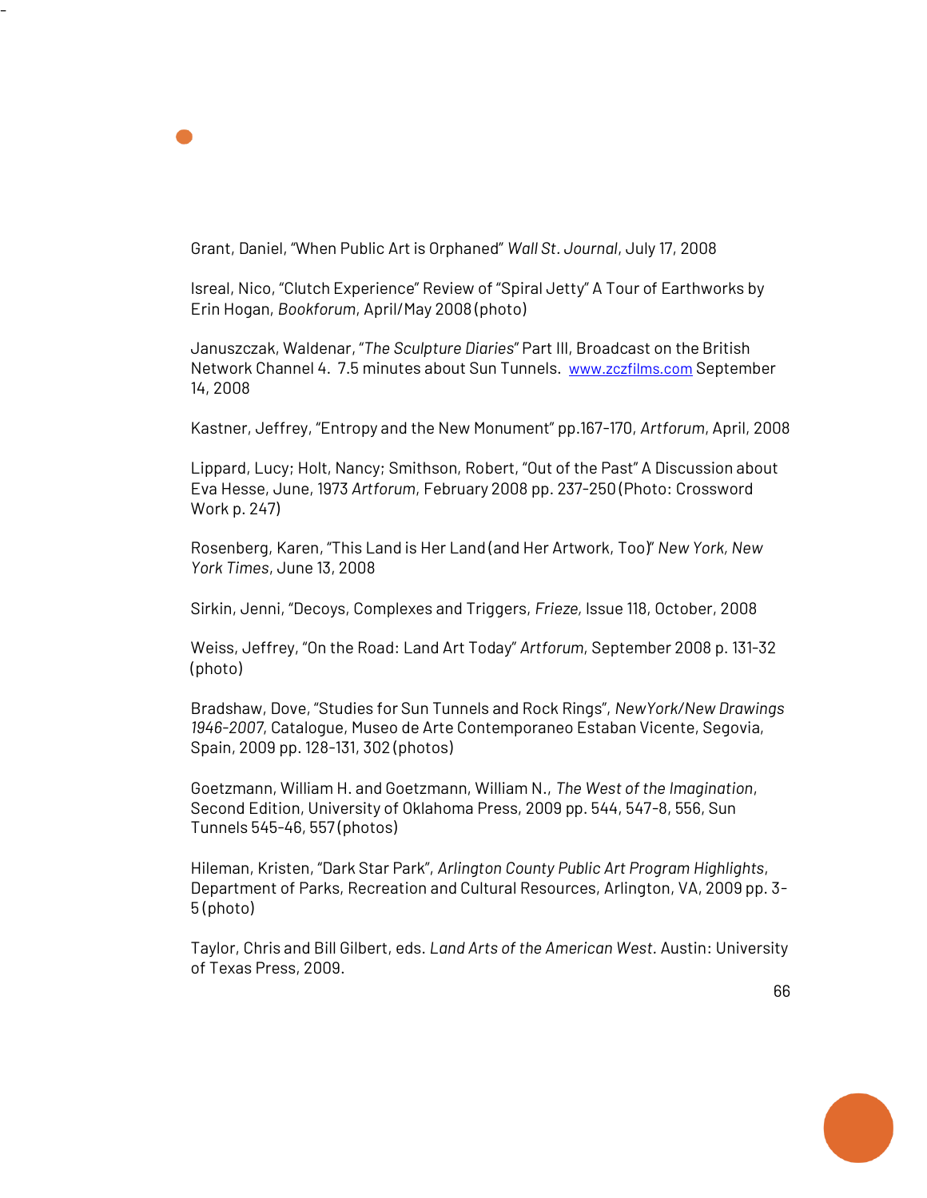Grant, Daniel, "When Public Art is Orphaned" *Wall St. Journal*, July 17, 2008

Isreal, Nico, "Clutch Experience" Review of "Spiral Jetty" A Tour of Earthworks by Erin Hogan, *Bookforum*, April/May 2008 (photo)

Januszczak, Waldenar, "*The Sculpture Diaries*" Part III, Broadcast on the British Network Channel 4. 7.5 minutes about Sun Tunnels. www.zczfilms.com September 14, 2008

Kastner, Jeffrey, "Entropy and the New Monument" pp.167-170, *Artforum*, April, 2008

Lippard, Lucy; Holt, Nancy; Smithson, Robert, "Out of the Past" A Discussion about Eva Hesse, June, 1973 *Artforum*, February 2008 pp. 237-250 (Photo: Crossword Work p. 247)

Rosenberg, Karen, "This Land is Her Land (and Her Artwork, Too)" *New York, New York Times*, June 13, 2008

Sirkin, Jenni, "Decoys, Complexes and Triggers, *Frieze,* Issue 118, October, 2008

Weiss, Jeffrey, "On the Road: Land Art Today" *Artforum*, September 2008 p. 131-32 (photo)

Bradshaw, Dove, "Studies for Sun Tunnels and Rock Rings", *NewYork/New Drawings 1946-2007*, Catalogue, Museo de Arte Contemporaneo Estaban Vicente, Segovia, Spain, 2009 pp. 128-131, 302 (photos)

Goetzmann, William H. and Goetzmann, William N., *The West of the Imagination*, Second Edition, University of Oklahoma Press, 2009 pp. 544, 547-8, 556, Sun Tunnels 545-46, 557 (photos)

Hileman, Kristen, "Dark Star Park", *Arlington County Public Art Program Highlights*, Department of Parks, Recreation and Cultural Resources, Arlington, VA, 2009 pp. 3-5 (photo)

Taylor, Chris and Bill Gilbert, eds. *Land Arts of the American West.* Austin: University of Texas Press, 2009.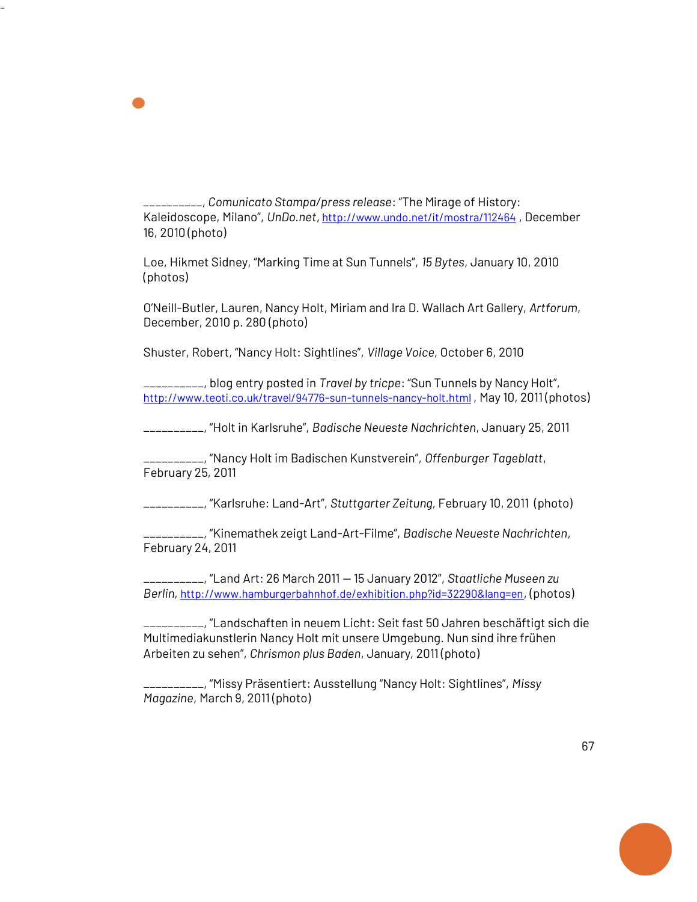__________, *Comunicato Stampa/press release*: "The Mirage of History: Kaleidoscope, Milano", *UnDo.net*, http://www.undo.net/it/mostra/112464 , December 16, 2010 (photo)

Loe, Hikmet Sidney, "Marking Time at Sun Tunnels", *15 Bytes*, January 10, 2010 (photos)

O'Neill-Butler, Lauren, Nancy Holt, Miriam and Ira D. Wallach Art Gallery, *Artforum*, December, 2010 p. 280 (photo)

Shuster, Robert, "Nancy Holt: Sightlines", *Village Voice*, October 6, 2010

__________, blog entry posted in *Travel by tricpe*: "Sun Tunnels by Nancy Holt", http://www.teoti.co.uk/travel/94776-sun-tunnels-nancy-holt.html , May 10, 2011 (photos)

__________, "Holt in Karlsruhe", *Badische Neueste Nachrichten*, January 25, 2011

__________, "Nancy Holt im Badischen Kunstverein", *Offenburger Tageblatt*, February 25, 2011

__________, "Karlsruhe: Land-Art", *Stuttgarter Zeitung*, February 10, 2011 (photo)

__________, "Kinemathek zeigt Land-Art-Filme", *Badische Neueste Nachrichten*, February 24, 2011

__________, "Land Art: 26 March 2011 – 15 January 2012", *Staatliche Museen zu Berlin*, http://www.hamburgerbahnhof.de/exhibition.php?id=32290&lang=en, (photos)

__________, "Landschaften in neuem Licht: Seit fast 50 Jahren beschäftigt sich die Multimediakunstlerin Nancy Holt mit unsere Umgebung. Nun sind ihre frühen Arbeiten zu sehen", *Chrismon plus Baden*, January, 2011 (photo)

__________, "Missy Präsentiert: Ausstellung "Nancy Holt: Sightlines", *Missy Magazine*, March 9, 2011 (photo)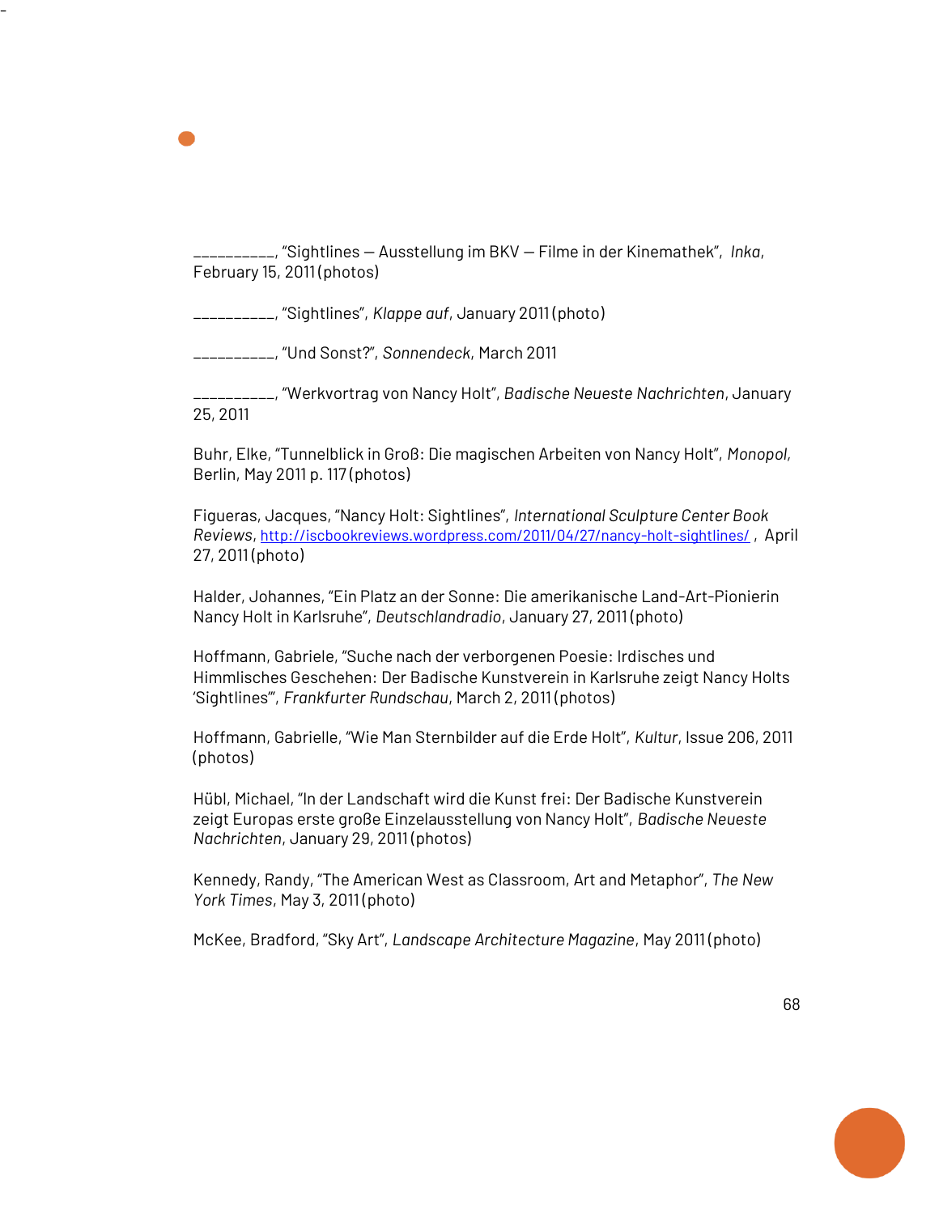__________, "Sightlines – Ausstellung im BKV – Filme in der Kinemathek", *Inka*, February 15, 2011 (photos)

__________, "Sightlines", *Klappe auf*, January 2011 (photo)

__________, "Und Sonst?", *Sonnendeck*, March 2011

__________, "Werkvortrag von Nancy Holt", *Badische Neueste Nachrichten*, January 25, 2011

Buhr, Elke, "Tunnelblick in Groß: Die magischen Arbeiten von Nancy Holt", *Monopol*, Berlin, May 2011 p. 117 (photos)

Figueras, Jacques, "Nancy Holt: Sightlines", *International Sculpture Center Book Reviews*, http://iscbookreviews.wordpress.com/2011/04/27/nancy-holt-sightlines/ , April 27, 2011 (photo)

Halder, Johannes, "Ein Platz an der Sonne: Die amerikanische Land-Art-Pionierin Nancy Holt in Karlsruhe", *Deutschlandradio*, January 27, 2011 (photo)

Hoffmann, Gabriele, "Suche nach der verborgenen Poesie: Irdisches und Himmlisches Geschehen: Der Badische Kunstverein in Karlsruhe zeigt Nancy Holts 'Sightlines'", *Frankfurter Rundschau*, March 2, 2011 (photos)

Hoffmann, Gabrielle, "Wie Man Sternbilder auf die Erde Holt", *Kultur*, Issue 206, 2011 (photos)

Hübl, Michael, "In der Landschaft wird die Kunst frei: Der Badische Kunstverein zeigt Europas erste große Einzelausstellung von Nancy Holt", *Badische Neueste Nachrichten*, January 29, 2011 (photos)

Kennedy, Randy, "The American West as Classroom, Art and Metaphor", *The New York Times*, May 3, 2011 (photo)

McKee, Bradford, "Sky Art", *Landscape Architecture Magazine*, May 2011 (photo)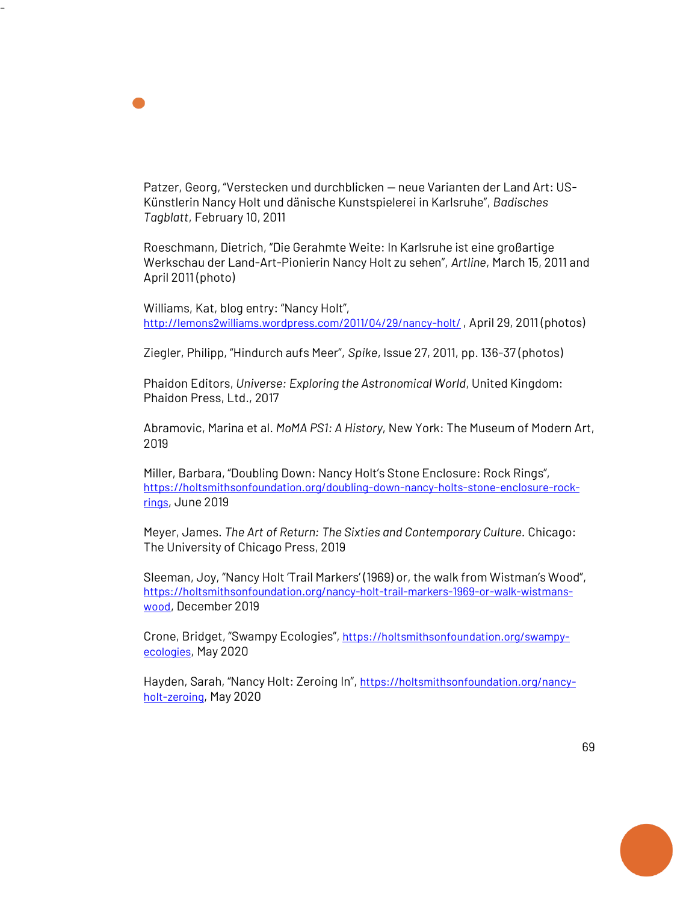Patzer, Georg, "Verstecken und durchblicken — neue Varianten der Land Art: US-Künstlerin Nancy Holt und dänische Kunstspielerei in Karlsruhe", *Badisches Tagblatt*, February 10, 2011

Roeschmann, Dietrich, "Die Gerahmte Weite: In Karlsruhe ist eine großartige Werkschau der Land-Art-Pionierin Nancy Holt zu sehen", *Artline*, March 15, 2011 and April 2011 (photo)

Williams, Kat, blog entry: "Nancy Holt", http://lemons2williams.wordpress.com/2011/04/29/nancy-holt/ , April 29, 2011 (photos)

Ziegler, Philipp, "Hindurch aufs Meer", *Spike*, Issue 27, 2011, pp. 136-37 (photos)

Phaidon Editors, *Universe: Exploring the Astronomical World*, United Kingdom: Phaidon Press, Ltd., 2017

Abramovic, Marina et al. *MoMA PS1: A History*, New York: The Museum of Modern Art, 2019

Miller, Barbara, "Doubling Down: Nancy Holt's Stone Enclosure: Rock Rings", https://holtsmithsonfoundation.org/doubling-down-nancy-holts-stone-enclosure-rock-rings, June 2019

Meyer, James. *The Art of Return: The Sixties and Contemporary Culture.* Chicago: The University of Chicago Press, 2019

Sleeman, Joy, "Nancy Holt 'Trail Markers' (1969) or, the walk from Wistman's Wood", https://holtsmithsonfoundation.org/nancy-holt-trail-markers-1969-or-walk-wistmans-wood, December 2019

Crone, Bridget, "Swampy Ecologies", https://holtsmithsonfoundation.org/swampy-ecologies, May 2020

Hayden, Sarah, "Nancy Holt: Zeroing In", https://holtsmithsonfoundation.org/nancy-holt-zeroing, May 2020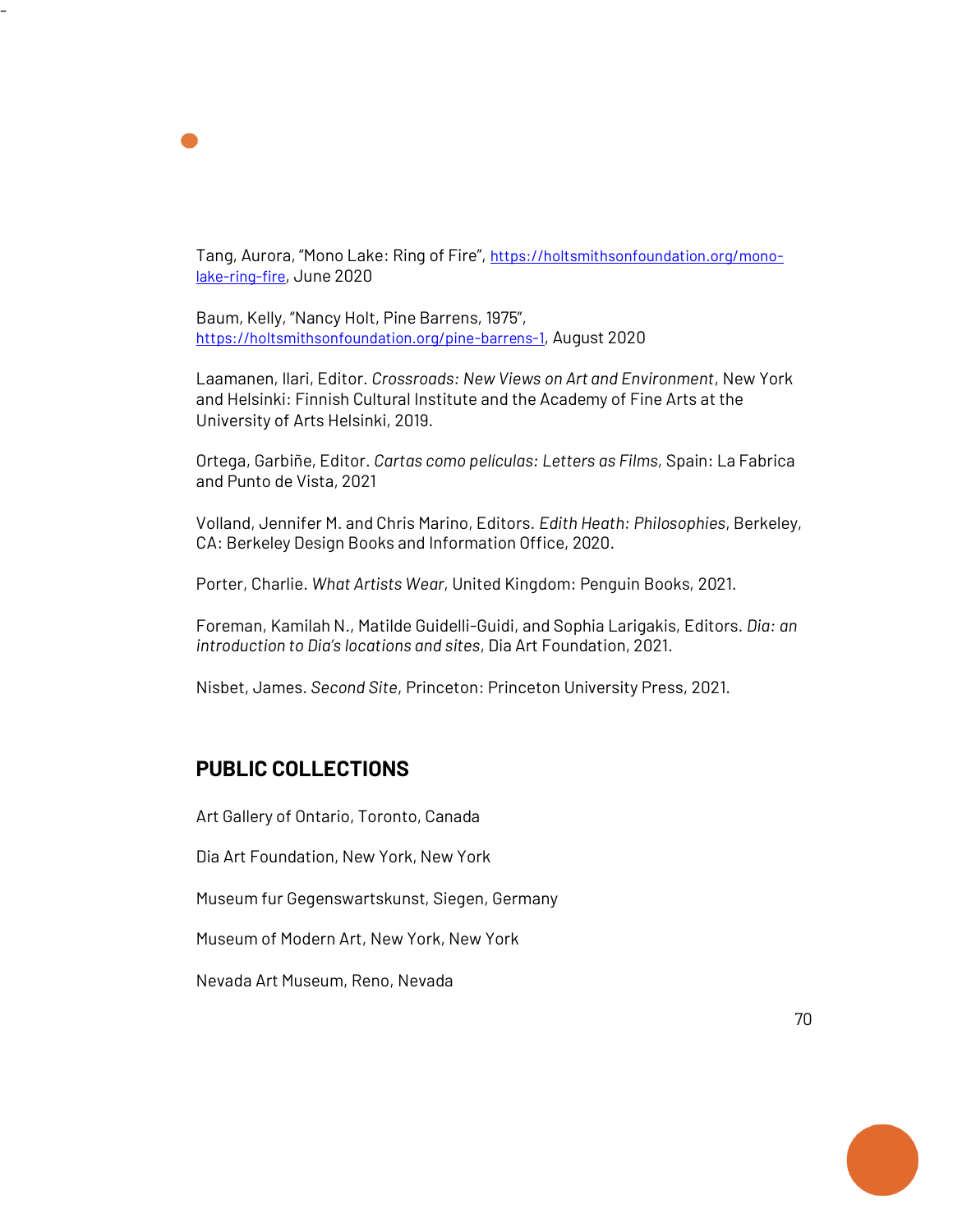Tang, Aurora, "Mono Lake: Ring of Fire", https://holtsmithsonfoundation.org/mono-lake-ring-fire, June 2020

Baum, Kelly, "Nancy Holt, Pine Barrens, 1975", https://holtsmithsonfoundation.org/pine-barrens-1, August 2020

Laamanen, Ilari, Editor. *Crossroads: New Views on Art and Environment*, New York and Helsinki: Finnish Cultural Institute and the Academy of Fine Arts at the University of Arts Helsinki, 2019.

Ortega, Garbiñe, Editor. *Cartas como peliculas: Letters as Films*, Spain: La Fabrica and Punto de Vista, 2021

Volland, Jennifer M. and Chris Marino, Editors. *Edith Heath: Philosophies*, Berkeley, CA: Berkeley Design Books and Information Office, 2020.

Porter, Charlie. *What Artists Wear*, United Kingdom: Penguin Books, 2021.

Foreman, Kamilah N., Matilde Guidelli-Guidi, and Sophia Larigakis, Editors. *Dia: an introduction to Dia's locations and sites*, Dia Art Foundation, 2021.

Nisbet, James. *Second Site*, Princeton: Princeton University Press, 2021.

## PUBLIC COLLECTIONS

Art Gallery of Ontario, Toronto, Canada

Dia Art Foundation, New York, New York

Museum fur Gegenswartskunst, Siegen, Germany

Museum of Modern Art, New York, New York

Nevada Art Museum, Reno, Nevada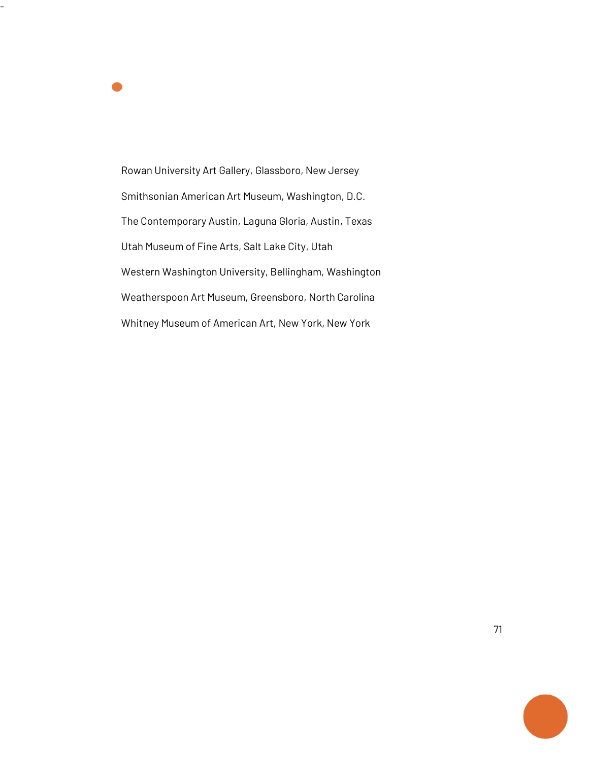Rowan University Art Gallery, Glassboro, New Jersey

Smithsonian American Art Museum, Washington, D.C.

The Contemporary Austin, Laguna Gloria, Austin, Texas

Utah Museum of Fine Arts, Salt Lake City, Utah

Western Washington University, Bellingham, Washington

Weatherspoon Art Museum, Greensboro, North Carolina

Whitney Museum of American Art, New York, New York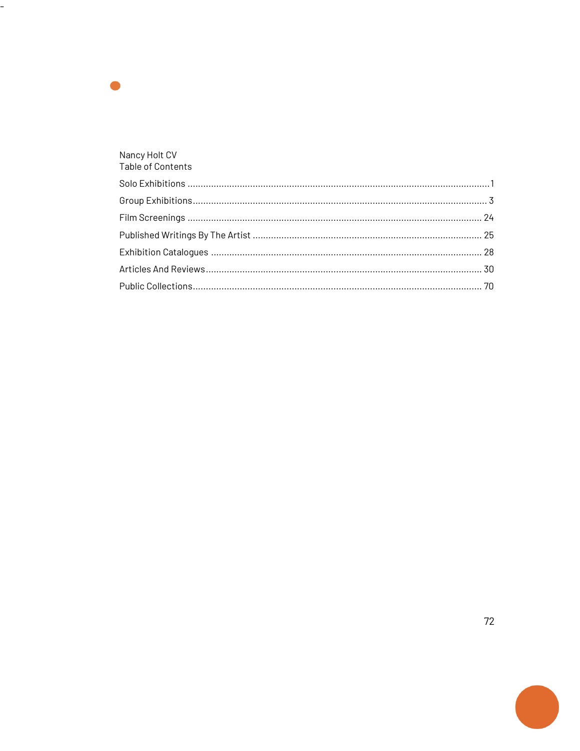Nancy Holt CV
Table of Contents

| | |
|---|---|
| Solo Exhibitions | 1 |
| Group Exhibitions | 3 |
| Film Screenings | 24 |
| Published Writings By The Artist | 25 |
| Exhibition Catalogues | 28 |
| Articles And Reviews | 30 |
| Public Collections | 70 |